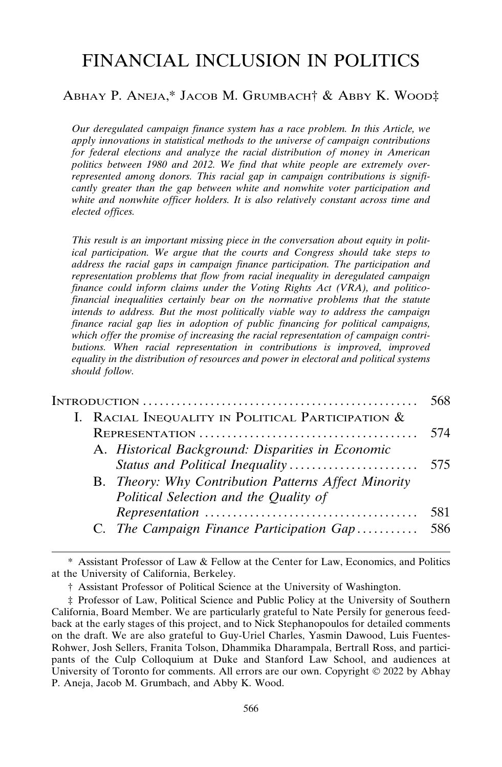# FINANCIAL INCLUSION IN POLITICS

ABHAY P. ANEJA,* JACOB M. GRUMBACH† & ABBY K. WOOD‡

*Our deregulated campaign finance system has a race problem. In this Article, we apply innovations in statistical methods to the universe of campaign contributions for federal elections and analyze the racial distribution of money in American politics between 1980 and 2012. We find that white people are extremely overrepresented among donors. This racial gap in campaign contributions is significantly greater than the gap between white and nonwhite voter participation and white and nonwhite officer holders. It is also relatively constant across time and elected offices.*

*This result is an important missing piece in the conversation about equity in political participation. We argue that the courts and Congress should take steps to address the racial gaps in campaign finance participation. The participation and representation problems that flow from racial inequality in deregulated campaign finance could inform claims under the Voting Rights Act (VRA), and politico-financial inequalities certainly bear on the normative problems that the statute intends to address. But the most politically viable way to address the campaign finance racial gap lies in adoption of public financing for political campaigns, which offer the promise of increasing the racial representation of campaign contributions. When racial representation in contributions is improved, improved equality in the distribution of resources and power in electoral and political systems should follow.*

| | |
|---|---|
| INTRODUCTION | 568 |
| I. RACIAL INEQUALITY IN POLITICAL PARTICIPATION & REPRESENTATION | 574 |
| A. *Historical Background: Disparities in Economic Status and Political Inequality* | 575 |
| B. *Theory: Why Contribution Patterns Affect Minority Political Selection and the Quality of Representation* | 581 |
| C. *The Campaign Finance Participation Gap* | 586 |

\* Assistant Professor of Law & Fellow at the Center for Law, Economics, and Politics at the University of California, Berkeley.

† Assistant Professor of Political Science at the University of Washington.

‡ Professor of Law, Political Science and Public Policy at the University of Southern California, Board Member. We are particularly grateful to Nate Persily for generous feedback at the early stages of this project, and to Nick Stephanopoulos for detailed comments on the draft. We are also grateful to Guy-Uriel Charles, Yasmin Dawood, Luis Fuentes-Rohwer, Josh Sellers, Franita Tolson, Dhammika Dharampala, Bertrall Ross, and participants of the Culp Colloquium at Duke and Stanford Law School, and audiences at University of Toronto for comments. All errors are our own. Copyright © 2022 by Abhay P. Aneja, Jacob M. Grumbach, and Abby K. Wood.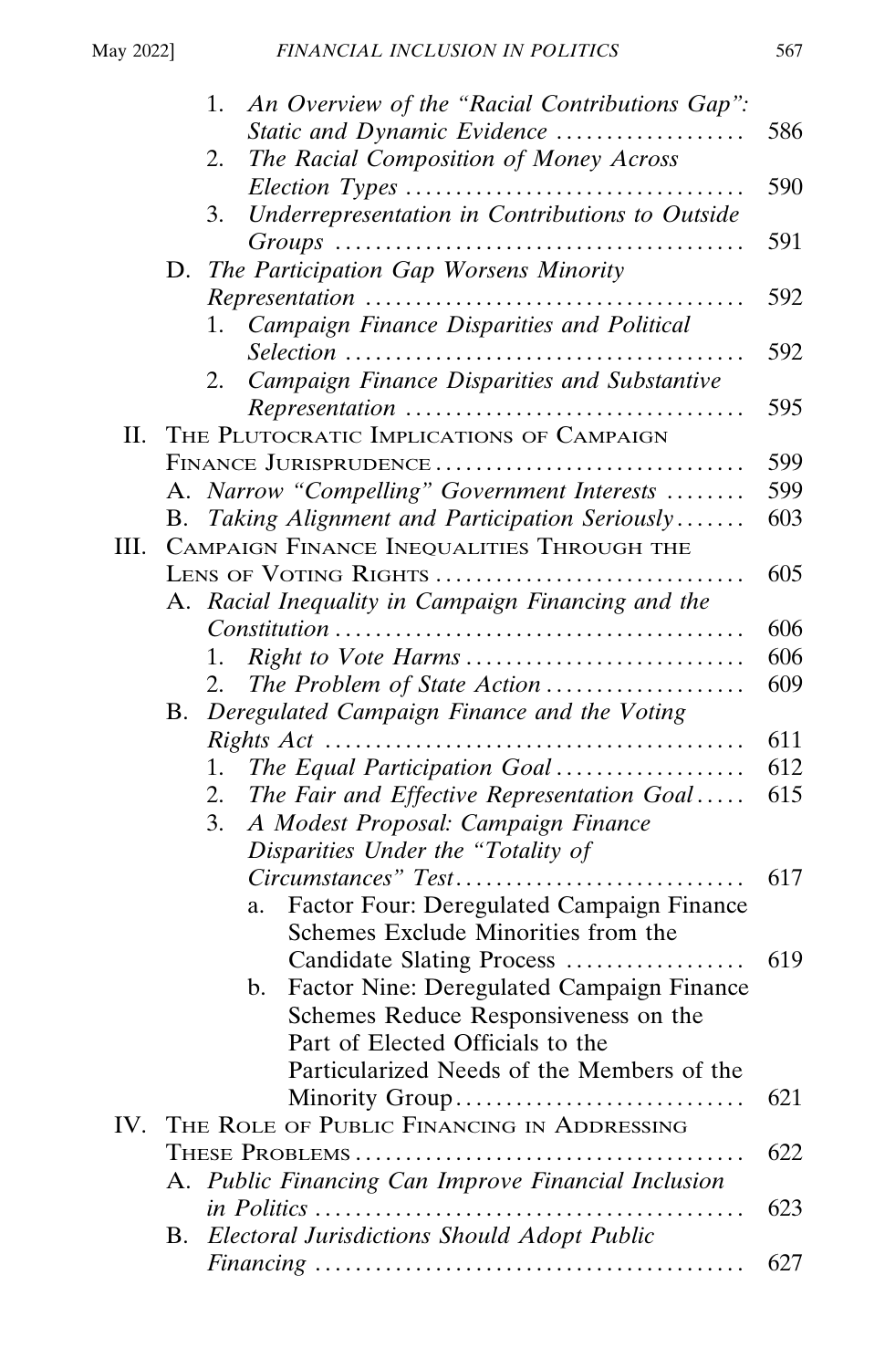1. *An Overview of the "Racial Contributions Gap": Static and Dynamic Evidence* ..... 586
2. *The Racial Composition of Money Across Election Types* ..... 590
3. *Underrepresentation in Contributions to Outside Groups* ..... 591

D. *The Participation Gap Worsens Minority Representation* ..... 592

1. *Campaign Finance Disparities and Political Selection* ..... 592
2. *Campaign Finance Disparities and Substantive Representation* ..... 595

II. The Plutocratic Implications of Campaign Finance Jurisprudence ..... 599

A. *Narrow "Compelling" Government Interests* ..... 599

B. *Taking Alignment and Participation Seriously* ..... 603

III. Campaign Finance Inequalities Through the Lens of Voting Rights ..... 605

A. *Racial Inequality in Campaign Financing and the Constitution* ..... 606

1. *Right to Vote Harms* ..... 606
2. *The Problem of State Action* ..... 609

B. *Deregulated Campaign Finance and the Voting Rights Act* ..... 611

1. *The Equal Participation Goal* ..... 612
2. *The Fair and Effective Representation Goal* ..... 615
3. *A Modest Proposal: Campaign Finance Disparities Under the "Totality of Circumstances" Test* ..... 617
   a. Factor Four: Deregulated Campaign Finance Schemes Exclude Minorities from the Candidate Slating Process ..... 619
   b. Factor Nine: Deregulated Campaign Finance Schemes Reduce Responsiveness on the Part of Elected Officials to the Particularized Needs of the Members of the Minority Group ..... 621

IV. The Role of Public Financing in Addressing These Problems ..... 622

A. *Public Financing Can Improve Financial Inclusion in Politics* ..... 623

B. *Electoral Jurisdictions Should Adopt Public Financing* ..... 627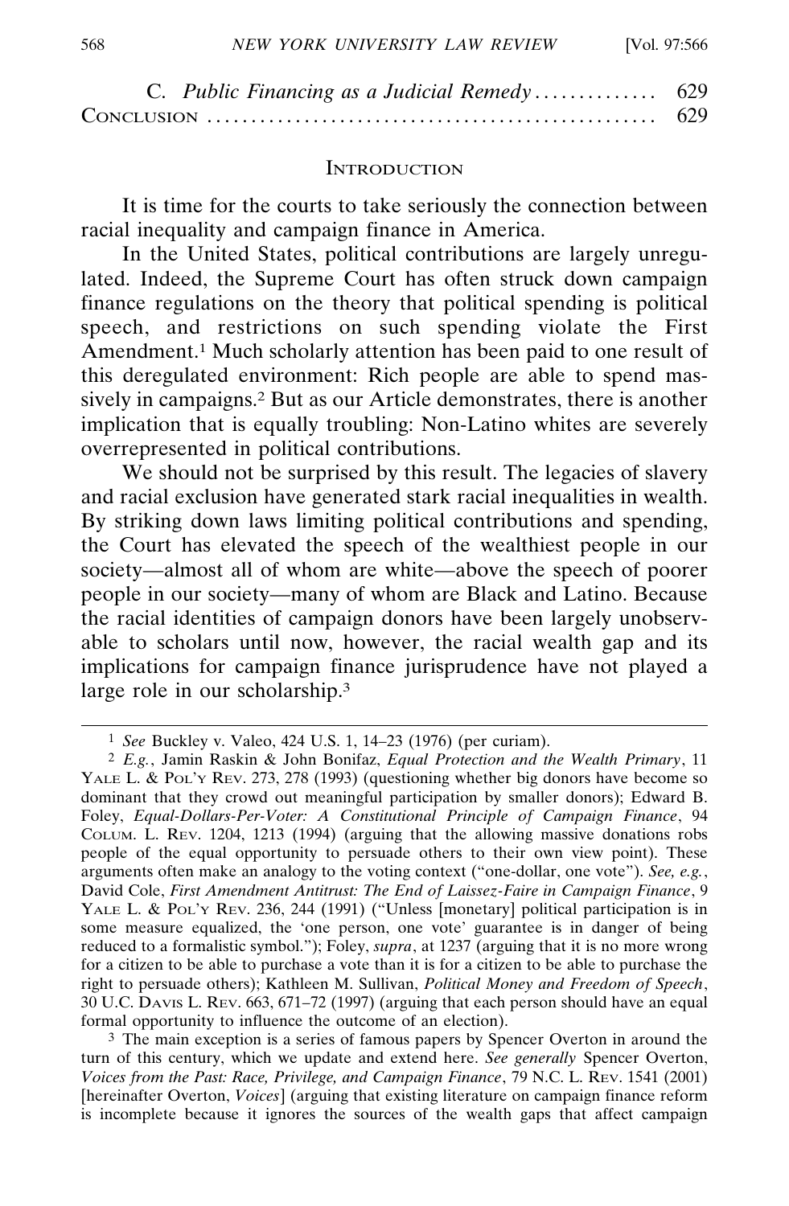C. *Public Financing as a Judicial Remedy* .............. 629

CONCLUSION .................................................. 629

## INTRODUCTION

It is time for the courts to take seriously the connection between racial inequality and campaign finance in America.

In the United States, political contributions are largely unregulated. Indeed, the Supreme Court has often struck down campaign finance regulations on the theory that political spending is political speech, and restrictions on such spending violate the First Amendment.[1] Much scholarly attention has been paid to one result of this deregulated environment: Rich people are able to spend massively in campaigns.[2] But as our Article demonstrates, there is another implication that is equally troubling: Non-Latino whites are severely overrepresented in political contributions.

We should not be surprised by this result. The legacies of slavery and racial exclusion have generated stark racial inequalities in wealth. By striking down laws limiting political contributions and spending, the Court has elevated the speech of the wealthiest people in our society—almost all of whom are white—above the speech of poorer people in our society—many of whom are Black and Latino. Because the racial identities of campaign donors have been largely unobservable to scholars until now, however, the racial wealth gap and its implications for campaign finance jurisprudence have not played a large role in our scholarship.[3]

---

[1] *See* Buckley v. Valeo, 424 U.S. 1, 14–23 (1976) (per curiam).

[2] *E.g.*, Jamin Raskin & John Bonifaz, *Equal Protection and the Wealth Primary*, 11 YALE L. & POL'Y REV. 273, 278 (1993) (questioning whether big donors have become so dominant that they crowd out meaningful participation by smaller donors); Edward B. Foley, *Equal-Dollars-Per-Voter: A Constitutional Principle of Campaign Finance*, 94 COLUM. L. REV. 1204, 1213 (1994) (arguing that the allowing massive donations robs people of the equal opportunity to persuade others to their own view point). These arguments often make an analogy to the voting context ("one-dollar, one vote"). *See, e.g.*, David Cole, *First Amendment Antitrust: The End of Laissez-Faire in Campaign Finance*, 9 YALE L. & POL'Y REV. 236, 244 (1991) ("Unless [monetary] political participation is in some measure equalized, the 'one person, one vote' guarantee is in danger of being reduced to a formalistic symbol."); Foley, *supra*, at 1237 (arguing that it is no more wrong for a citizen to be able to purchase a vote than it is for a citizen to be able to purchase the right to persuade others); Kathleen M. Sullivan, *Political Money and Freedom of Speech*, 30 U.C. DAVIS L. REV. 663, 671–72 (1997) (arguing that each person should have an equal formal opportunity to influence the outcome of an election).

[3] The main exception is a series of famous papers by Spencer Overton in around the turn of this century, which we update and extend here. *See generally* Spencer Overton, *Voices from the Past: Race, Privilege, and Campaign Finance*, 79 N.C. L. REV. 1541 (2001) [hereinafter Overton, *Voices*] (arguing that existing literature on campaign finance reform is incomplete because it ignores the sources of the wealth gaps that affect campaign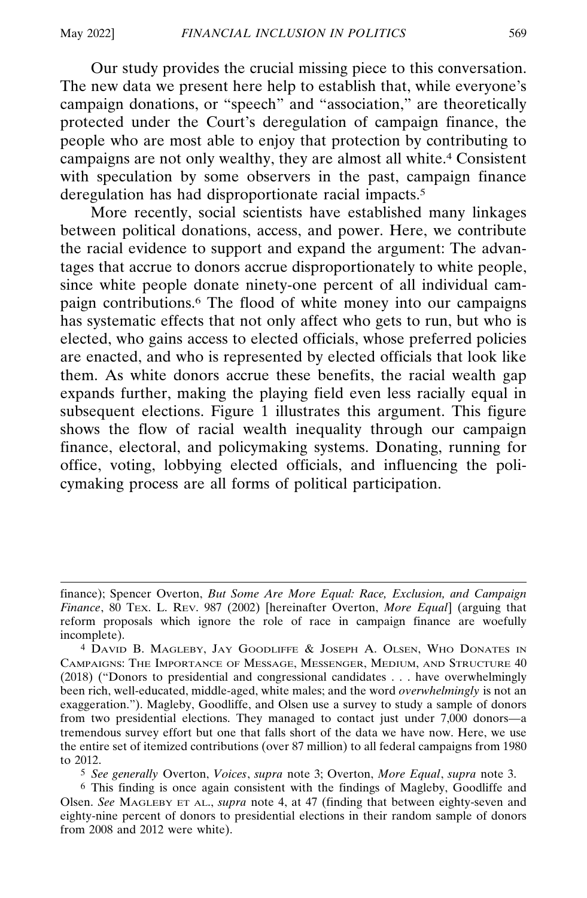Our study provides the crucial missing piece to this conversation. The new data we present here help to establish that, while everyone's campaign donations, or "speech" and "association," are theoretically protected under the Court's deregulation of campaign finance, the people who are most able to enjoy that protection by contributing to campaigns are not only wealthy, they are almost all white.[4] Consistent with speculation by some observers in the past, campaign finance deregulation has had disproportionate racial impacts.[5]

More recently, social scientists have established many linkages between political donations, access, and power. Here, we contribute the racial evidence to support and expand the argument: The advantages that accrue to donors accrue disproportionately to white people, since white people donate ninety-one percent of all individual campaign contributions.[6] The flood of white money into our campaigns has systematic effects that not only affect who gets to run, but who is elected, who gains access to elected officials, whose preferred policies are enacted, and who is represented by elected officials that look like them. As white donors accrue these benefits, the racial wealth gap expands further, making the playing field even less racially equal in subsequent elections. Figure 1 illustrates this argument. This figure shows the flow of racial wealth inequality through our campaign finance, electoral, and policymaking systems. Donating, running for office, voting, lobbying elected officials, and influencing the policymaking process are all forms of political participation.

---

finance); Spencer Overton, *But Some Are More Equal: Race, Exclusion, and Campaign Finance*, 80 TEX. L. REV. 987 (2002) [hereinafter Overton, *More Equal*] (arguing that reform proposals which ignore the role of race in campaign finance are woefully incomplete).

[4] DAVID B. MAGLEBY, JAY GOODLIFFE & JOSEPH A. OLSEN, WHO DONATES IN CAMPAIGNS: THE IMPORTANCE OF MESSAGE, MESSENGER, MEDIUM, AND STRUCTURE 40 (2018) ("Donors to presidential and congressional candidates . . . have overwhelmingly been rich, well-educated, middle-aged, white males; and the word *overwhelmingly* is not an exaggeration."). Magleby, Goodliffe, and Olsen use a survey to study a sample of donors from two presidential elections. They managed to contact just under 7,000 donors—a tremendous survey effort but one that falls short of the data we have now. Here, we use the entire set of itemized contributions (over 87 million) to all federal campaigns from 1980 to 2012.

[5] *See generally* Overton, *Voices*, *supra* note 3; Overton, *More Equal*, *supra* note 3.

[6] This finding is once again consistent with the findings of Magleby, Goodliffe and Olsen. *See* MAGLEBY ET AL., *supra* note 4, at 47 (finding that between eighty-seven and eighty-nine percent of donors to presidential elections in their random sample of donors from 2008 and 2012 were white).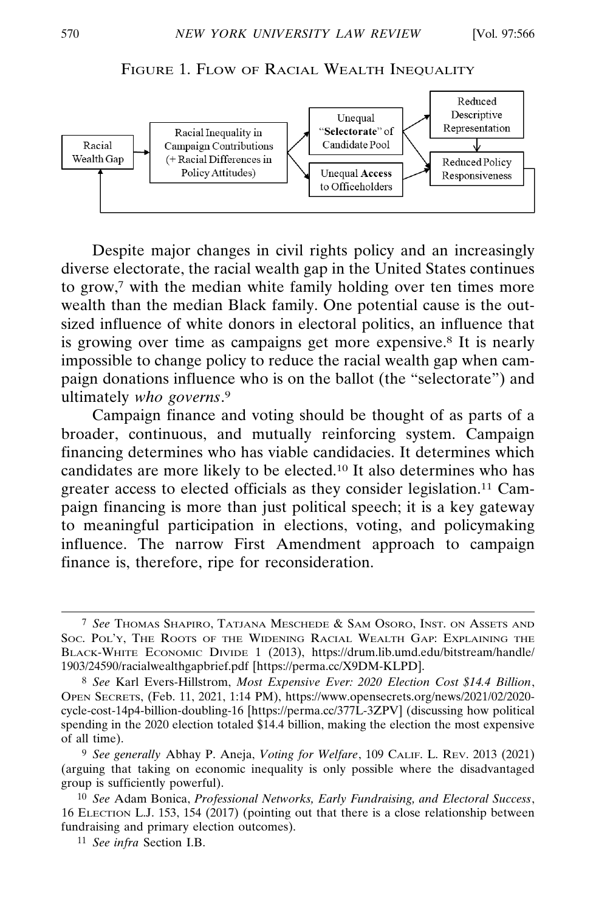FIGURE 1. FLOW OF RACIAL WEALTH INEQUALITY

Racial Wealth Gap

Racial Inequality in Campaign Contributions (+ Racial Differences in Policy Attitudes)

Unequal "**Selectorate**" of Candidate Pool

Unequal **Access** to Officeholders

Reduced Descriptive Representation

Reduced Policy Responsiveness

Despite major changes in civil rights policy and an increasingly diverse electorate, the racial wealth gap in the United States continues to grow,[7] with the median white family holding over ten times more wealth than the median Black family. One potential cause is the outsized influence of white donors in electoral politics, an influence that is growing over time as campaigns get more expensive.[8] It is nearly impossible to change policy to reduce the racial wealth gap when campaign donations influence who is on the ballot (the "selectorate") and ultimately *who governs*.[9]

Campaign finance and voting should be thought of as parts of a broader, continuous, and mutually reinforcing system. Campaign financing determines who has viable candidacies. It determines which candidates are more likely to be elected.[10] It also determines who has greater access to elected officials as they consider legislation.[11] Campaign financing is more than just political speech; it is a key gateway to meaningful participation in elections, voting, and policymaking influence. The narrow First Amendment approach to campaign finance is, therefore, ripe for reconsideration.

---

[7] *See* THOMAS SHAPIRO, TATJANA MESCHEDE & SAM OSORO, INST. ON ASSETS AND SOC. POL'Y, THE ROOTS OF THE WIDENING RACIAL WEALTH GAP: EXPLAINING THE BLACK-WHITE ECONOMIC DIVIDE 1 (2013), https://drum.lib.umd.edu/bitstream/handle/1903/24590/racialwealthgapbrief.pdf [https://perma.cc/X9DM-KLPD].

[8] *See* Karl Evers-Hillstrom, *Most Expensive Ever: 2020 Election Cost $14.4 Billion*, OPEN SECRETS, (Feb. 11, 2021, 1:14 PM), https://www.opensecrets.org/news/2021/02/2020-cycle-cost-14p4-billion-doubling-16 [https://perma.cc/377L-3ZPV] (discussing how political spending in the 2020 election totaled $14.4 billion, making the election the most expensive of all time).

[9] *See generally* Abhay P. Aneja, *Voting for Welfare*, 109 CALIF. L. REV. 2013 (2021) (arguing that taking on economic inequality is only possible where the disadvantaged group is sufficiently powerful).

[10] *See* Adam Bonica, *Professional Networks, Early Fundraising, and Electoral Success*, 16 ELECTION L.J. 153, 154 (2017) (pointing out that there is a close relationship between fundraising and primary election outcomes).

[11] *See infra* Section I.B.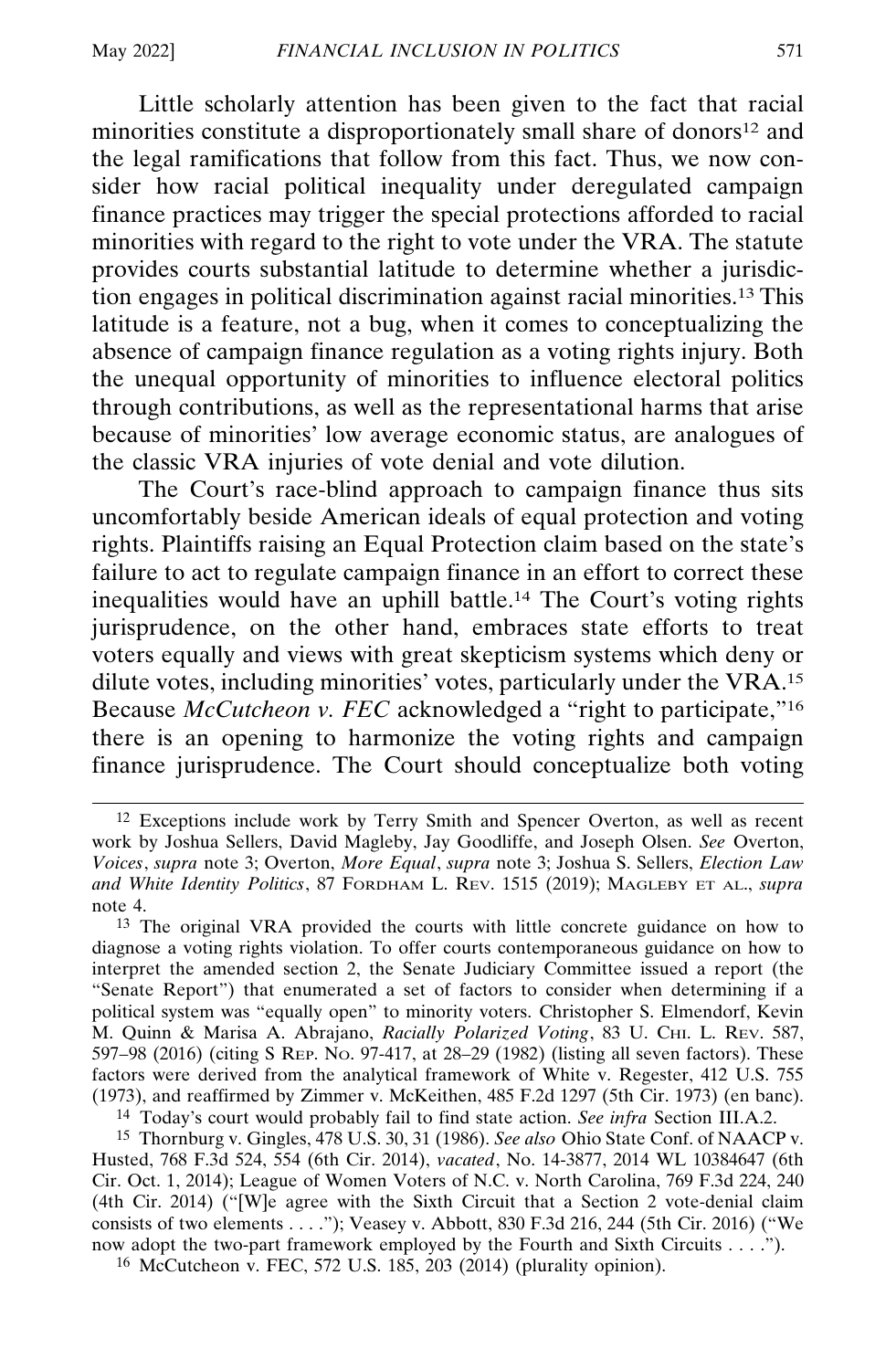Little scholarly attention has been given to the fact that racial minorities constitute a disproportionately small share of donors[12] and the legal ramifications that follow from this fact. Thus, we now consider how racial political inequality under deregulated campaign finance practices may trigger the special protections afforded to racial minorities with regard to the right to vote under the VRA. The statute provides courts substantial latitude to determine whether a jurisdiction engages in political discrimination against racial minorities.[13] This latitude is a feature, not a bug, when it comes to conceptualizing the absence of campaign finance regulation as a voting rights injury. Both the unequal opportunity of minorities to influence electoral politics through contributions, as well as the representational harms that arise because of minorities' low average economic status, are analogues of the classic VRA injuries of vote denial and vote dilution.

The Court's race-blind approach to campaign finance thus sits uncomfortably beside American ideals of equal protection and voting rights. Plaintiffs raising an Equal Protection claim based on the state's failure to act to regulate campaign finance in an effort to correct these inequalities would have an uphill battle.[14] The Court's voting rights jurisprudence, on the other hand, embraces state efforts to treat voters equally and views with great skepticism systems which deny or dilute votes, including minorities' votes, particularly under the VRA.[15] Because *McCutcheon v. FEC* acknowledged a "right to participate,"[16] there is an opening to harmonize the voting rights and campaign finance jurisprudence. The Court should conceptualize both voting

---

[12] Exceptions include work by Terry Smith and Spencer Overton, as well as recent work by Joshua Sellers, David Magleby, Jay Goodliffe, and Joseph Olsen. *See* Overton, *Voices*, *supra* note 3; Overton, *More Equal*, *supra* note 3; Joshua S. Sellers, *Election Law and White Identity Politics*, 87 FORDHAM L. REV. 1515 (2019); MAGLEBY ET AL., *supra* note 4.

[13] The original VRA provided the courts with little concrete guidance on how to diagnose a voting rights violation. To offer courts contemporaneous guidance on how to interpret the amended section 2, the Senate Judiciary Committee issued a report (the "Senate Report") that enumerated a set of factors to consider when determining if a political system was "equally open" to minority voters. Christopher S. Elmendorf, Kevin M. Quinn & Marisa A. Abrajano, *Racially Polarized Voting*, 83 U. CHI. L. REV. 587, 597–98 (2016) (citing S REP. NO. 97-417, at 28–29 (1982) (listing all seven factors). These factors were derived from the analytical framework of White v. Regester, 412 U.S. 755 (1973), and reaffirmed by Zimmer v. McKeithen, 485 F.2d 1297 (5th Cir. 1973) (en banc).

[14] Today's court would probably fail to find state action. *See infra* Section III.A.2.

[15] Thornburg v. Gingles, 478 U.S. 30, 31 (1986). *See also* Ohio State Conf. of NAACP v. Husted, 768 F.3d 524, 554 (6th Cir. 2014), *vacated*, No. 14-3877, 2014 WL 10384647 (6th Cir. Oct. 1, 2014); League of Women Voters of N.C. v. North Carolina, 769 F.3d 224, 240 (4th Cir. 2014) ("[W]e agree with the Sixth Circuit that a Section 2 vote-denial claim consists of two elements . . . ."); Veasey v. Abbott, 830 F.3d 216, 244 (5th Cir. 2016) ("We now adopt the two-part framework employed by the Fourth and Sixth Circuits . . . .").

[16] McCutcheon v. FEC, 572 U.S. 185, 203 (2014) (plurality opinion).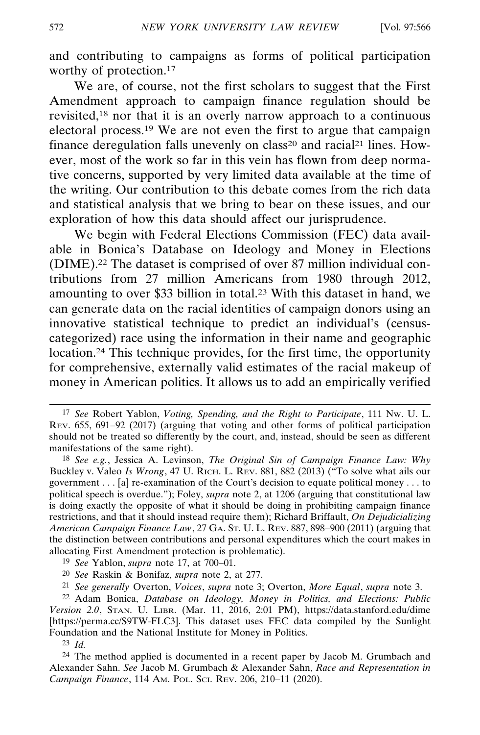and contributing to campaigns as forms of political participation worthy of protection.[17]

We are, of course, not the first scholars to suggest that the First Amendment approach to campaign finance regulation should be revisited,[18] nor that it is an overly narrow approach to a continuous electoral process.[19] We are not even the first to argue that campaign finance deregulation falls unevenly on class[20] and racial[21] lines. However, most of the work so far in this vein has flown from deep normative concerns, supported by very limited data available at the time of the writing. Our contribution to this debate comes from the rich data and statistical analysis that we bring to bear on these issues, and our exploration of how this data should affect our jurisprudence.

We begin with Federal Elections Commission (FEC) data available in Bonica's Database on Ideology and Money in Elections (DIME).[22] The dataset is comprised of over 87 million individual contributions from 27 million Americans from 1980 through 2012, amounting to over $33 billion in total.[23] With this dataset in hand, we can generate data on the racial identities of campaign donors using an innovative statistical technique to predict an individual's (census-categorized) race using the information in their name and geographic location.[24] This technique provides, for the first time, the opportunity for comprehensive, externally valid estimates of the racial makeup of money in American politics. It allows us to add an empirically verified

---

[17] *See* Robert Yablon, *Voting, Spending, and the Right to Participate*, 111 NW. U. L. REV. 655, 691–92 (2017) (arguing that voting and other forms of political participation should not be treated so differently by the court, and, instead, should be seen as different manifestations of the same right).

[18] *See e.g.*, Jessica A. Levinson, *The Original Sin of Campaign Finance Law: Why* Buckley v. Valeo *Is Wrong*, 47 U. RICH. L. REV. 881, 882 (2013) ("To solve what ails our government . . . [a] re-examination of the Court's decision to equate political money . . . to political speech is overdue."); Foley, *supra* note 2, at 1206 (arguing that constitutional law is doing exactly the opposite of what it should be doing in prohibiting campaign finance restrictions, and that it should instead require them); Richard Briffault, *On Dejudicializing American Campaign Finance Law*, 27 GA. ST. U. L. REV. 887, 898–900 (2011) (arguing that the distinction between contributions and personal expenditures which the court makes in allocating First Amendment protection is problematic).

[19] *See* Yablon, *supra* note 17, at 700–01.

[20] *See* Raskin & Bonifaz, *supra* note 2, at 277.

[21] *See generally* Overton, *Voices*, *supra* note 3; Overton, *More Equal*, *supra* note 3.

[22] Adam Bonica, *Database on Ideology, Money in Politics, and Elections: Public Version 2.0*, STAN. U. LIBR. (Mar. 11, 2016, 2:01 PM), https://data.stanford.edu/dime [https://perma.cc/S9TW-FLC3]. This dataset uses FEC data compiled by the Sunlight Foundation and the National Institute for Money in Politics.

[23] *Id.*

[24] The method applied is documented in a recent paper by Jacob M. Grumbach and Alexander Sahn. *See* Jacob M. Grumbach & Alexander Sahn, *Race and Representation in Campaign Finance*, 114 AM. POL. SCI. REV. 206, 210–11 (2020).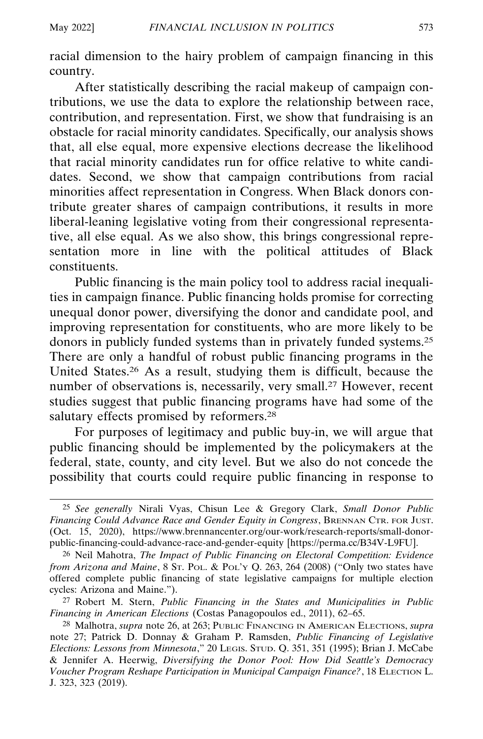racial dimension to the hairy problem of campaign financing in this country.

After statistically describing the racial makeup of campaign contributions, we use the data to explore the relationship between race, contribution, and representation. First, we show that fundraising is an obstacle for racial minority candidates. Specifically, our analysis shows that, all else equal, more expensive elections decrease the likelihood that racial minority candidates run for office relative to white candidates. Second, we show that campaign contributions from racial minorities affect representation in Congress. When Black donors contribute greater shares of campaign contributions, it results in more liberal-leaning legislative voting from their congressional representative, all else equal. As we also show, this brings congressional representation more in line with the political attitudes of Black constituents.

Public financing is the main policy tool to address racial inequalities in campaign finance. Public financing holds promise for correcting unequal donor power, diversifying the donor and candidate pool, and improving representation for constituents, who are more likely to be donors in publicly funded systems than in privately funded systems.[25] There are only a handful of robust public financing programs in the United States.[26] As a result, studying them is difficult, because the number of observations is, necessarily, very small.[27] However, recent studies suggest that public financing programs have had some of the salutary effects promised by reformers.[28]

For purposes of legitimacy and public buy-in, we will argue that public financing should be implemented by the policymakers at the federal, state, county, and city level. But we also do not concede the possibility that courts could require public financing in response to

---

[25] *See generally* Nirali Vyas, Chisun Lee & Gregory Clark, *Small Donor Public Financing Could Advance Race and Gender Equity in Congress*, BRENNAN CTR. FOR JUST. (Oct. 15, 2020), https://www.brennancenter.org/our-work/research-reports/small-donor-public-financing-could-advance-race-and-gender-equity [https://perma.cc/B34V-L9FU].

[26] Neil Mahotra, *The Impact of Public Financing on Electoral Competition: Evidence from Arizona and Maine*, 8 ST. POL. & POL'Y Q. 263, 264 (2008) ("Only two states have offered complete public financing of state legislative campaigns for multiple election cycles: Arizona and Maine.").

[27] Robert M. Stern, *Public Financing in the States and Municipalities in Public Financing in American Elections* (Costas Panagopoulos ed., 2011), 62–65.

[28] Malhotra, *supra* note 26, at 263; PUBLIC FINANCING IN AMERICAN ELECTIONS, *supra* note 27; Patrick D. Donnay & Graham P. Ramsden, *Public Financing of Legislative Elections: Lessons from Minnesota*," 20 LEGIS. STUD. Q. 351, 351 (1995); Brian J. McCabe & Jennifer A. Heerwig, *Diversifying the Donor Pool: How Did Seattle's Democracy Voucher Program Reshape Participation in Municipal Campaign Finance?*, 18 ELECTION L. J. 323, 323 (2019).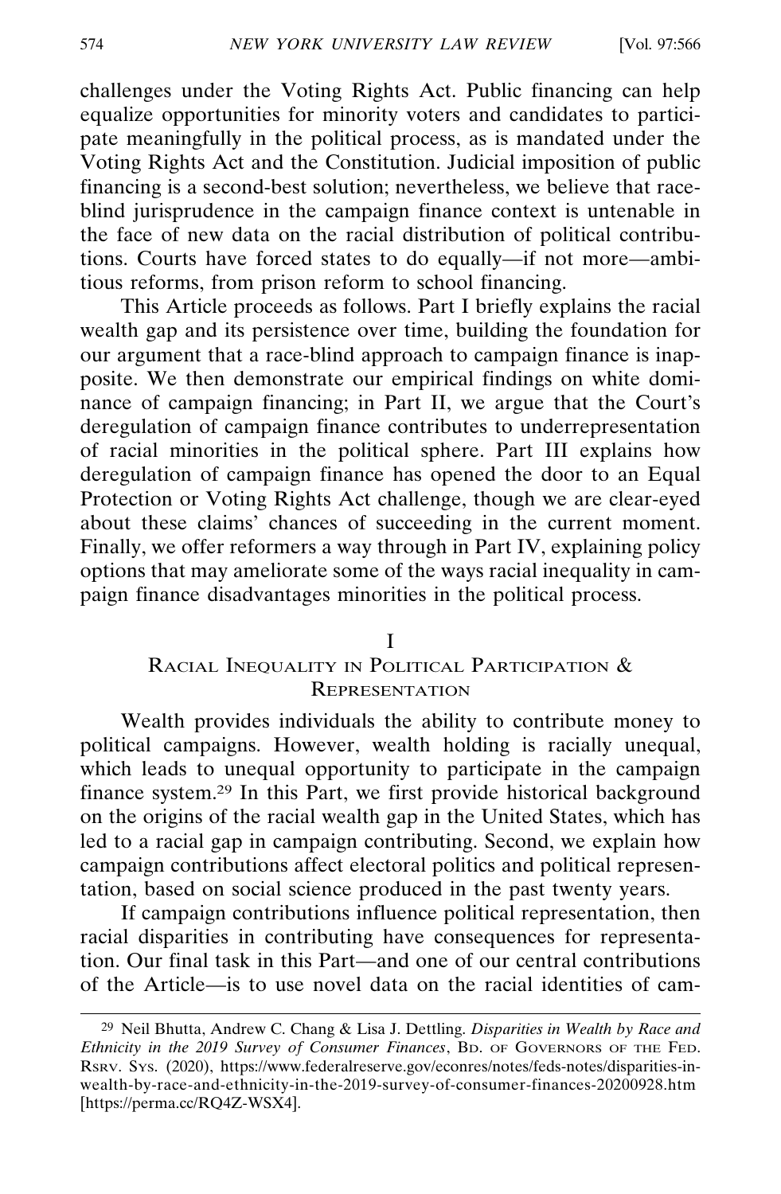challenges under the Voting Rights Act. Public financing can help equalize opportunities for minority voters and candidates to participate meaningfully in the political process, as is mandated under the Voting Rights Act and the Constitution. Judicial imposition of public financing is a second-best solution; nevertheless, we believe that race-blind jurisprudence in the campaign finance context is untenable in the face of new data on the racial distribution of political contributions. Courts have forced states to do equally—if not more—ambitious reforms, from prison reform to school financing.

This Article proceeds as follows. Part I briefly explains the racial wealth gap and its persistence over time, building the foundation for our argument that a race-blind approach to campaign finance is inapposite. We then demonstrate our empirical findings on white dominance of campaign financing; in Part II, we argue that the Court's deregulation of campaign finance contributes to underrepresentation of racial minorities in the political sphere. Part III explains how deregulation of campaign finance has opened the door to an Equal Protection or Voting Rights Act challenge, though we are clear-eyed about these claims' chances of succeeding in the current moment. Finally, we offer reformers a way through in Part IV, explaining policy options that may ameliorate some of the ways racial inequality in campaign finance disadvantages minorities in the political process.

## I
## Racial Inequality in Political Participation & Representation

Wealth provides individuals the ability to contribute money to political campaigns. However, wealth holding is racially unequal, which leads to unequal opportunity to participate in the campaign finance system.[29] In this Part, we first provide historical background on the origins of the racial wealth gap in the United States, which has led to a racial gap in campaign contributing. Second, we explain how campaign contributions affect electoral politics and political representation, based on social science produced in the past twenty years.

If campaign contributions influence political representation, then racial disparities in contributing have consequences for representation. Our final task in this Part—and one of our central contributions of the Article—is to use novel data on the racial identities of cam-

---

[29] Neil Bhutta, Andrew C. Chang & Lisa J. Dettling. *Disparities in Wealth by Race and Ethnicity in the 2019 Survey of Consumer Finances*, Bd. of Governors of the Fed. Rsrv. Sys. (2020), https://www.federalreserve.gov/econres/notes/feds-notes/disparities-in-wealth-by-race-and-ethnicity-in-the-2019-survey-of-consumer-finances-20200928.htm [https://perma.cc/RQ4Z-WSX4].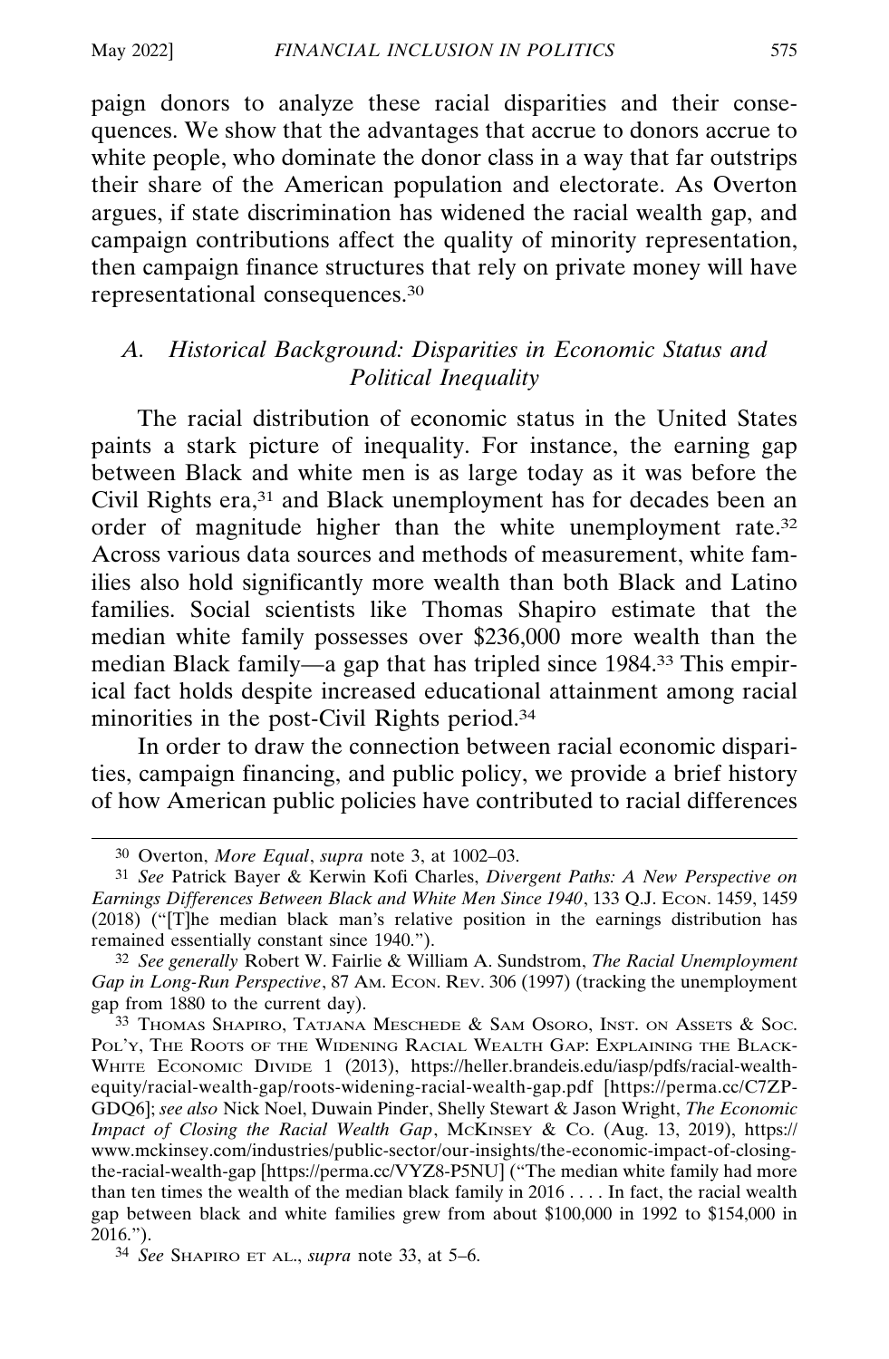paign donors to analyze these racial disparities and their consequences. We show that the advantages that accrue to donors accrue to white people, who dominate the donor class in a way that far outstrips their share of the American population and electorate. As Overton argues, if state discrimination has widened the racial wealth gap, and campaign contributions affect the quality of minority representation, then campaign finance structures that rely on private money will have representational consequences.[30]

### *A. Historical Background: Disparities in Economic Status and Political Inequality*

The racial distribution of economic status in the United States paints a stark picture of inequality. For instance, the earning gap between Black and white men is as large today as it was before the Civil Rights era,[31] and Black unemployment has for decades been an order of magnitude higher than the white unemployment rate.[32] Across various data sources and methods of measurement, white families also hold significantly more wealth than both Black and Latino families. Social scientists like Thomas Shapiro estimate that the median white family possesses over $236,000 more wealth than the median Black family—a gap that has tripled since 1984.[33] This empirical fact holds despite increased educational attainment among racial minorities in the post-Civil Rights period.[34]

In order to draw the connection between racial economic disparities, campaign financing, and public policy, we provide a brief history of how American public policies have contributed to racial differences

---

[30] Overton, *More Equal*, *supra* note 3, at 1002–03.

[31] *See* Patrick Bayer & Kerwin Kofi Charles, *Divergent Paths: A New Perspective on Earnings Differences Between Black and White Men Since 1940*, 133 Q.J. ECON. 1459, 1459 (2018) ("[T]he median black man's relative position in the earnings distribution has remained essentially constant since 1940.").

[32] *See generally* Robert W. Fairlie & William A. Sundstrom, *The Racial Unemployment Gap in Long-Run Perspective*, 87 AM. ECON. REV. 306 (1997) (tracking the unemployment gap from 1880 to the current day).

[33] THOMAS SHAPIRO, TATJANA MESCHEDE & SAM OSORO, INST. ON ASSETS & SOC. POL'Y, THE ROOTS OF THE WIDENING RACIAL WEALTH GAP: EXPLAINING THE BLACK-WHITE ECONOMIC DIVIDE 1 (2013), https://heller.brandeis.edu/iasp/pdfs/racial-wealth-equity/racial-wealth-gap/roots-widening-racial-wealth-gap.pdf [https://perma.cc/C7ZP-GDQ6]; *see also* Nick Noel, Duwain Pinder, Shelly Stewart & Jason Wright, *The Economic Impact of Closing the Racial Wealth Gap*, MCKINSEY & CO. (Aug. 13, 2019), https://www.mckinsey.com/industries/public-sector/our-insights/the-economic-impact-of-closing-the-racial-wealth-gap [https://perma.cc/VYZ8-P5NU] ("The median white family had more than ten times the wealth of the median black family in 2016 . . . . In fact, the racial wealth gap between black and white families grew from about $100,000 in 1992 to $154,000 in 2016.").

[34] *See* SHAPIRO ET AL., *supra* note 33, at 5–6.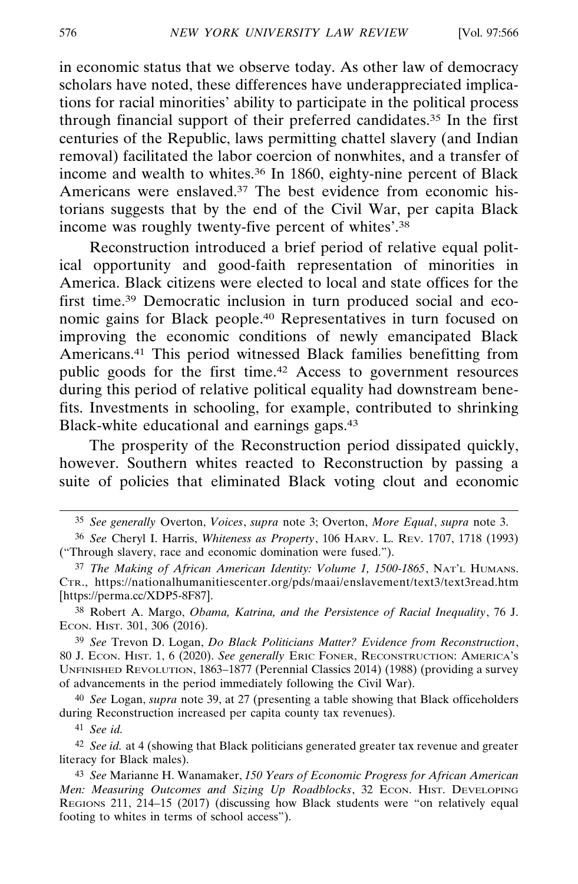in economic status that we observe today. As other law of democracy scholars have noted, these differences have underappreciated implications for racial minorities' ability to participate in the political process through financial support of their preferred candidates.[35] In the first centuries of the Republic, laws permitting chattel slavery (and Indian removal) facilitated the labor coercion of nonwhites, and a transfer of income and wealth to whites.[36] In 1860, eighty-nine percent of Black Americans were enslaved.[37] The best evidence from economic historians suggests that by the end of the Civil War, per capita Black income was roughly twenty-five percent of whites'.[38]

Reconstruction introduced a brief period of relative equal political opportunity and good-faith representation of minorities in America. Black citizens were elected to local and state offices for the first time.[39] Democratic inclusion in turn produced social and economic gains for Black people.[40] Representatives in turn focused on improving the economic conditions of newly emancipated Black Americans.[41] This period witnessed Black families benefitting from public goods for the first time.[42] Access to government resources during this period of relative political equality had downstream benefits. Investments in schooling, for example, contributed to shrinking Black-white educational and earnings gaps.[43]

The prosperity of the Reconstruction period dissipated quickly, however. Southern whites reacted to Reconstruction by passing a suite of policies that eliminated Black voting clout and economic

---

[35] *See generally* Overton, *Voices*, *supra* note 3; Overton, *More Equal*, *supra* note 3.

[36] *See* Cheryl I. Harris, *Whiteness as Property*, 106 HARV. L. REV. 1707, 1718 (1993) ("Through slavery, race and economic domination were fused.").

[37] *The Making of African American Identity: Volume 1, 1500-1865*, NAT'L HUMANS. CTR., https://nationalhumanitiescenter.org/pds/maai/enslavement/text3/text3read.htm [https://perma.cc/XDP5-8F87].

[38] Robert A. Margo, *Obama, Katrina, and the Persistence of Racial Inequality*, 76 J. ECON. HIST. 301, 306 (2016).

[39] *See* Trevon D. Logan, *Do Black Politicians Matter? Evidence from Reconstruction*, 80 J. ECON. HIST. 1, 6 (2020). *See generally* ERIC FONER, RECONSTRUCTION: AMERICA'S UNFINISHED REVOLUTION, 1863–1877 (Perennial Classics 2014) (1988) (providing a survey of advancements in the period immediately following the Civil War).

[40] *See* Logan, *supra* note 39, at 27 (presenting a table showing that Black officeholders during Reconstruction increased per capita county tax revenues).

[41] *See id.*

[42] *See id.* at 4 (showing that Black politicians generated greater tax revenue and greater literacy for Black males).

[43] *See* Marianne H. Wanamaker, *150 Years of Economic Progress for African American Men: Measuring Outcomes and Sizing Up Roadblocks*, 32 ECON. HIST. DEVELOPING REGIONS 211, 214–15 (2017) (discussing how Black students were "on relatively equal footing to whites in terms of school access").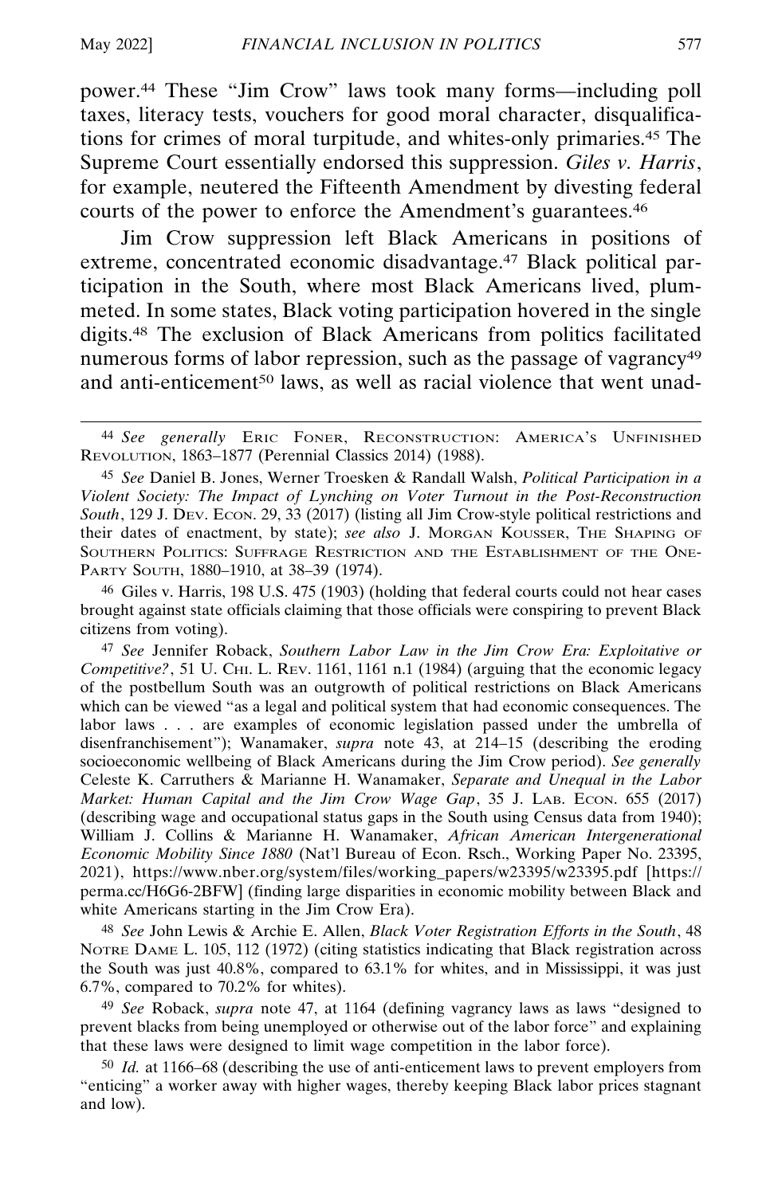power.[44] These "Jim Crow" laws took many forms—including poll taxes, literacy tests, vouchers for good moral character, disqualifications for crimes of moral turpitude, and whites-only primaries.[45] The Supreme Court essentially endorsed this suppression. *Giles v. Harris*, for example, neutered the Fifteenth Amendment by divesting federal courts of the power to enforce the Amendment's guarantees.[46]

Jim Crow suppression left Black Americans in positions of extreme, concentrated economic disadvantage.[47] Black political participation in the South, where most Black Americans lived, plummeted. In some states, Black voting participation hovered in the single digits.[48] The exclusion of Black Americans from politics facilitated numerous forms of labor repression, such as the passage of vagrancy[49] and anti-enticement[50] laws, as well as racial violence that went unad-

---

[44] *See generally* ERIC FONER, RECONSTRUCTION: AMERICA'S UNFINISHED REVOLUTION, 1863–1877 (Perennial Classics 2014) (1988).

[45] *See* Daniel B. Jones, Werner Troesken & Randall Walsh, *Political Participation in a Violent Society: The Impact of Lynching on Voter Turnout in the Post-Reconstruction South*, 129 J. DEV. ECON. 29, 33 (2017) (listing all Jim Crow-style political restrictions and their dates of enactment, by state); *see also* J. MORGAN KOUSSER, THE SHAPING OF SOUTHERN POLITICS: SUFFRAGE RESTRICTION AND THE ESTABLISHMENT OF THE ONE-PARTY SOUTH, 1880–1910, at 38–39 (1974).

[46] Giles v. Harris, 198 U.S. 475 (1903) (holding that federal courts could not hear cases brought against state officials claiming that those officials were conspiring to prevent Black citizens from voting).

[47] *See* Jennifer Roback, *Southern Labor Law in the Jim Crow Era: Exploitative or Competitive?*, 51 U. CHI. L. REV. 1161, 1161 n.1 (1984) (arguing that the economic legacy of the postbellum South was an outgrowth of political restrictions on Black Americans which can be viewed "as a legal and political system that had economic consequences. The labor laws . . . are examples of economic legislation passed under the umbrella of disenfranchisement"); Wanamaker, *supra* note 43, at 214–15 (describing the eroding socioeconomic wellbeing of Black Americans during the Jim Crow period). *See generally* Celeste K. Carruthers & Marianne H. Wanamaker, *Separate and Unequal in the Labor Market: Human Capital and the Jim Crow Wage Gap*, 35 J. LAB. ECON. 655 (2017) (describing wage and occupational status gaps in the South using Census data from 1940); William J. Collins & Marianne H. Wanamaker, *African American Intergenerational Economic Mobility Since 1880* (Nat'l Bureau of Econ. Rsch., Working Paper No. 23395, 2021), https://www.nber.org/system/files/working_papers/w23395/w23395.pdf [https://perma.cc/H6G6-2BFW] (finding large disparities in economic mobility between Black and white Americans starting in the Jim Crow Era).

[48] *See* John Lewis & Archie E. Allen, *Black Voter Registration Efforts in the South*, 48 NOTRE DAME L. 105, 112 (1972) (citing statistics indicating that Black registration across the South was just 40.8%, compared to 63.1% for whites, and in Mississippi, it was just 6.7%, compared to 70.2% for whites).

[49] *See* Roback, *supra* note 47, at 1164 (defining vagrancy laws as laws "designed to prevent blacks from being unemployed or otherwise out of the labor force" and explaining that these laws were designed to limit wage competition in the labor force).

[50] *Id.* at 1166–68 (describing the use of anti-enticement laws to prevent employers from "enticing" a worker away with higher wages, thereby keeping Black labor prices stagnant and low).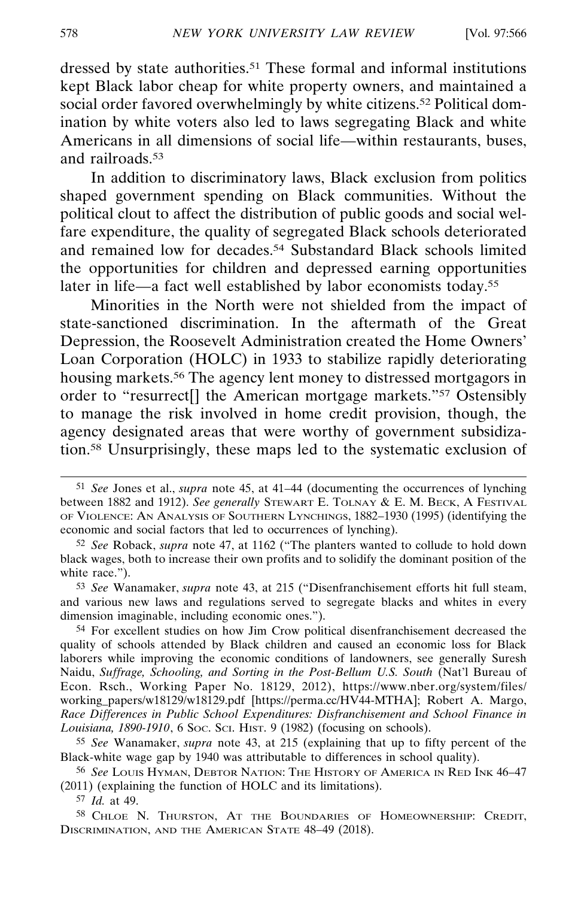dressed by state authorities.[51] These formal and informal institutions kept Black labor cheap for white property owners, and maintained a social order favored overwhelmingly by white citizens.[52] Political domination by white voters also led to laws segregating Black and white Americans in all dimensions of social life—within restaurants, buses, and railroads.[53]

In addition to discriminatory laws, Black exclusion from politics shaped government spending on Black communities. Without the political clout to affect the distribution of public goods and social welfare expenditure, the quality of segregated Black schools deteriorated and remained low for decades.[54] Substandard Black schools limited the opportunities for children and depressed earning opportunities later in life—a fact well established by labor economists today.[55]

Minorities in the North were not shielded from the impact of state-sanctioned discrimination. In the aftermath of the Great Depression, the Roosevelt Administration created the Home Owners' Loan Corporation (HOLC) in 1933 to stabilize rapidly deteriorating housing markets.[56] The agency lent money to distressed mortgagors in order to "resurrect[] the American mortgage markets."[57] Ostensibly to manage the risk involved in home credit provision, though, the agency designated areas that were worthy of government subsidization.[58] Unsurprisingly, these maps led to the systematic exclusion of

---

[51] *See* Jones et al., *supra* note 45, at 41–44 (documenting the occurrences of lynching between 1882 and 1912). *See generally* STEWART E. TOLNAY & E. M. BECK, A FESTIVAL OF VIOLENCE: AN ANALYSIS OF SOUTHERN LYNCHINGS, 1882–1930 (1995) (identifying the economic and social factors that led to occurrences of lynching).

[52] *See* Roback, *supra* note 47, at 1162 ("The planters wanted to collude to hold down black wages, both to increase their own profits and to solidify the dominant position of the white race.").

[53] *See* Wanamaker, *supra* note 43, at 215 ("Disenfranchisement efforts hit full steam, and various new laws and regulations served to segregate blacks and whites in every dimension imaginable, including economic ones.").

[54] For excellent studies on how Jim Crow political disenfranchisement decreased the quality of schools attended by Black children and caused an economic loss for Black laborers while improving the economic conditions of landowners, see generally Suresh Naidu, *Suffrage, Schooling, and Sorting in the Post-Bellum U.S. South* (Nat'l Bureau of Econ. Rsch., Working Paper No. 18129, 2012), https://www.nber.org/system/files/working_papers/w18129/w18129.pdf [https://perma.cc/HV44-MTHA]; Robert A. Margo, *Race Differences in Public School Expenditures: Disfranchisement and School Finance in Louisiana, 1890-1910*, 6 SOC. SCI. HIST. 9 (1982) (focusing on schools).

[55] *See* Wanamaker, *supra* note 43, at 215 (explaining that up to fifty percent of the Black-white wage gap by 1940 was attributable to differences in school quality).

[56] *See* LOUIS HYMAN, DEBTOR NATION: THE HISTORY OF AMERICA IN RED INK 46–47 (2011) (explaining the function of HOLC and its limitations).

[57] *Id.* at 49.

[58] CHLOE N. THURSTON, AT THE BOUNDARIES OF HOMEOWNERSHIP: CREDIT, DISCRIMINATION, AND THE AMERICAN STATE 48–49 (2018).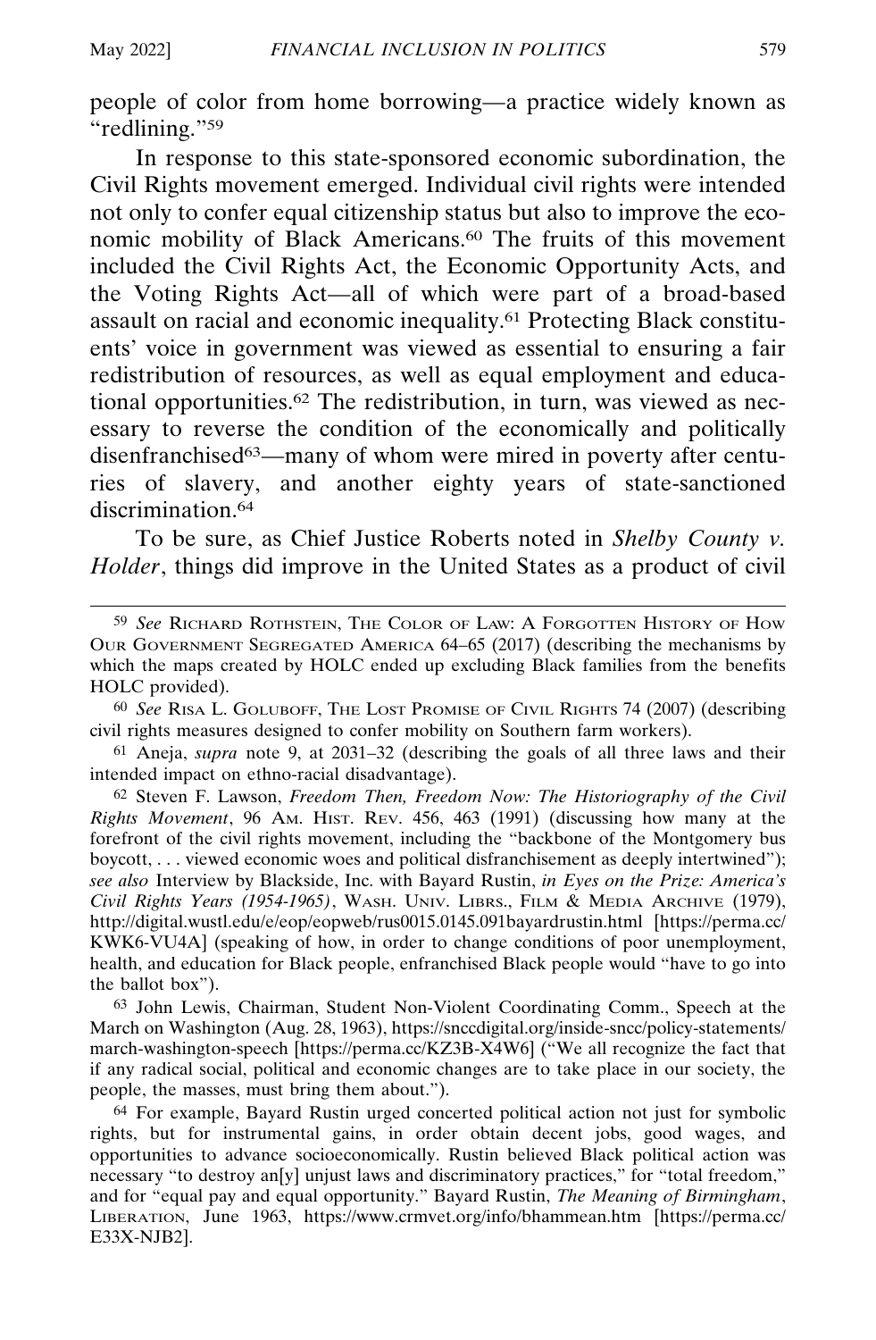people of color from home borrowing—a practice widely known as "redlining."[59]

In response to this state-sponsored economic subordination, the Civil Rights movement emerged. Individual civil rights were intended not only to confer equal citizenship status but also to improve the economic mobility of Black Americans.[60] The fruits of this movement included the Civil Rights Act, the Economic Opportunity Acts, and the Voting Rights Act—all of which were part of a broad-based assault on racial and economic inequality.[61] Protecting Black constituents' voice in government was viewed as essential to ensuring a fair redistribution of resources, as well as equal employment and educational opportunities.[62] The redistribution, in turn, was viewed as necessary to reverse the condition of the economically and politically disenfranchised[63]—many of whom were mired in poverty after centuries of slavery, and another eighty years of state-sanctioned discrimination.[64]

To be sure, as Chief Justice Roberts noted in *Shelby County v. Holder*, things did improve in the United States as a product of civil

---

[59] *See* Richard Rothstein, The Color of Law: A Forgotten History of How Our Government Segregated America 64–65 (2017) (describing the mechanisms by which the maps created by HOLC ended up excluding Black families from the benefits HOLC provided).

[60] *See* Risa L. Goluboff, The Lost Promise of Civil Rights 74 (2007) (describing civil rights measures designed to confer mobility on Southern farm workers).

[61] Aneja, *supra* note 9, at 2031–32 (describing the goals of all three laws and their intended impact on ethno-racial disadvantage).

[62] Steven F. Lawson, *Freedom Then, Freedom Now: The Historiography of the Civil Rights Movement*, 96 Am. Hist. Rev. 456, 463 (1991) (discussing how many at the forefront of the civil rights movement, including the "backbone of the Montgomery bus boycott, . . . viewed economic woes and political disfranchisement as deeply intertwined"); *see also* Interview by Blackside, Inc. with Bayard Rustin, *in Eyes on the Prize: America's Civil Rights Years (1954-1965)*, Wash. Univ. Librs., Film & Media Archive (1979), http://digital.wustl.edu/e/eop/eopweb/rus0015.0145.091bayardrustin.html [https://perma.cc/KWK6-VU4A] (speaking of how, in order to change conditions of poor unemployment, health, and education for Black people, enfranchised Black people would "have to go into the ballot box").

[63] John Lewis, Chairman, Student Non-Violent Coordinating Comm., Speech at the March on Washington (Aug. 28, 1963), https://snccdigital.org/inside-sncc/policy-statements/march-washington-speech [https://perma.cc/KZ3B-X4W6] ("We all recognize the fact that if any radical social, political and economic changes are to take place in our society, the people, the masses, must bring them about.").

[64] For example, Bayard Rustin urged concerted political action not just for symbolic rights, but for instrumental gains, in order obtain decent jobs, good wages, and opportunities to advance socioeconomically. Rustin believed Black political action was necessary "to destroy an[y] unjust laws and discriminatory practices," for "total freedom," and for "equal pay and equal opportunity." Bayard Rustin, *The Meaning of Birmingham*, Liberation, June 1963, https://www.crmvet.org/info/bhammean.htm [https://perma.cc/E33X-NJB2].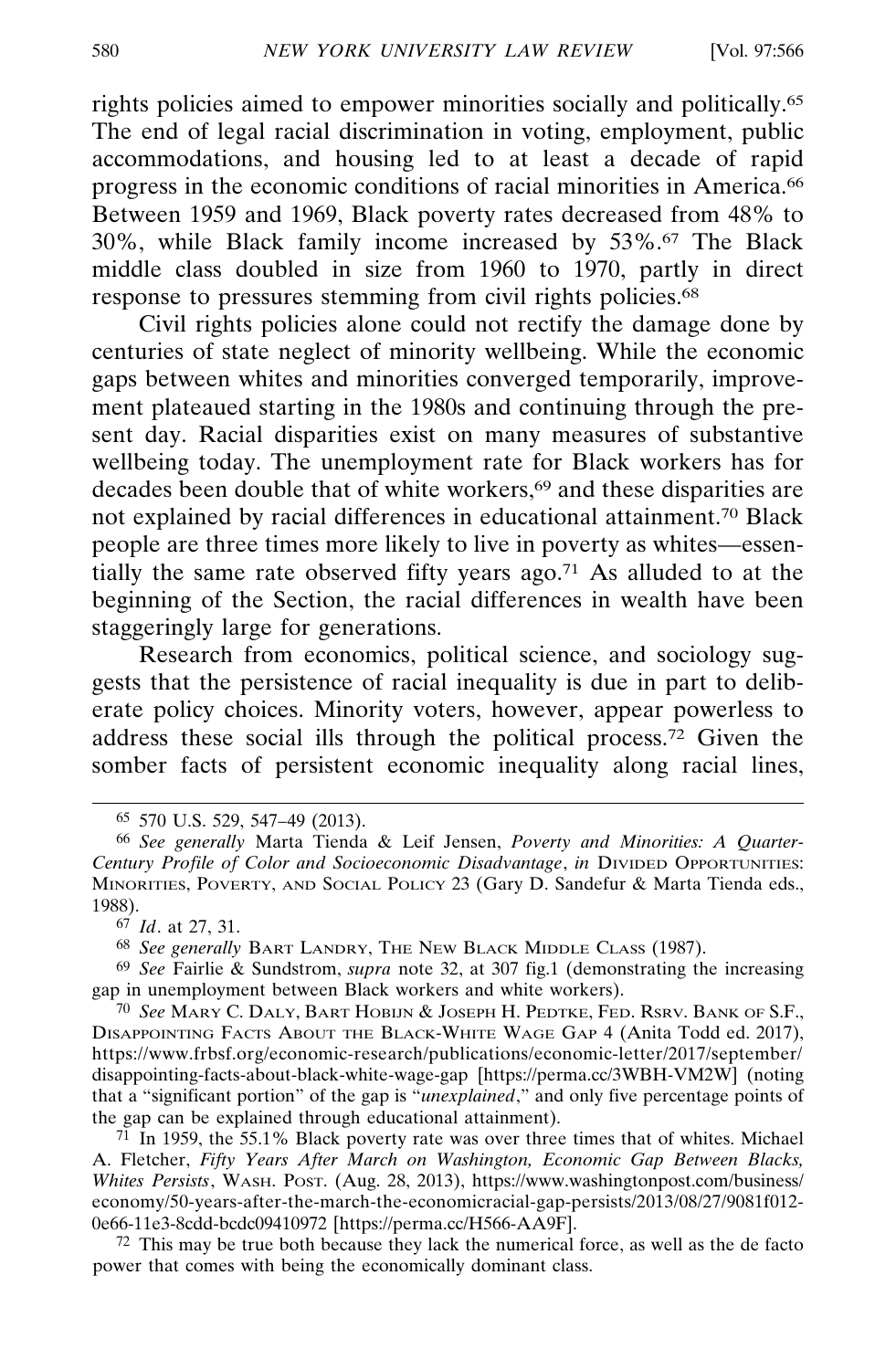rights policies aimed to empower minorities socially and politically.[65] The end of legal racial discrimination in voting, employment, public accommodations, and housing led to at least a decade of rapid progress in the economic conditions of racial minorities in America.[66] Between 1959 and 1969, Black poverty rates decreased from 48% to 30%, while Black family income increased by 53%.[67] The Black middle class doubled in size from 1960 to 1970, partly in direct response to pressures stemming from civil rights policies.[68]

Civil rights policies alone could not rectify the damage done by centuries of state neglect of minority wellbeing. While the economic gaps between whites and minorities converged temporarily, improvement plateaued starting in the 1980s and continuing through the present day. Racial disparities exist on many measures of substantive wellbeing today. The unemployment rate for Black workers has for decades been double that of white workers,[69] and these disparities are not explained by racial differences in educational attainment.[70] Black people are three times more likely to live in poverty as whites—essentially the same rate observed fifty years ago.[71] As alluded to at the beginning of the Section, the racial differences in wealth have been staggeringly large for generations.

Research from economics, political science, and sociology suggests that the persistence of racial inequality is due in part to deliberate policy choices. Minority voters, however, appear powerless to address these social ills through the political process.[72] Given the somber facts of persistent economic inequality along racial lines,

---

[65] 570 U.S. 529, 547–49 (2013).

[66] *See generally* Marta Tienda & Leif Jensen, *Poverty and Minorities: A Quarter-Century Profile of Color and Socioeconomic Disadvantage*, *in* DIVIDED OPPORTUNITIES: MINORITIES, POVERTY, AND SOCIAL POLICY 23 (Gary D. Sandefur & Marta Tienda eds., 1988).

[67] *Id*. at 27, 31.

[68] *See generally* BART LANDRY, THE NEW BLACK MIDDLE CLASS (1987).

[69] *See* Fairlie & Sundstrom, *supra* note 32, at 307 fig.1 (demonstrating the increasing gap in unemployment between Black workers and white workers).

[70] *See* MARY C. DALY, BART HOBIJN & JOSEPH H. PEDTKE, FED. RSRV. BANK OF S.F., DISAPPOINTING FACTS ABOUT THE BLACK-WHITE WAGE GAP 4 (Anita Todd ed. 2017), https://www.frbsf.org/economic-research/publications/economic-letter/2017/september/disappointing-facts-about-black-white-wage-gap [https://perma.cc/3WBH-VM2W] (noting that a "significant portion" of the gap is "*unexplained*," and only five percentage points of the gap can be explained through educational attainment).

[71] In 1959, the 55.1% Black poverty rate was over three times that of whites. Michael A. Fletcher, *Fifty Years After March on Washington, Economic Gap Between Blacks, Whites Persists*, WASH. POST. (Aug. 28, 2013), https://www.washingtonpost.com/business/economy/50-years-after-the-march-the-economicracial-gap-persists/2013/08/27/9081f012-0e66-11e3-8cdd-bcdc09410972 [https://perma.cc/H566-AA9F].

[72] This may be true both because they lack the numerical force, as well as the de facto power that comes with being the economically dominant class.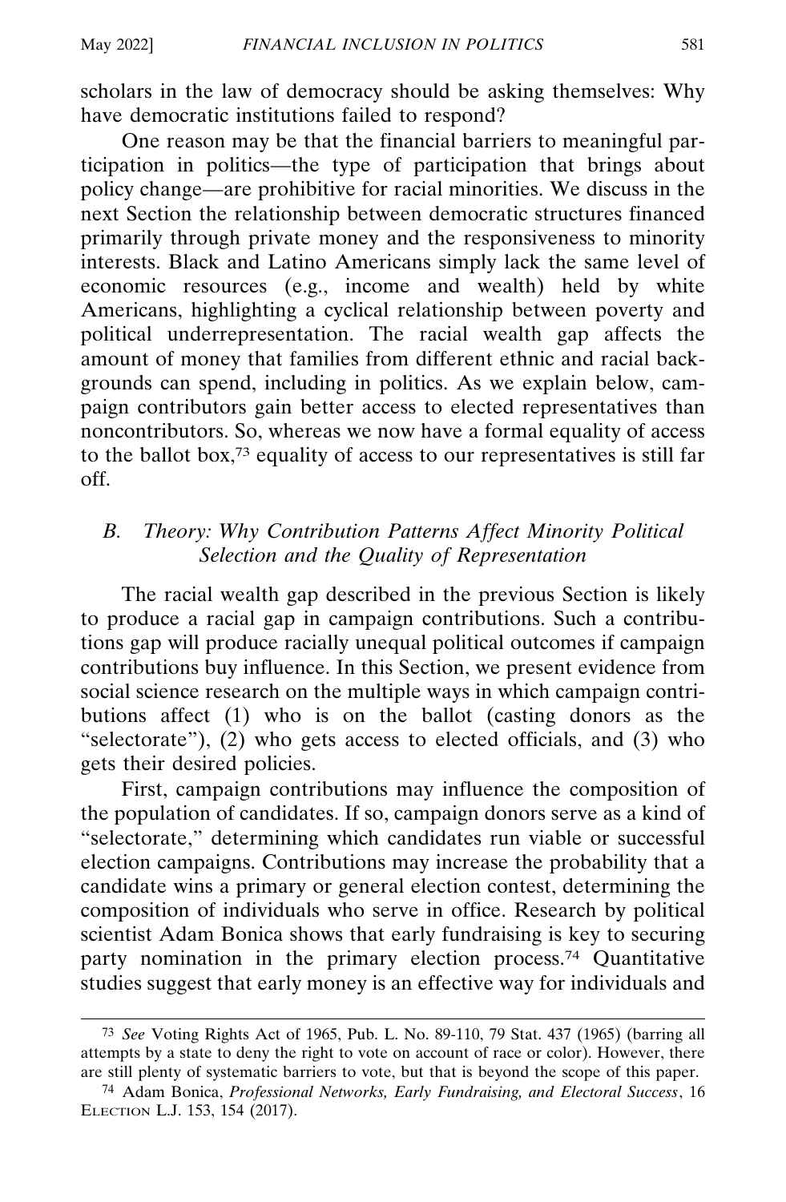scholars in the law of democracy should be asking themselves: Why have democratic institutions failed to respond?

One reason may be that the financial barriers to meaningful participation in politics—the type of participation that brings about policy change—are prohibitive for racial minorities. We discuss in the next Section the relationship between democratic structures financed primarily through private money and the responsiveness to minority interests. Black and Latino Americans simply lack the same level of economic resources (e.g., income and wealth) held by white Americans, highlighting a cyclical relationship between poverty and political underrepresentation. The racial wealth gap affects the amount of money that families from different ethnic and racial backgrounds can spend, including in politics. As we explain below, campaign contributors gain better access to elected representatives than noncontributors. So, whereas we now have a formal equality of access to the ballot box,[73] equality of access to our representatives is still far off.

### *B. Theory: Why Contribution Patterns Affect Minority Political Selection and the Quality of Representation*

The racial wealth gap described in the previous Section is likely to produce a racial gap in campaign contributions. Such a contributions gap will produce racially unequal political outcomes if campaign contributions buy influence. In this Section, we present evidence from social science research on the multiple ways in which campaign contributions affect (1) who is on the ballot (casting donors as the "selectorate"), (2) who gets access to elected officials, and (3) who gets their desired policies.

First, campaign contributions may influence the composition of the population of candidates. If so, campaign donors serve as a kind of "selectorate," determining which candidates run viable or successful election campaigns. Contributions may increase the probability that a candidate wins a primary or general election contest, determining the composition of individuals who serve in office. Research by political scientist Adam Bonica shows that early fundraising is key to securing party nomination in the primary election process.[74] Quantitative studies suggest that early money is an effective way for individuals and

---

[73] *See* Voting Rights Act of 1965, Pub. L. No. 89-110, 79 Stat. 437 (1965) (barring all attempts by a state to deny the right to vote on account of race or color). However, there are still plenty of systematic barriers to vote, but that is beyond the scope of this paper.

[74] Adam Bonica, *Professional Networks, Early Fundraising, and Electoral Success*, 16 ELECTION L.J. 153, 154 (2017).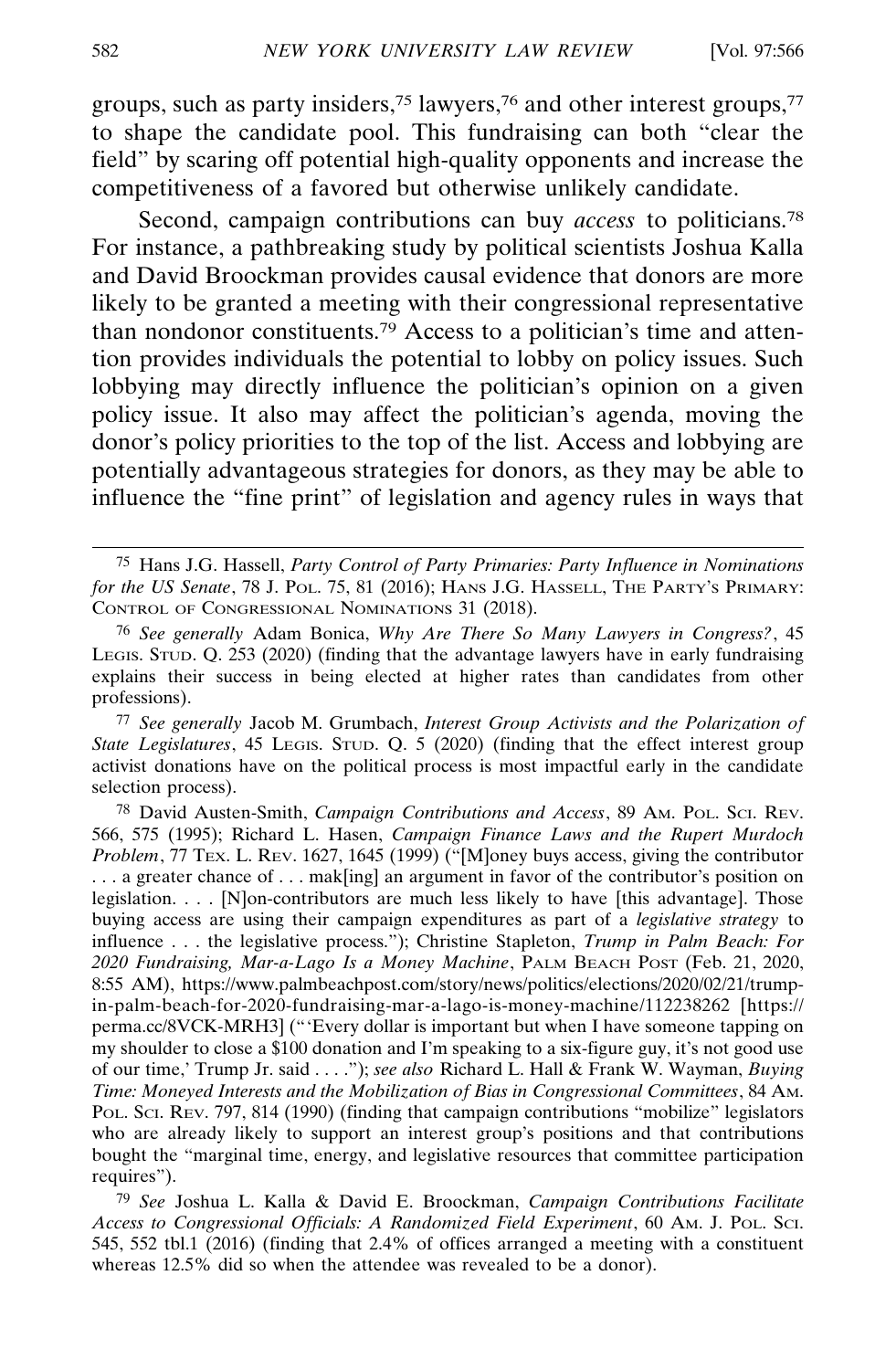groups, such as party insiders,[75] lawyers,[76] and other interest groups,[77] to shape the candidate pool. This fundraising can both "clear the field" by scaring off potential high-quality opponents and increase the competitiveness of a favored but otherwise unlikely candidate.

Second, campaign contributions can buy *access* to politicians.[78] For instance, a pathbreaking study by political scientists Joshua Kalla and David Broockman provides causal evidence that donors are more likely to be granted a meeting with their congressional representative than nondonor constituents.[79] Access to a politician's time and attention provides individuals the potential to lobby on policy issues. Such lobbying may directly influence the politician's opinion on a given policy issue. It also may affect the politician's agenda, moving the donor's policy priorities to the top of the list. Access and lobbying are potentially advantageous strategies for donors, as they may be able to influence the "fine print" of legislation and agency rules in ways that

---

[75] Hans J.G. Hassell, *Party Control of Party Primaries: Party Influence in Nominations for the US Senate*, 78 J. POL. 75, 81 (2016); HANS J.G. HASSELL, THE PARTY'S PRIMARY: CONTROL OF CONGRESSIONAL NOMINATIONS 31 (2018).

[76] *See generally* Adam Bonica, *Why Are There So Many Lawyers in Congress?*, 45 LEGIS. STUD. Q. 253 (2020) (finding that the advantage lawyers have in early fundraising explains their success in being elected at higher rates than candidates from other professions).

[77] *See generally* Jacob M. Grumbach, *Interest Group Activists and the Polarization of State Legislatures*, 45 LEGIS. STUD. Q. 5 (2020) (finding that the effect interest group activist donations have on the political process is most impactful early in the candidate selection process).

[78] David Austen-Smith, *Campaign Contributions and Access*, 89 AM. POL. SCI. REV. 566, 575 (1995); Richard L. Hasen, *Campaign Finance Laws and the Rupert Murdoch Problem*, 77 TEX. L. REV. 1627, 1645 (1999) ("[M]oney buys access, giving the contributor . . . a greater chance of . . . mak[ing] an argument in favor of the contributor's position on legislation. . . . [N]on-contributors are much less likely to have [this advantage]. Those buying access are using their campaign expenditures as part of a *legislative strategy* to influence . . . the legislative process."); Christine Stapleton, *Trump in Palm Beach: For 2020 Fundraising, Mar-a-Lago Is a Money Machine*, PALM BEACH POST (Feb. 21, 2020, 8:55 AM), https://www.palmbeachpost.com/story/news/politics/elections/2020/02/21/trump-in-palm-beach-for-2020-fundraising-mar-a-lago-is-money-machine/112238262 [https://perma.cc/8VCK-MRH3] ("'Every dollar is important but when I have someone tapping on my shoulder to close a $100 donation and I'm speaking to a six-figure guy, it's not good use of our time,' Trump Jr. said . . . ."); *see also* Richard L. Hall & Frank W. Wayman, *Buying Time: Moneyed Interests and the Mobilization of Bias in Congressional Committees*, 84 AM. POL. SCI. REV. 797, 814 (1990) (finding that campaign contributions "mobilize" legislators who are already likely to support an interest group's positions and that contributions bought the "marginal time, energy, and legislative resources that committee participation requires").

[79] *See* Joshua L. Kalla & David E. Broockman, *Campaign Contributions Facilitate Access to Congressional Officials: A Randomized Field Experiment*, 60 AM. J. POL. SCI. 545, 552 tbl.1 (2016) (finding that 2.4% of offices arranged a meeting with a constituent whereas 12.5% did so when the attendee was revealed to be a donor).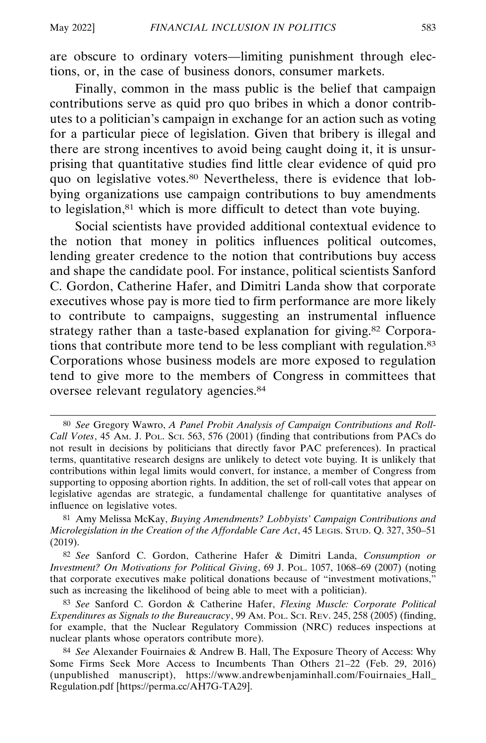are obscure to ordinary voters—limiting punishment through elections, or, in the case of business donors, consumer markets.

Finally, common in the mass public is the belief that campaign contributions serve as quid pro quo bribes in which a donor contributes to a politician's campaign in exchange for an action such as voting for a particular piece of legislation. Given that bribery is illegal and there are strong incentives to avoid being caught doing it, it is unsurprising that quantitative studies find little clear evidence of quid pro quo on legislative votes.[80] Nevertheless, there is evidence that lobbying organizations use campaign contributions to buy amendments to legislation,[81] which is more difficult to detect than vote buying.

Social scientists have provided additional contextual evidence to the notion that money in politics influences political outcomes, lending greater credence to the notion that contributions buy access and shape the candidate pool. For instance, political scientists Sanford C. Gordon, Catherine Hafer, and Dimitri Landa show that corporate executives whose pay is more tied to firm performance are more likely to contribute to campaigns, suggesting an instrumental influence strategy rather than a taste-based explanation for giving.[82] Corporations that contribute more tend to be less compliant with regulation.[83] Corporations whose business models are more exposed to regulation tend to give more to the members of Congress in committees that oversee relevant regulatory agencies.[84]

---

[80] *See* Gregory Wawro, *A Panel Probit Analysis of Campaign Contributions and Roll-Call Votes*, 45 AM. J. POL. SCI. 563, 576 (2001) (finding that contributions from PACs do not result in decisions by politicians that directly favor PAC preferences). In practical terms, quantitative research designs are unlikely to detect vote buying. It is unlikely that contributions within legal limits would convert, for instance, a member of Congress from supporting to opposing abortion rights. In addition, the set of roll-call votes that appear on legislative agendas are strategic, a fundamental challenge for quantitative analyses of influence on legislative votes.

[81] Amy Melissa McKay, *Buying Amendments? Lobbyists' Campaign Contributions and Microlegislation in the Creation of the Affordable Care Act*, 45 LEGIS. STUD. Q. 327, 350–51 (2019).

[82] *See* Sanford C. Gordon, Catherine Hafer & Dimitri Landa, *Consumption or Investment? On Motivations for Political Giving*, 69 J. POL. 1057, 1068–69 (2007) (noting that corporate executives make political donations because of "investment motivations," such as increasing the likelihood of being able to meet with a politician).

[83] *See* Sanford C. Gordon & Catherine Hafer, *Flexing Muscle: Corporate Political Expenditures as Signals to the Bureaucracy*, 99 AM. POL. SCI. REV. 245, 258 (2005) (finding, for example, that the Nuclear Regulatory Commission (NRC) reduces inspections at nuclear plants whose operators contribute more).

[84] *See* Alexander Fouirnaies & Andrew B. Hall, The Exposure Theory of Access: Why Some Firms Seek More Access to Incumbents Than Others 21–22 (Feb. 29, 2016) (unpublished manuscript), https://www.andrewbenjaminhall.com/Fouirnaies_Hall_Regulation.pdf [https://perma.cc/AH7G-TA29].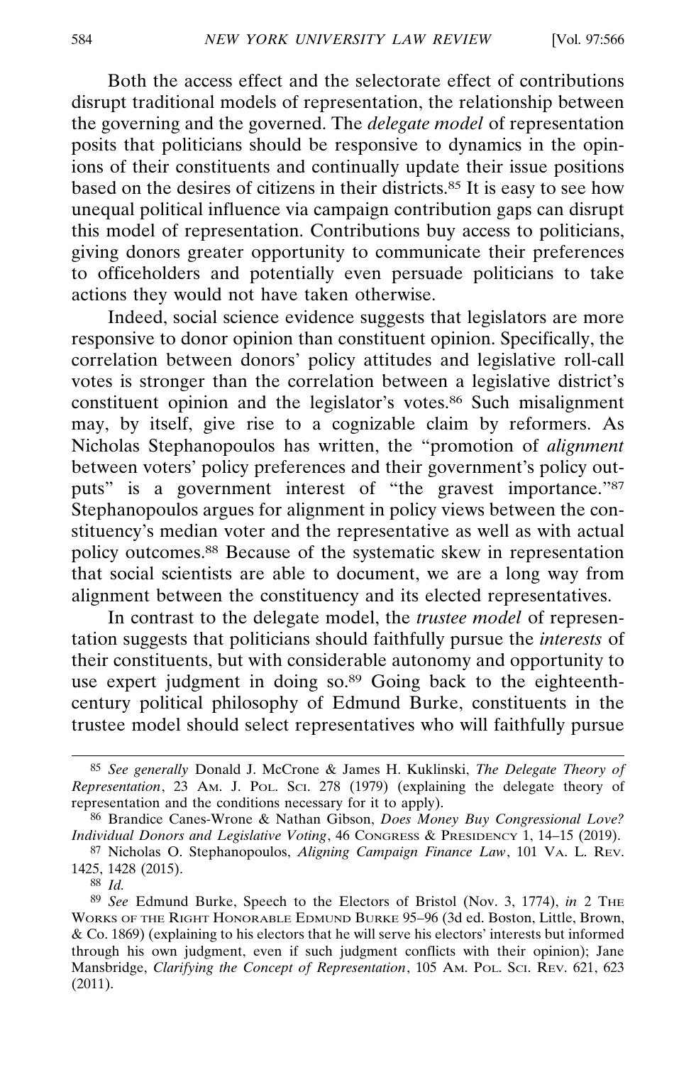Both the access effect and the selectorate effect of contributions disrupt traditional models of representation, the relationship between the governing and the governed. The *delegate model* of representation posits that politicians should be responsive to dynamics in the opinions of their constituents and continually update their issue positions based on the desires of citizens in their districts.[85] It is easy to see how unequal political influence via campaign contribution gaps can disrupt this model of representation. Contributions buy access to politicians, giving donors greater opportunity to communicate their preferences to officeholders and potentially even persuade politicians to take actions they would not have taken otherwise.

Indeed, social science evidence suggests that legislators are more responsive to donor opinion than constituent opinion. Specifically, the correlation between donors' policy attitudes and legislative roll-call votes is stronger than the correlation between a legislative district's constituent opinion and the legislator's votes.[86] Such misalignment may, by itself, give rise to a cognizable claim by reformers. As Nicholas Stephanopoulos has written, the "promotion of *alignment* between voters' policy preferences and their government's policy outputs" is a government interest of "the gravest importance."[87] Stephanopoulos argues for alignment in policy views between the constituency's median voter and the representative as well as with actual policy outcomes.[88] Because of the systematic skew in representation that social scientists are able to document, we are a long way from alignment between the constituency and its elected representatives.

In contrast to the delegate model, the *trustee model* of representation suggests that politicians should faithfully pursue the *interests* of their constituents, but with considerable autonomy and opportunity to use expert judgment in doing so.[89] Going back to the eighteenth-century political philosophy of Edmund Burke, constituents in the trustee model should select representatives who will faithfully pursue

---

[85] *See generally* Donald J. McCrone & James H. Kuklinski, *The Delegate Theory of Representation*, 23 AM. J. POL. SCI. 278 (1979) (explaining the delegate theory of representation and the conditions necessary for it to apply).

[86] Brandice Canes-Wrone & Nathan Gibson, *Does Money Buy Congressional Love? Individual Donors and Legislative Voting*, 46 CONGRESS & PRESIDENCY 1, 14–15 (2019).

[87] Nicholas O. Stephanopoulos, *Aligning Campaign Finance Law*, 101 VA. L. REV. 1425, 1428 (2015).

[88] *Id.*

[89] *See* Edmund Burke, Speech to the Electors of Bristol (Nov. 3, 1774), *in* 2 THE WORKS OF THE RIGHT HONORABLE EDMUND BURKE 95–96 (3d ed. Boston, Little, Brown, & Co. 1869) (explaining to his electors that he will serve his electors' interests but informed through his own judgment, even if such judgment conflicts with their opinion); Jane Mansbridge, *Clarifying the Concept of Representation*, 105 AM. POL. SCI. REV. 621, 623 (2011).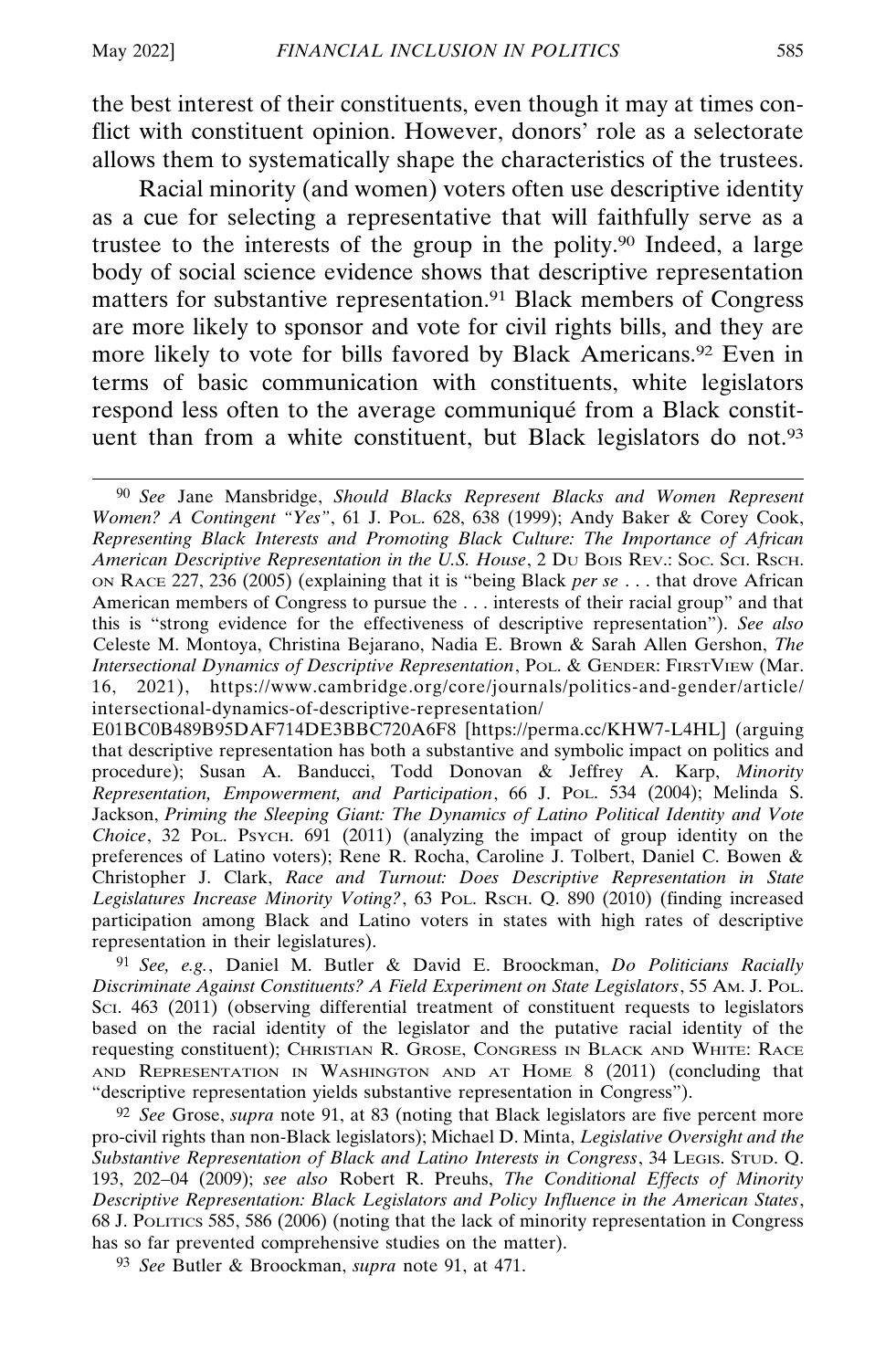the best interest of their constituents, even though it may at times conflict with constituent opinion. However, donors' role as a selectorate allows them to systematically shape the characteristics of the trustees.

Racial minority (and women) voters often use descriptive identity as a cue for selecting a representative that will faithfully serve as a trustee to the interests of the group in the polity.[90] Indeed, a large body of social science evidence shows that descriptive representation matters for substantive representation.[91] Black members of Congress are more likely to sponsor and vote for civil rights bills, and they are more likely to vote for bills favored by Black Americans.[92] Even in terms of basic communication with constituents, white legislators respond less often to the average communiqué from a Black constituent than from a white constituent, but Black legislators do not.[93]

---

[90] *See* Jane Mansbridge, *Should Blacks Represent Blacks and Women Represent Women? A Contingent "Yes"*, 61 J. POL. 628, 638 (1999); Andy Baker & Corey Cook, *Representing Black Interests and Promoting Black Culture: The Importance of African American Descriptive Representation in the U.S. House*, 2 DU BOIS REV.: SOC. SCI. RSCH. ON RACE 227, 236 (2005) (explaining that it is "being Black *per se* . . . that drove African American members of Congress to pursue the . . . interests of their racial group" and that this is "strong evidence for the effectiveness of descriptive representation"). *See also* Celeste M. Montoya, Christina Bejarano, Nadia E. Brown & Sarah Allen Gershon, *The Intersectional Dynamics of Descriptive Representation*, POL. & GENDER: FIRSTVIEW (Mar. 16, 2021), https://www.cambridge.org/core/journals/politics-and-gender/article/intersectional-dynamics-of-descriptive-representation/E01BC0B489B95DAF714DE3BBC720A6F8 [https://perma.cc/KHW7-L4HL] (arguing that descriptive representation has both a substantive and symbolic impact on politics and procedure); Susan A. Banducci, Todd Donovan & Jeffrey A. Karp, *Minority Representation, Empowerment, and Participation*, 66 J. POL. 534 (2004); Melinda S. Jackson, *Priming the Sleeping Giant: The Dynamics of Latino Political Identity and Vote Choice*, 32 POL. PSYCH. 691 (2011) (analyzing the impact of group identity on the preferences of Latino voters); Rene R. Rocha, Caroline J. Tolbert, Daniel C. Bowen & Christopher J. Clark, *Race and Turnout: Does Descriptive Representation in State Legislatures Increase Minority Voting?*, 63 POL. RSCH. Q. 890 (2010) (finding increased participation among Black and Latino voters in states with high rates of descriptive representation in their legislatures).

[91] *See, e.g.*, Daniel M. Butler & David E. Broockman, *Do Politicians Racially Discriminate Against Constituents? A Field Experiment on State Legislators*, 55 AM. J. POL. SCI. 463 (2011) (observing differential treatment of constituent requests to legislators based on the racial identity of the legislator and the putative racial identity of the requesting constituent); CHRISTIAN R. GROSE, CONGRESS IN BLACK AND WHITE: RACE AND REPRESENTATION IN WASHINGTON AND AT HOME 8 (2011) (concluding that "descriptive representation yields substantive representation in Congress").

[92] *See* Grose, *supra* note 91, at 83 (noting that Black legislators are five percent more pro-civil rights than non-Black legislators); Michael D. Minta, *Legislative Oversight and the Substantive Representation of Black and Latino Interests in Congress*, 34 LEGIS. STUD. Q. 193, 202–04 (2009); *see also* Robert R. Preuhs, *The Conditional Effects of Minority Descriptive Representation: Black Legislators and Policy Influence in the American States*, 68 J. POLITICS 585, 586 (2006) (noting that the lack of minority representation in Congress has so far prevented comprehensive studies on the matter).

[93] *See* Butler & Broockman, *supra* note 91, at 471.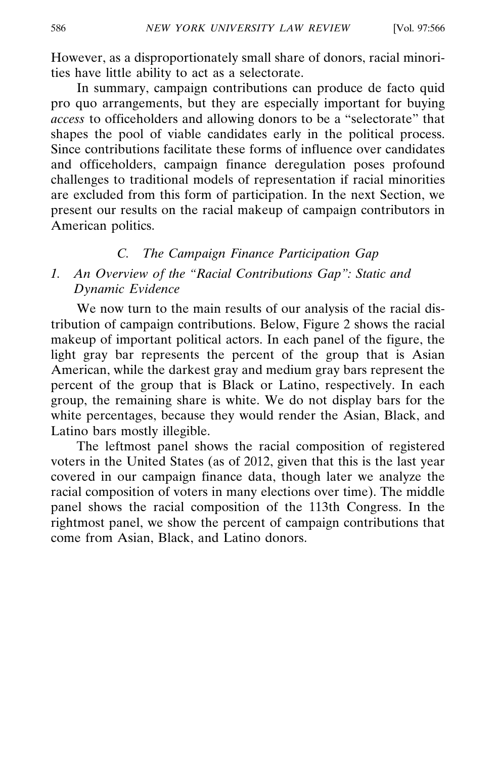However, as a disproportionately small share of donors, racial minorities have little ability to act as a selectorate.

In summary, campaign contributions can produce de facto quid pro quo arrangements, but they are especially important for buying *access* to officeholders and allowing donors to be a "selectorate" that shapes the pool of viable candidates early in the political process. Since contributions facilitate these forms of influence over candidates and officeholders, campaign finance deregulation poses profound challenges to traditional models of representation if racial minorities are excluded from this form of participation. In the next Section, we present our results on the racial makeup of campaign contributors in American politics.

### *C. The Campaign Finance Participation Gap*

#### *1. An Overview of the "Racial Contributions Gap": Static and Dynamic Evidence*

We now turn to the main results of our analysis of the racial distribution of campaign contributions. Below, Figure 2 shows the racial makeup of important political actors. In each panel of the figure, the light gray bar represents the percent of the group that is Asian American, while the darkest gray and medium gray bars represent the percent of the group that is Black or Latino, respectively. In each group, the remaining share is white. We do not display bars for the white percentages, because they would render the Asian, Black, and Latino bars mostly illegible.

The leftmost panel shows the racial composition of registered voters in the United States (as of 2012, given that this is the last year covered in our campaign finance data, though later we analyze the racial composition of voters in many elections over time). The middle panel shows the racial composition of the 113th Congress. In the rightmost panel, we show the percent of campaign contributions that come from Asian, Black, and Latino donors.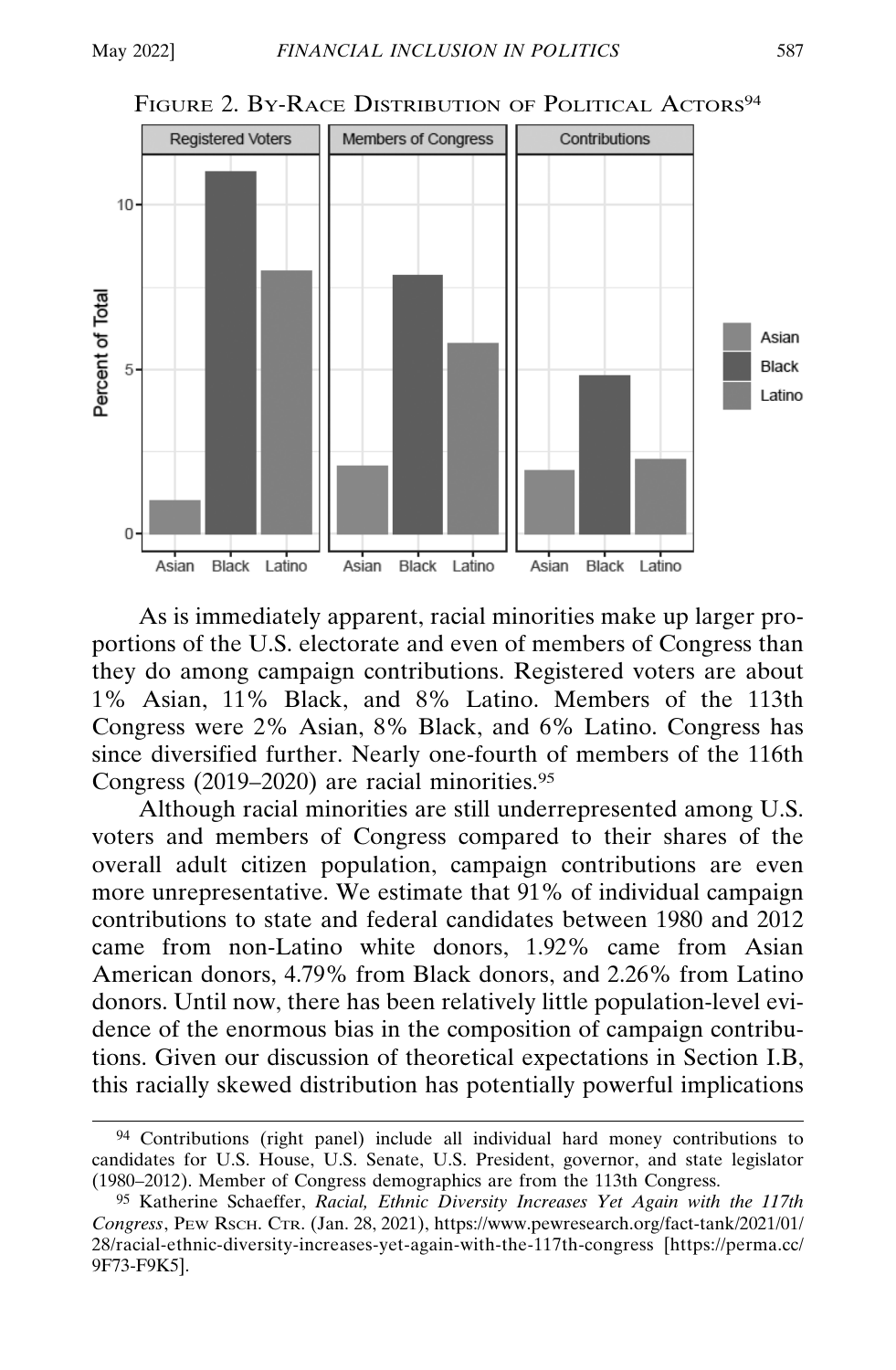FIGURE 2. BY-RACE DISTRIBUTION OF POLITICAL ACTORS[94]

Registered Voters

Members of Congress

Contributions

Percent of Total

10

5

0

Asian Black Latino

Asian

Black

Latino

As is immediately apparent, racial minorities make up larger proportions of the U.S. electorate and even of members of Congress than they do among campaign contributions. Registered voters are about 1% Asian, 11% Black, and 8% Latino. Members of the 113th Congress were 2% Asian, 8% Black, and 6% Latino. Congress has since diversified further. Nearly one-fourth of members of the 116th Congress (2019–2020) are racial minorities.[95]

Although racial minorities are still underrepresented among U.S. voters and members of Congress compared to their shares of the overall adult citizen population, campaign contributions are even more unrepresentative. We estimate that 91% of individual campaign contributions to state and federal candidates between 1980 and 2012 came from non-Latino white donors, 1.92% came from Asian American donors, 4.79% from Black donors, and 2.26% from Latino donors. Until now, there has been relatively little population-level evidence of the enormous bias in the composition of campaign contributions. Given our discussion of theoretical expectations in Section I.B, this racially skewed distribution has potentially powerful implications

---

[94] Contributions (right panel) include all individual hard money contributions to candidates for U.S. House, U.S. Senate, U.S. President, governor, and state legislator (1980–2012). Member of Congress demographics are from the 113th Congress.

[95] Katherine Schaeffer, *Racial, Ethnic Diversity Increases Yet Again with the 117th Congress*, PEW RSCH. CTR. (Jan. 28, 2021), https://www.pewresearch.org/fact-tank/2021/01/28/racial-ethnic-diversity-increases-yet-again-with-the-117th-congress [https://perma.cc/9F73-F9K5].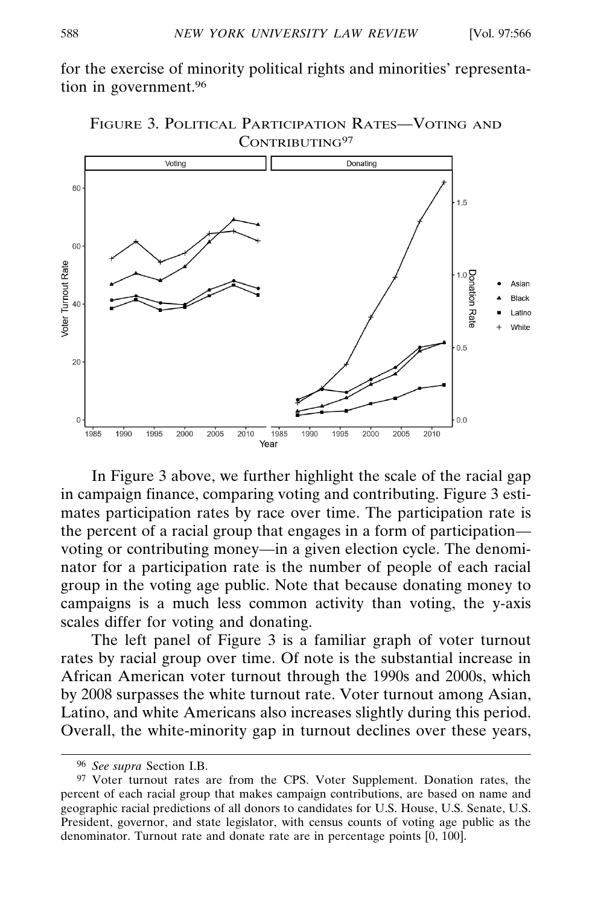for the exercise of minority political rights and minorities' representation in government.[96]

FIGURE 3. POLITICAL PARTICIPATION RATES—VOTING AND CONTRIBUTING[97]

Voting

Donating

Voter Turnout Rate

Donation Rate

80

60

40

20

0

1.5

1.0

0.5

0.0

1985 1990 1995 2000 2005 2010

1985 1990 1995 2000 2005 2010

Year

Asian

Black

Latino

White

In Figure 3 above, we further highlight the scale of the racial gap in campaign finance, comparing voting and contributing. Figure 3 estimates participation rates by race over time. The participation rate is the percent of a racial group that engages in a form of participation—voting or contributing money—in a given election cycle. The denominator for a participation rate is the number of people of each racial group in the voting age public. Note that because donating money to campaigns is a much less common activity than voting, the y-axis scales differ for voting and donating.

The left panel of Figure 3 is a familiar graph of voter turnout rates by racial group over time. Of note is the substantial increase in African American voter turnout through the 1990s and 2000s, which by 2008 surpasses the white turnout rate. Voter turnout among Asian, Latino, and white Americans also increases slightly during this period. Overall, the white-minority gap in turnout declines over these years,

[96] *See supra* Section I.B.

[97] Voter turnout rates are from the CPS. Voter Supplement. Donation rates, the percent of each racial group that makes campaign contributions, are based on name and geographic racial predictions of all donors to candidates for U.S. House, U.S. Senate, U.S. President, governor, and state legislator, with census counts of voting age public as the denominator. Turnout rate and donate rate are in percentage points [0, 100].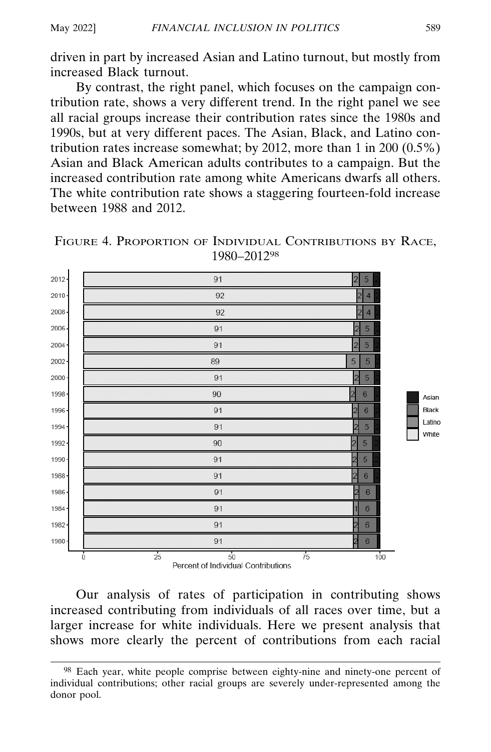driven in part by increased Asian and Latino turnout, but mostly from increased Black turnout.

By contrast, the right panel, which focuses on the campaign contribution rate, shows a very different trend. In the right panel we see all racial groups increase their contribution rates since the 1980s and 1990s, but at very different paces. The Asian, Black, and Latino contribution rates increase somewhat; by 2012, more than 1 in 200 (0.5%) Asian and Black American adults contributes to a campaign. But the increased contribution rate among white Americans dwarfs all others. The white contribution rate shows a staggering fourteen-fold increase between 1988 and 2012.

FIGURE 4. PROPORTION OF INDIVIDUAL CONTRIBUTIONS BY RACE, 1980–2012[98]

| Year | White | Latino | Black | Asian |
|---|---|---|---|---|
| 2012 | 91 | 2 | 5 | 2 |
| 2010 | 92 | 2 | 4 | 2 |
| 2008 | 92 | 2 | 4 | 2 |
| 2006 | 91 | 2 | 5 | 2 |
| 2004 | 91 | 2 | 5 | 2 |
| 2002 | 89 | 5 | 5 | 2 |
| 2000 | 91 | 2 | 5 | 2 |
| 1998 | 90 | 2 | 6 | 2 |
| 1996 | 91 | 2 | 6 | 2 |
| 1994 | 91 | 2 | 5 | 2 |
| 1992 | 90 | 2 | 5 | 2 |
| 1990 | 91 | 2 | 5 | 2 |
| 1988 | 91 | 2 | 6 | 2 |
| 1986 | 91 | 2 | 6 | 1 |
| 1984 | 91 | 1 | 6 | 1 |
| 1982 | 91 | 2 | 6 | 1 |
| 1980 | 91 | 2 | 6 | 1 |

Percent of Individual Contributions

Our analysis of rates of participation in contributing shows increased contributing from individuals of all races over time, but a larger increase for white individuals. Here we present analysis that shows more clearly the percent of contributions from each racial

[98] Each year, white people comprise between eighty-nine and ninety-one percent of individual contributions; other racial groups are severely under-represented among the donor pool.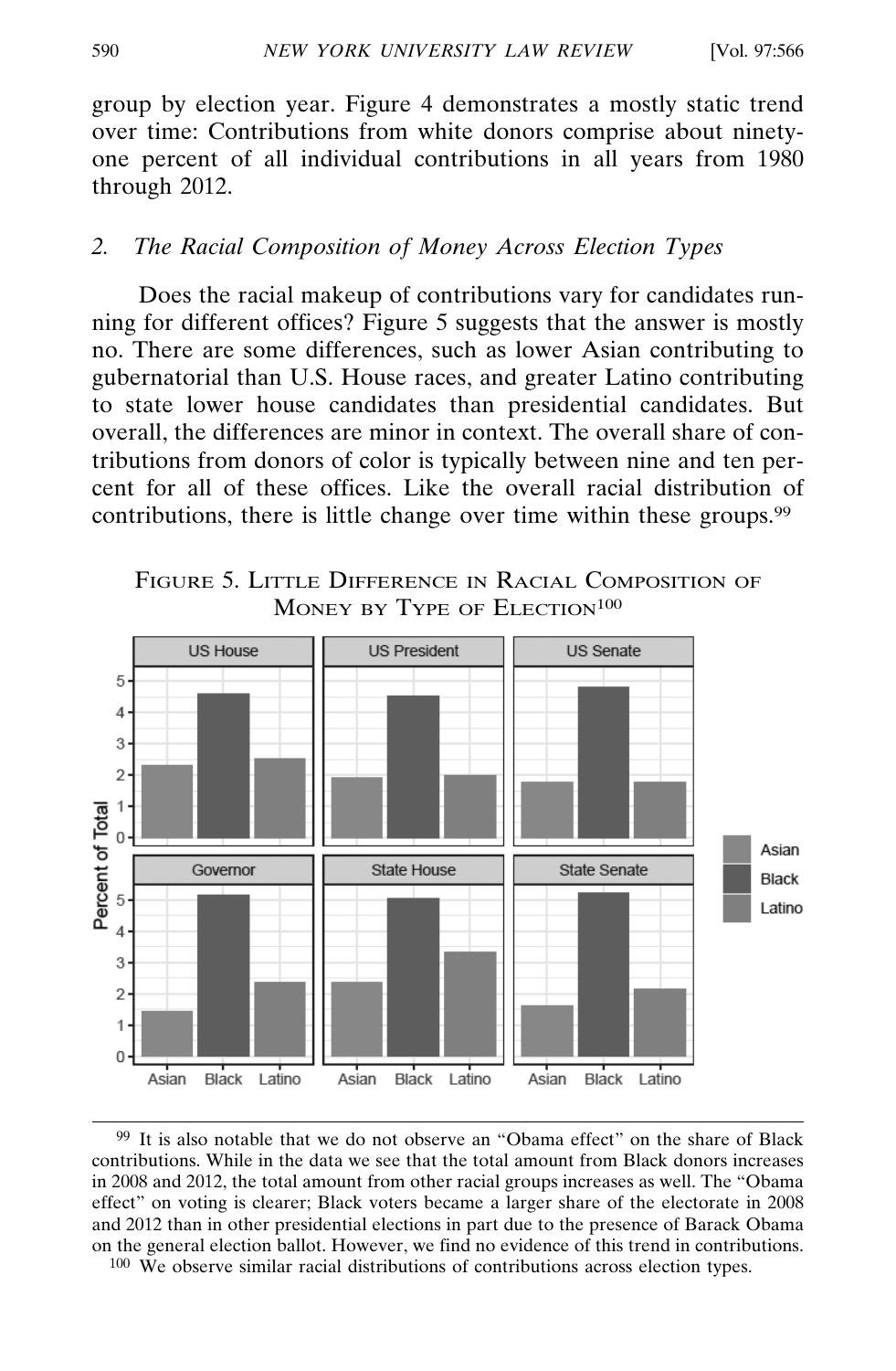group by election year. Figure 4 demonstrates a mostly static trend over time: Contributions from white donors comprise about ninety-one percent of all individual contributions in all years from 1980 through 2012.

### *2. The Racial Composition of Money Across Election Types*

Does the racial makeup of contributions vary for candidates running for different offices? Figure 5 suggests that the answer is mostly no. There are some differences, such as lower Asian contributing to gubernatorial than U.S. House races, and greater Latino contributing to state lower house candidates than presidential candidates. But overall, the differences are minor in context. The overall share of contributions from donors of color is typically between nine and ten percent for all of these offices. Like the overall racial distribution of contributions, there is little change over time within these groups.[99]

FIGURE 5. LITTLE DIFFERENCE IN RACIAL COMPOSITION OF MONEY BY TYPE OF ELECTION[100]

US House
US President
US Senate
Governor
State House
State Senate
Percent of Total
0
1
2
3
4
5
Asian Black Latino
Asian
Black
Latino

---

[99] It is also notable that we do not observe an "Obama effect" on the share of Black contributions. While in the data we see that the total amount from Black donors increases in 2008 and 2012, the total amount from other racial groups increases as well. The "Obama effect" on voting is clearer; Black voters became a larger share of the electorate in 2008 and 2012 than in other presidential elections in part due to the presence of Barack Obama on the general election ballot. However, we find no evidence of this trend in contributions.

[100] We observe similar racial distributions of contributions across election types.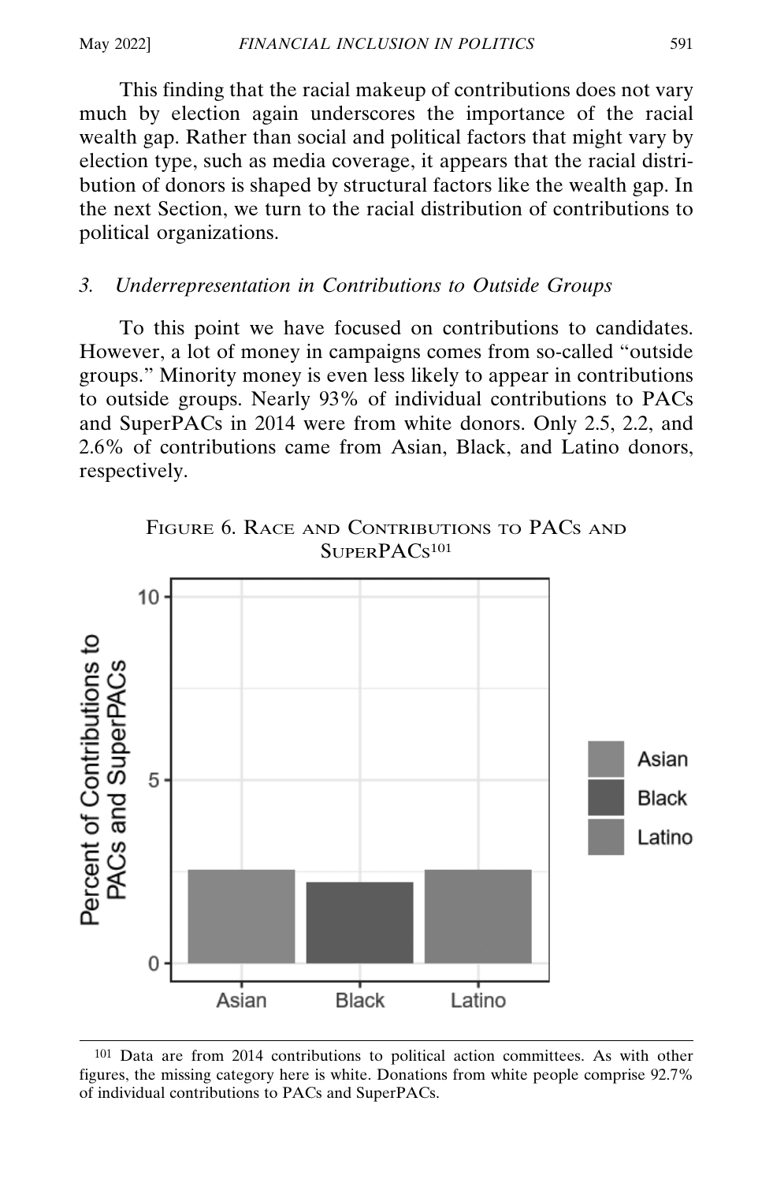This finding that the racial makeup of contributions does not vary much by election again underscores the importance of the racial wealth gap. Rather than social and political factors that might vary by election type, such as media coverage, it appears that the racial distribution of donors is shaped by structural factors like the wealth gap. In the next Section, we turn to the racial distribution of contributions to political organizations.

### 3. *Underrepresentation in Contributions to Outside Groups*

To this point we have focused on contributions to candidates. However, a lot of money in campaigns comes from so-called "outside groups." Minority money is even less likely to appear in contributions to outside groups. Nearly 93% of individual contributions to PACs and SuperPACs in 2014 were from white donors. Only 2.5, 2.2, and 2.6% of contributions came from Asian, Black, and Latino donors, respectively.

FIGURE 6. RACE AND CONTRIBUTIONS TO PACS AND SUPERPACS[101]

Percent of Contributions to PACs and SuperPACs

10

5

0

Asian

Black

Latino

Asian

Black

Latino

[101] Data are from 2014 contributions to political action committees. As with other figures, the missing category here is white. Donations from white people comprise 92.7% of individual contributions to PACs and SuperPACs.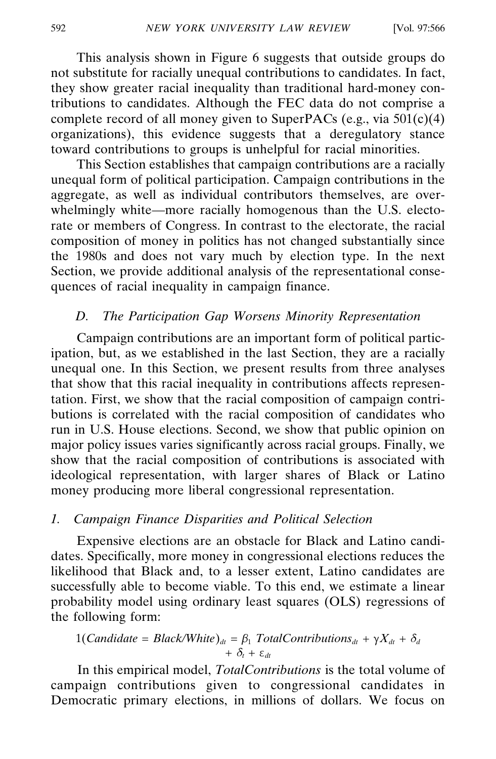This analysis shown in Figure 6 suggests that outside groups do not substitute for racially unequal contributions to candidates. In fact, they show greater racial inequality than traditional hard-money contributions to candidates. Although the FEC data do not comprise a complete record of all money given to SuperPACs (e.g., via 501(c)(4) organizations), this evidence suggests that a deregulatory stance toward contributions to groups is unhelpful for racial minorities.

This Section establishes that campaign contributions are a racially unequal form of political participation. Campaign contributions in the aggregate, as well as individual contributors themselves, are overwhelmingly white—more racially homogenous than the U.S. electorate or members of Congress. In contrast to the electorate, the racial composition of money in politics has not changed substantially since the 1980s and does not vary much by election type. In the next Section, we provide additional analysis of the representational consequences of racial inequality in campaign finance.

### *D. The Participation Gap Worsens Minority Representation*

Campaign contributions are an important form of political participation, but, as we established in the last Section, they are a racially unequal one. In this Section, we present results from three analyses that show that this racial inequality in contributions affects representation. First, we show that the racial composition of campaign contributions is correlated with the racial composition of candidates who run in U.S. House elections. Second, we show that public opinion on major policy issues varies significantly across racial groups. Finally, we show that the racial composition of contributions is associated with ideological representation, with larger shares of Black or Latino money producing more liberal congressional representation.

#### *1. Campaign Finance Disparities and Political Selection*

Expensive elections are an obstacle for Black and Latino candidates. Specifically, more money in congressional elections reduces the likelihood that Black and, to a lesser extent, Latino candidates are successfully able to become viable. To this end, we estimate a linear probability model using ordinary least squares (OLS) regressions of the following form:

$$1(\mathit{Candidate} = \mathit{Black/White})_{dt} = \beta_1 \, \mathit{TotalContributions}_{dt} + \gamma X_{dt} + \delta_d + \delta_t + \varepsilon_{dt}$$

In this empirical model, *TotalContributions* is the total volume of campaign contributions given to congressional candidates in Democratic primary elections, in millions of dollars. We focus on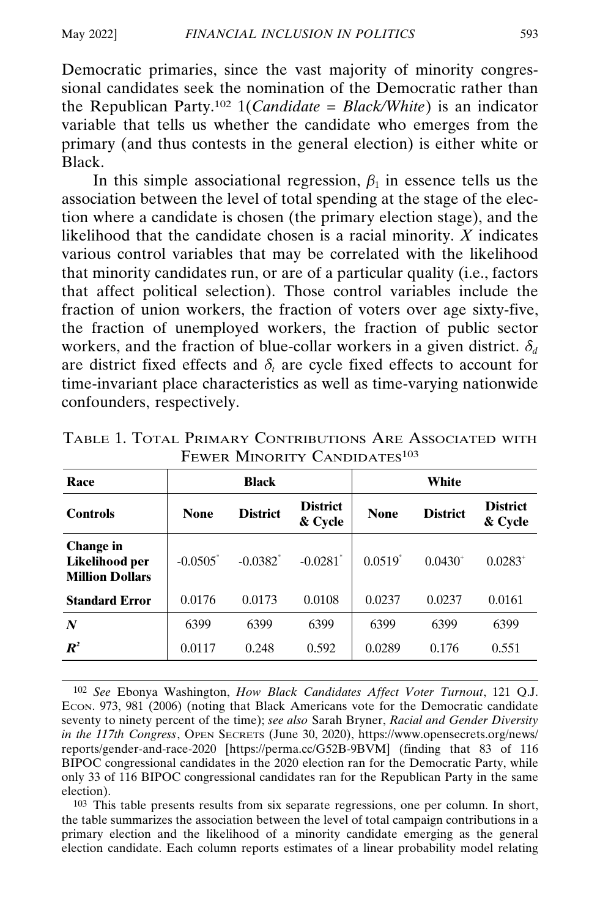Democratic primaries, since the vast majority of minority congressional candidates seek the nomination of the Democratic rather than the Republican Party.[102] 1(*Candidate = Black/White*) is an indicator variable that tells us whether the candidate who emerges from the primary (and thus contests in the general election) is either white or Black.

In this simple associational regression, $\beta_1$ in essence tells us the association between the level of total spending at the stage of the election where a candidate is chosen (the primary election stage), and the likelihood that the candidate chosen is a racial minority. $X$ indicates various control variables that may be correlated with the likelihood that minority candidates run, or are of a particular quality (i.e., factors that affect political selection). Those control variables include the fraction of union workers, the fraction of voters over age sixty-five, the fraction of unemployed workers, the fraction of public sector workers, and the fraction of blue-collar workers in a given district. $\delta_d$ are district fixed effects and $\delta_t$ are cycle fixed effects to account for time-invariant place characteristics as well as time-varying nationwide confounders, respectively.

TABLE 1. TOTAL PRIMARY CONTRIBUTIONS ARE ASSOCIATED WITH FEWER MINORITY CANDIDATES[103]

| **Race** | **Black** | | | **White** | | |
|---|---|---|---|---|---|---|
| **Controls** | **None** | **District** | **District & Cycle** | **None** | **District** | **District & Cycle** |
| **Change in Likelihood per Million Dollars** | -0.0505* | -0.0382* | -0.0281* | 0.0519* | 0.0430+ | 0.0283+ |
| **Standard Error** | 0.0176 | 0.0173 | 0.0108 | 0.0237 | 0.0237 | 0.0161 |
| ***N*** | 6399 | 6399 | 6399 | 6399 | 6399 | 6399 |
| $R^2$ | 0.0117 | 0.248 | 0.592 | 0.0289 | 0.176 | 0.551 |

[102] *See* Ebonya Washington, *How Black Candidates Affect Voter Turnout*, 121 Q.J. ECON. 973, 981 (2006) (noting that Black Americans vote for the Democratic candidate seventy to ninety percent of the time); *see also* Sarah Bryner, *Racial and Gender Diversity in the 117th Congress*, OPEN SECRETS (June 30, 2020), https://www.opensecrets.org/news/reports/gender-and-race-2020 [https://perma.cc/G52B-9BVM] (finding that 83 of 116 BIPOC congressional candidates in the 2020 election ran for the Democratic Party, while only 33 of 116 BIPOC congressional candidates ran for the Republican Party in the same election).

[103] This table presents results from six separate regressions, one per column. In short, the table summarizes the association between the level of total campaign contributions in a primary election and the likelihood of a minority candidate emerging as the general election candidate. Each column reports estimates of a linear probability model relating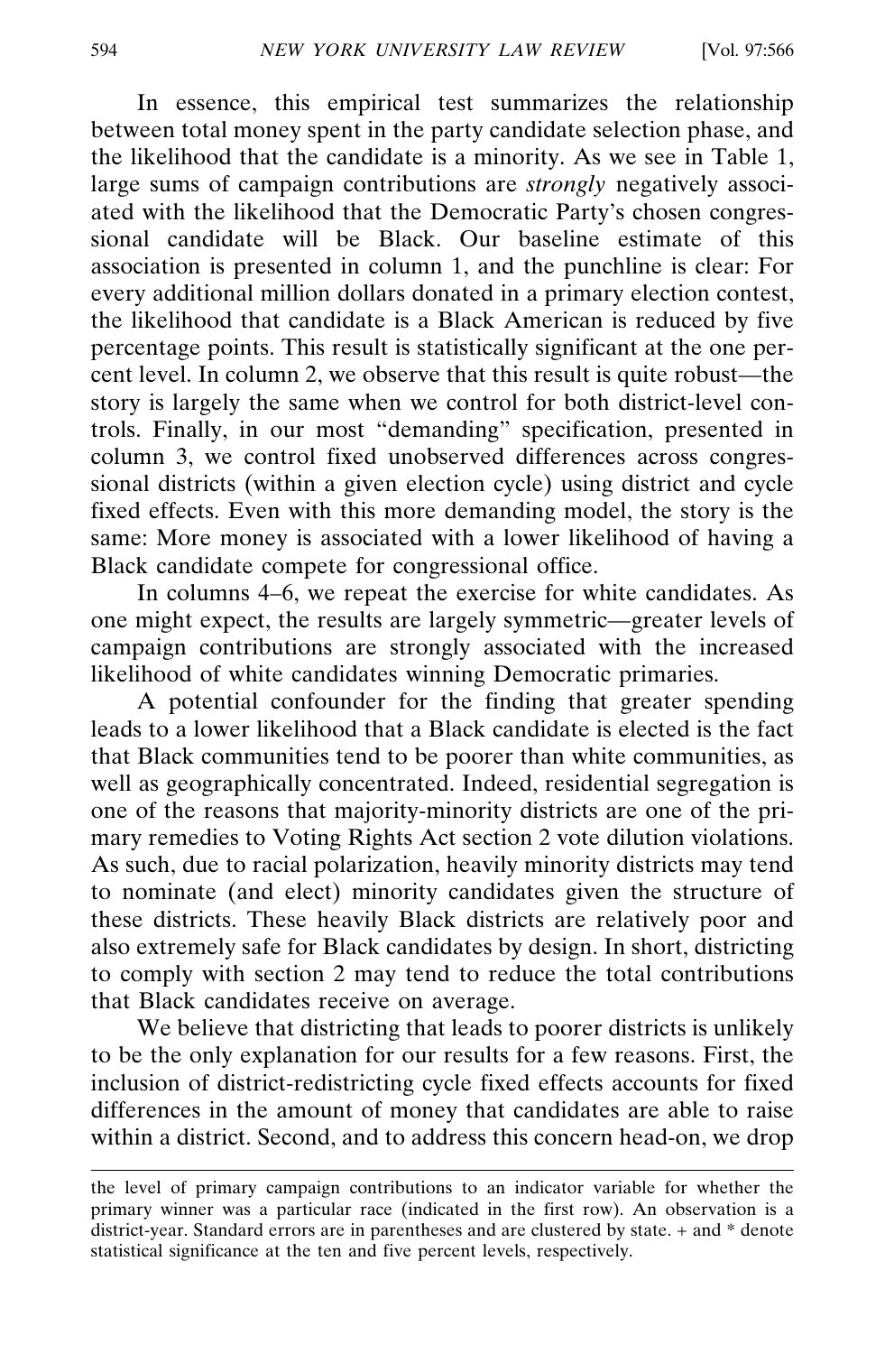In essence, this empirical test summarizes the relationship between total money spent in the party candidate selection phase, and the likelihood that the candidate is a minority. As we see in Table 1, large sums of campaign contributions are *strongly* negatively associated with the likelihood that the Democratic Party's chosen congressional candidate will be Black. Our baseline estimate of this association is presented in column 1, and the punchline is clear: For every additional million dollars donated in a primary election contest, the likelihood that candidate is a Black American is reduced by five percentage points. This result is statistically significant at the one percent level. In column 2, we observe that this result is quite robust—the story is largely the same when we control for both district-level controls. Finally, in our most "demanding" specification, presented in column 3, we control fixed unobserved differences across congressional districts (within a given election cycle) using district and cycle fixed effects. Even with this more demanding model, the story is the same: More money is associated with a lower likelihood of having a Black candidate compete for congressional office.

In columns 4–6, we repeat the exercise for white candidates. As one might expect, the results are largely symmetric—greater levels of campaign contributions are strongly associated with the increased likelihood of white candidates winning Democratic primaries.

A potential confounder for the finding that greater spending leads to a lower likelihood that a Black candidate is elected is the fact that Black communities tend to be poorer than white communities, as well as geographically concentrated. Indeed, residential segregation is one of the reasons that majority-minority districts are one of the primary remedies to Voting Rights Act section 2 vote dilution violations. As such, due to racial polarization, heavily minority districts may tend to nominate (and elect) minority candidates given the structure of these districts. These heavily Black districts are relatively poor and also extremely safe for Black candidates by design. In short, districting to comply with section 2 may tend to reduce the total contributions that Black candidates receive on average.

We believe that districting that leads to poorer districts is unlikely to be the only explanation for our results for a few reasons. First, the inclusion of district-redistricting cycle fixed effects accounts for fixed differences in the amount of money that candidates are able to raise within a district. Second, and to address this concern head-on, we drop

---

the level of primary campaign contributions to an indicator variable for whether the primary winner was a particular race (indicated in the first row). An observation is a district-year. Standard errors are in parentheses and are clustered by state. + and * denote statistical significance at the ten and five percent levels, respectively.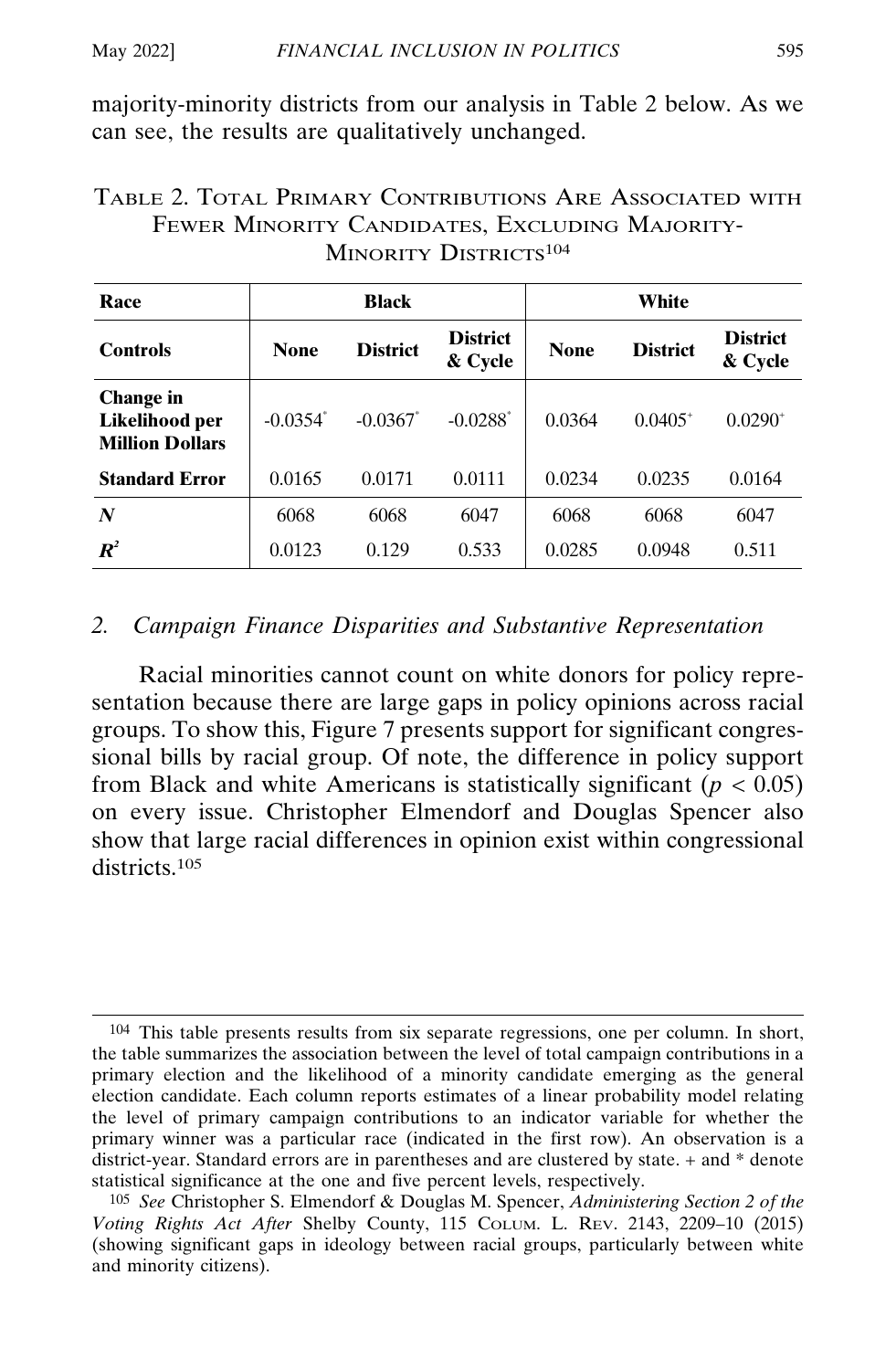majority-minority districts from our analysis in Table 2 below. As we can see, the results are qualitatively unchanged.

TABLE 2. TOTAL PRIMARY CONTRIBUTIONS ARE ASSOCIATED WITH FEWER MINORITY CANDIDATES, EXCLUDING MAJORITY-MINORITY DISTRICTS[104]

| **Race** | **Black** | | | **White** | | |
|---|---|---|---|---|---|---|
| **Controls** | **None** | **District** | **District & Cycle** | **None** | **District** | **District & Cycle** |
| **Change in Likelihood per Million Dollars** | -0.0354* | -0.0367* | -0.0288* | 0.0364 | 0.0405+ | 0.0290+ |
| **Standard Error** | 0.0165 | 0.0171 | 0.0111 | 0.0234 | 0.0235 | 0.0164 |
| ***N*** | 6068 | 6068 | 6047 | 6068 | 6068 | 6047 |
| $R^2$ | 0.0123 | 0.129 | 0.533 | 0.0285 | 0.0948 | 0.511 |

### *2. Campaign Finance Disparities and Substantive Representation*

Racial minorities cannot count on white donors for policy representation because there are large gaps in policy opinions across racial groups. To show this, Figure 7 presents support for significant congressional bills by racial group. Of note, the difference in policy support from Black and white Americans is statistically significant ($p < 0.05$) on every issue. Christopher Elmendorf and Douglas Spencer also show that large racial differences in opinion exist within congressional districts.[105]

---

[104] This table presents results from six separate regressions, one per column. In short, the table summarizes the association between the level of total campaign contributions in a primary election and the likelihood of a minority candidate emerging as the general election candidate. Each column reports estimates of a linear probability model relating the level of primary campaign contributions to an indicator variable for whether the primary winner was a particular race (indicated in the first row). An observation is a district-year. Standard errors are in parentheses and are clustered by state. + and * denote statistical significance at the one and five percent levels, respectively.

[105] *See* Christopher S. Elmendorf & Douglas M. Spencer, *Administering Section 2 of the Voting Rights Act After* Shelby County, 115 COLUM. L. REV. 2143, 2209–10 (2015) (showing significant gaps in ideology between racial groups, particularly between white and minority citizens).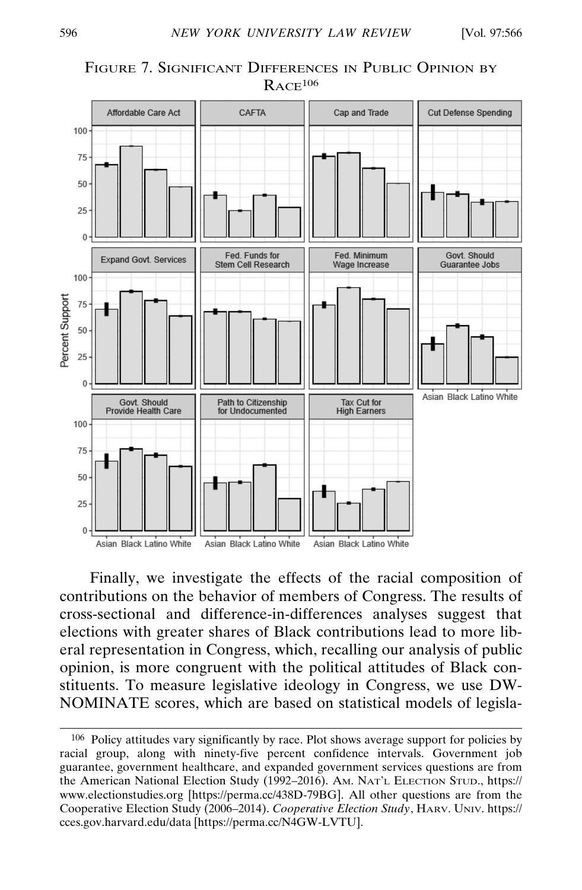FIGURE 7. SIGNIFICANT DIFFERENCES IN PUBLIC OPINION BY RACE[106]

Affordable Care Act
CAFTA
Cap and Trade
Cut Defense Spending
Expand Govt. Services
Fed. Funds for Stem Cell Research
Fed. Minimum Wage Increase
Govt. Should Guarantee Jobs
Govt. Should Provide Health Care
Path to Citizenship for Undocumented
Tax Cut for High Earners

Percent Support
0
25
50
75
100

Asian Black Latino White

Finally, we investigate the effects of the racial composition of contributions on the behavior of members of Congress. The results of cross-sectional and difference-in-differences analyses suggest that elections with greater shares of Black contributions lead to more liberal representation in Congress, which, recalling our analysis of public opinion, is more congruent with the political attitudes of Black constituents. To measure legislative ideology in Congress, we use DW-NOMINATE scores, which are based on statistical models of legisla-

---

106 Policy attitudes vary significantly by race. Plot shows average support for policies by racial group, along with ninety-five percent confidence intervals. Government job guarantee, government healthcare, and expanded government services questions are from the American National Election Study (1992–2016). AM. NAT'L ELECTION STUD., https://www.electionstudies.org [https://perma.cc/438D-79BG]. All other questions are from the Cooperative Election Study (2006–2014). *Cooperative Election Study*, HARV. UNIV. https://cces.gov.harvard.edu/data [https://perma.cc/N4GW-LVTU].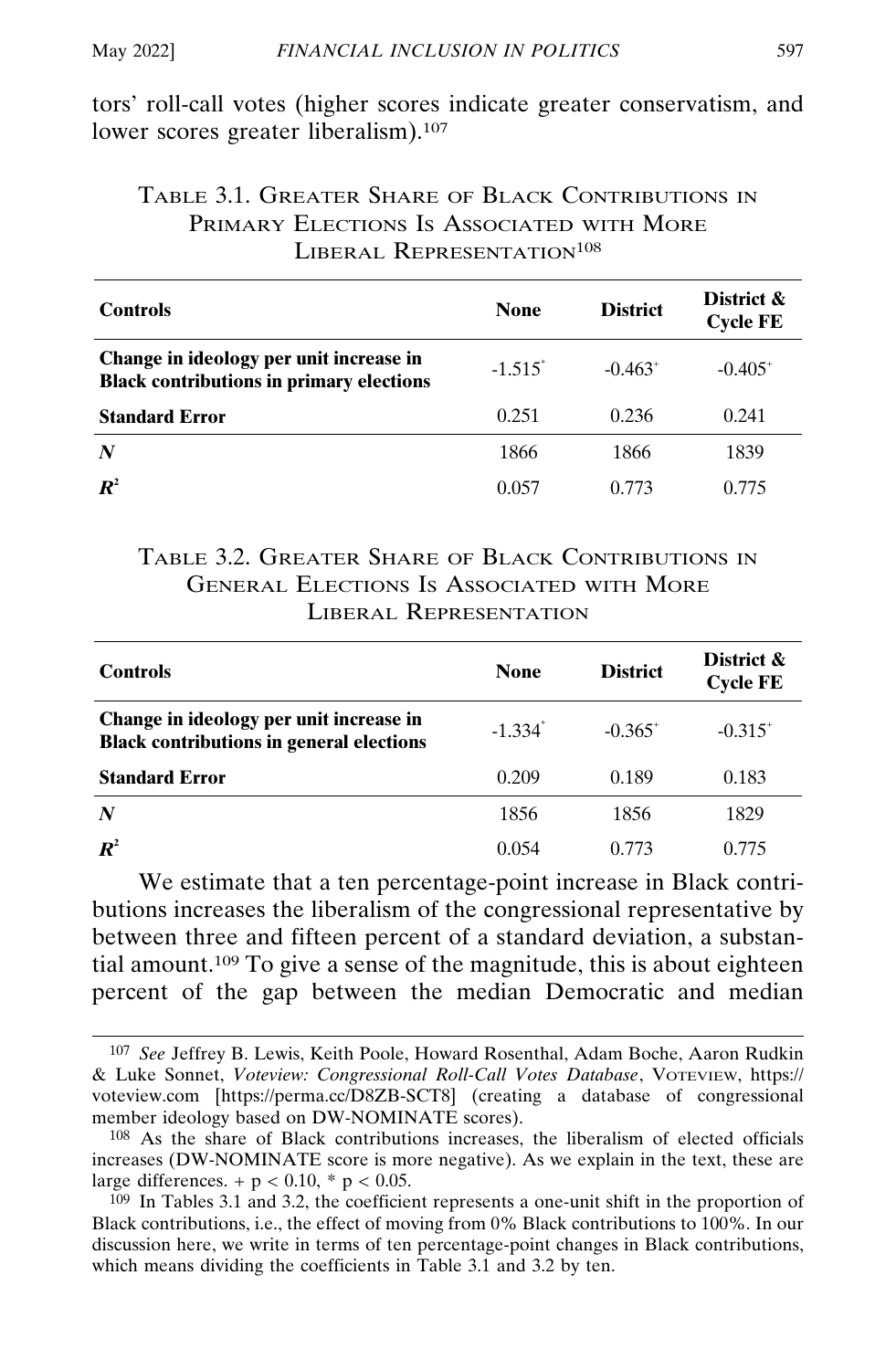tors' roll-call votes (higher scores indicate greater conservatism, and lower scores greater liberalism).[107]

Table 3.1. Greater Share of Black Contributions in Primary Elections Is Associated with More Liberal Representation[108]

| Controls | None | District | District & Cycle FE |
|---|---|---|---|
| **Change in ideology per unit increase in Black contributions in primary elections** | -1.515* | -0.463+ | -0.405+ |
| **Standard Error** | 0.251 | 0.236 | 0.241 |
| ***N*** | 1866 | 1866 | 1839 |
| $R^2$ | 0.057 | 0.773 | 0.775 |

Table 3.2. Greater Share of Black Contributions in General Elections Is Associated with More Liberal Representation

| Controls | None | District | District & Cycle FE |
|---|---|---|---|
| **Change in ideology per unit increase in Black contributions in general elections** | -1.334* | -0.365+ | -0.315+ |
| **Standard Error** | 0.209 | 0.189 | 0.183 |
| ***N*** | 1856 | 1856 | 1829 |
| $R^2$ | 0.054 | 0.773 | 0.775 |

We estimate that a ten percentage-point increase in Black contributions increases the liberalism of the congressional representative by between three and fifteen percent of a standard deviation, a substantial amount.[109] To give a sense of the magnitude, this is about eighteen percent of the gap between the median Democratic and median

[107] *See* Jeffrey B. Lewis, Keith Poole, Howard Rosenthal, Adam Boche, Aaron Rudkin & Luke Sonnet, *Voteview: Congressional Roll-Call Votes Database*, Voteview, https://voteview.com [https://perma.cc/D8ZB-SCT8] (creating a database of congressional member ideology based on DW-NOMINATE scores).

[108] As the share of Black contributions increases, the liberalism of elected officials increases (DW-NOMINATE score is more negative). As we explain in the text, these are large differences. + $p < 0.10$, * $p < 0.05$.

[109] In Tables 3.1 and 3.2, the coefficient represents a one-unit shift in the proportion of Black contributions, i.e., the effect of moving from 0% Black contributions to 100%. In our discussion here, we write in terms of ten percentage-point changes in Black contributions, which means dividing the coefficients in Table 3.1 and 3.2 by ten.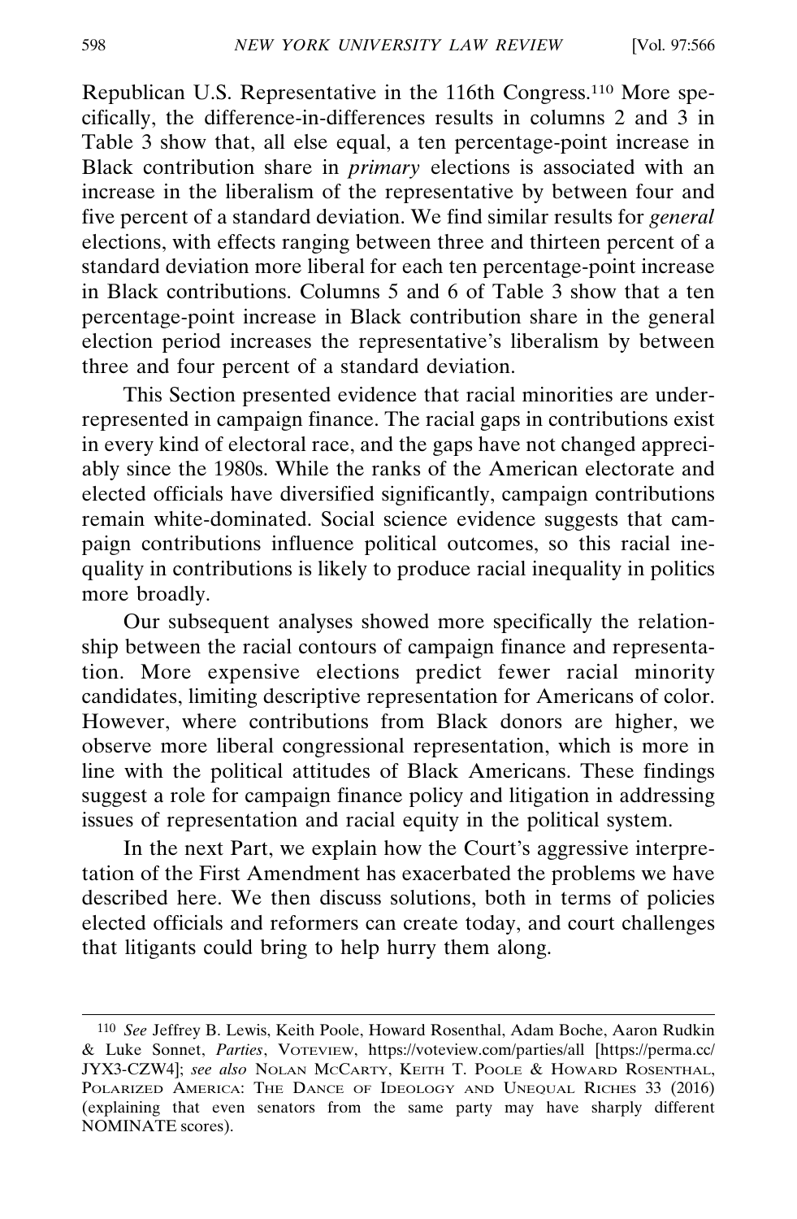Republican U.S. Representative in the 116th Congress.[110] More specifically, the difference-in-differences results in columns 2 and 3 in Table 3 show that, all else equal, a ten percentage-point increase in Black contribution share in *primary* elections is associated with an increase in the liberalism of the representative by between four and five percent of a standard deviation. We find similar results for *general* elections, with effects ranging between three and thirteen percent of a standard deviation more liberal for each ten percentage-point increase in Black contributions. Columns 5 and 6 of Table 3 show that a ten percentage-point increase in Black contribution share in the general election period increases the representative's liberalism by between three and four percent of a standard deviation.

This Section presented evidence that racial minorities are underrepresented in campaign finance. The racial gaps in contributions exist in every kind of electoral race, and the gaps have not changed appreciably since the 1980s. While the ranks of the American electorate and elected officials have diversified significantly, campaign contributions remain white-dominated. Social science evidence suggests that campaign contributions influence political outcomes, so this racial inequality in contributions is likely to produce racial inequality in politics more broadly.

Our subsequent analyses showed more specifically the relationship between the racial contours of campaign finance and representation. More expensive elections predict fewer racial minority candidates, limiting descriptive representation for Americans of color. However, where contributions from Black donors are higher, we observe more liberal congressional representation, which is more in line with the political attitudes of Black Americans. These findings suggest a role for campaign finance policy and litigation in addressing issues of representation and racial equity in the political system.

In the next Part, we explain how the Court's aggressive interpretation of the First Amendment has exacerbated the problems we have described here. We then discuss solutions, both in terms of policies elected officials and reformers can create today, and court challenges that litigants could bring to help hurry them along.

---

[110] *See* Jeffrey B. Lewis, Keith Poole, Howard Rosenthal, Adam Boche, Aaron Rudkin & Luke Sonnet, *Parties*, VOTEVIEW, https://voteview.com/parties/all [https://perma.cc/JYX3-CZW4]; *see also* NOLAN MCCARTY, KEITH T. POOLE & HOWARD ROSENTHAL, POLARIZED AMERICA: THE DANCE OF IDEOLOGY AND UNEQUAL RICHES 33 (2016) (explaining that even senators from the same party may have sharply different NOMINATE scores).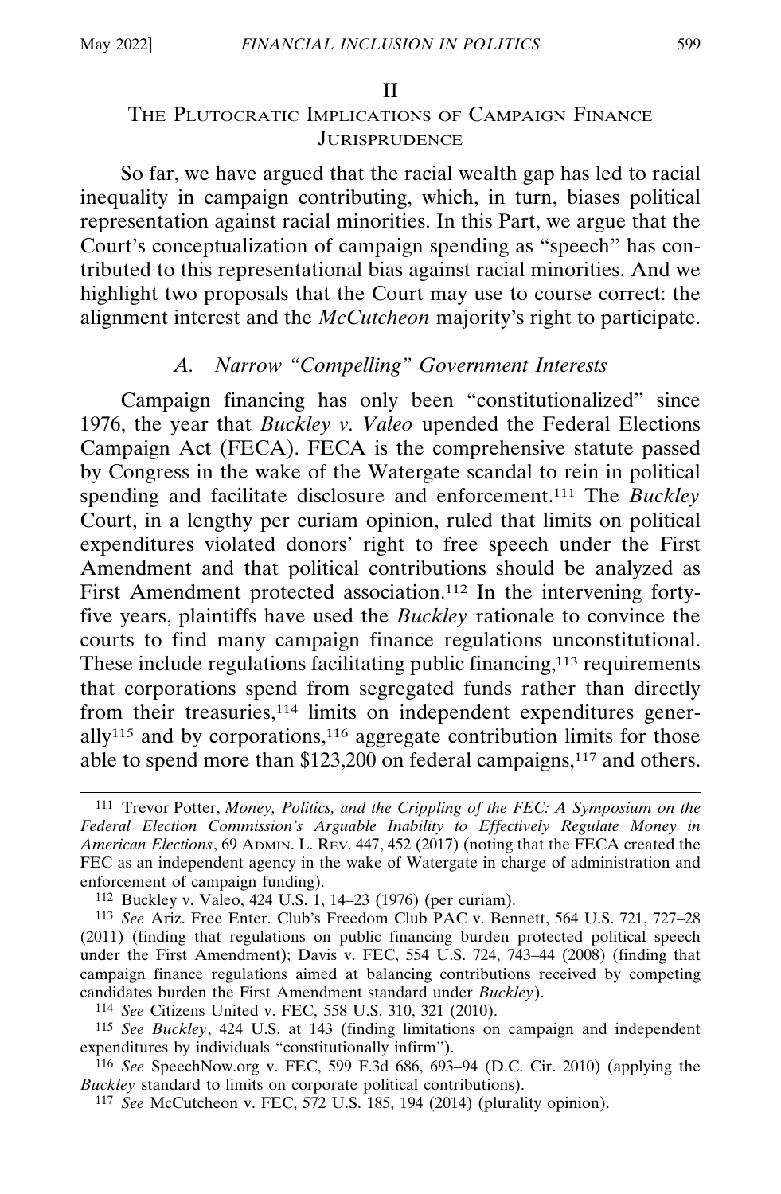## II

## The Plutocratic Implications of Campaign Finance Jurisprudence

So far, we have argued that the racial wealth gap has led to racial inequality in campaign contributing, which, in turn, biases political representation against racial minorities. In this Part, we argue that the Court's conceptualization of campaign spending as "speech" has contributed to this representational bias against racial minorities. And we highlight two proposals that the Court may use to course correct: the alignment interest and the *McCutcheon* majority's right to participate.

### *A. Narrow "Compelling" Government Interests*

Campaign financing has only been "constitutionalized" since 1976, the year that *Buckley v. Valeo* upended the Federal Elections Campaign Act (FECA). FECA is the comprehensive statute passed by Congress in the wake of the Watergate scandal to rein in political spending and facilitate disclosure and enforcement.[111] The *Buckley* Court, in a lengthy per curiam opinion, ruled that limits on political expenditures violated donors' right to free speech under the First Amendment and that political contributions should be analyzed as First Amendment protected association.[112] In the intervening forty-five years, plaintiffs have used the *Buckley* rationale to convince the courts to find many campaign finance regulations unconstitutional. These include regulations facilitating public financing,[113] requirements that corporations spend from segregated funds rather than directly from their treasuries,[114] limits on independent expenditures generally[115] and by corporations,[116] aggregate contribution limits for those able to spend more than $123,200 on federal campaigns,[117] and others.

---

[111] Trevor Potter, *Money, Politics, and the Crippling of the FEC: A Symposium on the Federal Election Commission's Arguable Inability to Effectively Regulate Money in American Elections*, 69 Admin. L. Rev. 447, 452 (2017) (noting that the FECA created the FEC as an independent agency in the wake of Watergate in charge of administration and enforcement of campaign funding).

[112] Buckley v. Valeo, 424 U.S. 1, 14–23 (1976) (per curiam).

[113] *See* Ariz. Free Enter. Club's Freedom Club PAC v. Bennett, 564 U.S. 721, 727–28 (2011) (finding that regulations on public financing burden protected political speech under the First Amendment); Davis v. FEC, 554 U.S. 724, 743–44 (2008) (finding that campaign finance regulations aimed at balancing contributions received by competing candidates burden the First Amendment standard under *Buckley*).

[114] *See* Citizens United v. FEC, 558 U.S. 310, 321 (2010).

[115] *See Buckley*, 424 U.S. at 143 (finding limitations on campaign and independent expenditures by individuals "constitutionally infirm").

[116] *See* SpeechNow.org v. FEC, 599 F.3d 686, 693–94 (D.C. Cir. 2010) (applying the *Buckley* standard to limits on corporate political contributions).

[117] *See* McCutcheon v. FEC, 572 U.S. 185, 194 (2014) (plurality opinion).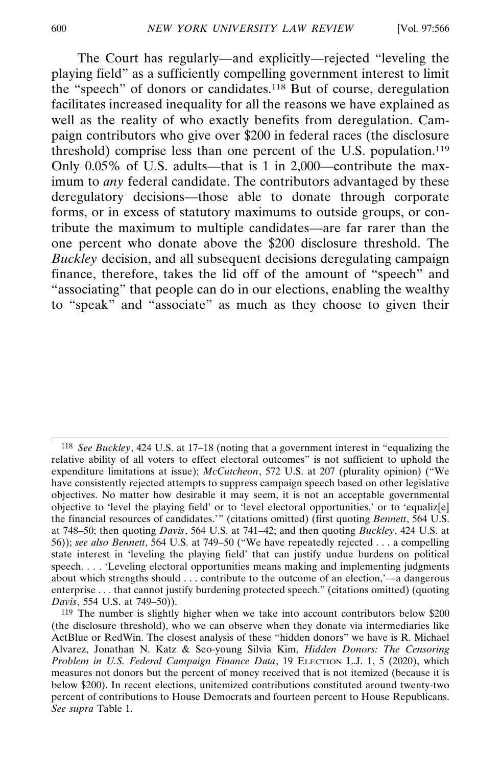The Court has regularly—and explicitly—rejected "leveling the playing field" as a sufficiently compelling government interest to limit the "speech" of donors or candidates.[118] But of course, deregulation facilitates increased inequality for all the reasons we have explained as well as the reality of who exactly benefits from deregulation. Campaign contributors who give over $200 in federal races (the disclosure threshold) comprise less than one percent of the U.S. population.[119] Only 0.05% of U.S. adults—that is 1 in 2,000—contribute the maximum to *any* federal candidate. The contributors advantaged by these deregulatory decisions—those able to donate through corporate forms, or in excess of statutory maximums to outside groups, or contribute the maximum to multiple candidates—are far rarer than the one percent who donate above the $200 disclosure threshold. The *Buckley* decision, and all subsequent decisions deregulating campaign finance, therefore, takes the lid off of the amount of "speech" and "associating" that people can do in our elections, enabling the wealthy to "speak" and "associate" as much as they choose to given their

---

[118] *See Buckley*, 424 U.S. at 17–18 (noting that a government interest in "equalizing the relative ability of all voters to effect electoral outcomes" is not sufficient to uphold the expenditure limitations at issue); *McCutcheon*, 572 U.S. at 207 (plurality opinion) ("We have consistently rejected attempts to suppress campaign speech based on other legislative objectives. No matter how desirable it may seem, it is not an acceptable governmental objective to 'level the playing field' or to 'level electoral opportunities,' or to 'equaliz[e] the financial resources of candidates.'" (citations omitted) (first quoting *Bennett*, 564 U.S. at 748–50; then quoting *Davis*, 564 U.S. at 741–42; and then quoting *Buckley*, 424 U.S. at 56)); *see also Bennett*, 564 U.S. at 749–50 ("We have repeatedly rejected . . . a compelling state interest in 'leveling the playing field' that can justify undue burdens on political speech. . . . 'Leveling electoral opportunities means making and implementing judgments about which strengths should . . . contribute to the outcome of an election,'—a dangerous enterprise . . . that cannot justify burdening protected speech." (citations omitted) (quoting *Davis*, 554 U.S. at 749–50)).

[119] The number is slightly higher when we take into account contributors below $200 (the disclosure threshold), who we can observe when they donate via intermediaries like ActBlue or RedWin. The closest analysis of these "hidden donors" we have is R. Michael Alvarez, Jonathan N. Katz & Seo-young Silvia Kim, *Hidden Donors: The Censoring Problem in U.S. Federal Campaign Finance Data*, 19 ELECTION L.J. 1, 5 (2020), which measures not donors but the percent of money received that is not itemized (because it is below $200). In recent elections, unitemized contributions constituted around twenty-two percent of contributions to House Democrats and fourteen percent to House Republicans. *See supra* Table 1.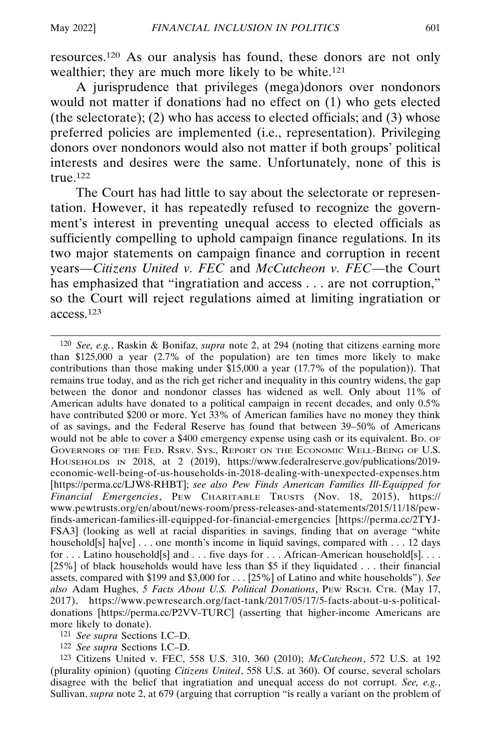resources.[120] As our analysis has found, these donors are not only wealthier; they are much more likely to be white.[121]

A jurisprudence that privileges (mega)donors over nondonors would not matter if donations had no effect on (1) who gets elected (the selectorate); (2) who has access to elected officials; and (3) whose preferred policies are implemented (i.e., representation). Privileging donors over nondonors would also not matter if both groups' political interests and desires were the same. Unfortunately, none of this is true.[122]

The Court has had little to say about the selectorate or representation. However, it has repeatedly refused to recognize the government's interest in preventing unequal access to elected officials as sufficiently compelling to uphold campaign finance regulations. In its two major statements on campaign finance and corruption in recent years—*Citizens United v. FEC* and *McCutcheon v. FEC*—the Court has emphasized that "ingratiation and access . . . are not corruption," so the Court will reject regulations aimed at limiting ingratiation or access.[123]

---

[120] *See, e.g.*, Raskin & Bonifaz, *supra* note 2, at 294 (noting that citizens earning more than $125,000 a year (2.7% of the population) are ten times more likely to make contributions than those making under $15,000 a year (17.7% of the population)). That remains true today, and as the rich get richer and inequality in this country widens, the gap between the donor and nondonor classes has widened as well. Only about 11% of American adults have donated to a political campaign in recent decades, and only 0.5% have contributed $200 or more. Yet 33% of American families have no money they think of as savings, and the Federal Reserve has found that between 39–50% of Americans would not be able to cover a $400 emergency expense using cash or its equivalent. BD. OF GOVERNORS OF THE FED. RSRV. SYS., REPORT ON THE ECONOMIC WELL-BEING OF U.S. HOUSEHOLDS IN 2018, at 2 (2019), https://www.federalreserve.gov/publications/2019-economic-well-being-of-us-households-in-2018-dealing-with-unexpected-expenses.htm [https://perma.cc/LJW8-RHBT]; *see also Pew Finds American Families Ill-Equipped for Financial Emergencies*, PEW CHARITABLE TRUSTS (Nov. 18, 2015), https://www.pewtrusts.org/en/about/news-room/press-releases-and-statements/2015/11/18/pew-finds-american-families-ill-equipped-for-financial-emergencies [https://perma.cc/2TYJ-FSA3] (looking as well at racial disparities in savings, finding that on average "white household[s] ha[ve] . . . one month's income in liquid savings, compared with . . . 12 days for . . . Latino household[s] and . . . five days for . . . African-American household[s]. . . . [25%] of black households would have less than $5 if they liquidated . . . their financial assets, compared with $199 and $3,000 for . . . [25%] of Latino and white households"). *See also* Adam Hughes, *5 Facts About U.S. Political Donations*, PEW RSCH. CTR. (May 17, 2017), https://www.pewresearch.org/fact-tank/2017/05/17/5-facts-about-u-s-political-donations [https://perma.cc/P2VV-TURC] (asserting that higher-income Americans are more likely to donate).

[121] *See supra* Sections I.C–D.

[122] *See supra* Sections I.C–D.

[123] Citizens United v. FEC, 558 U.S. 310, 360 (2010); *McCutcheon*, 572 U.S. at 192 (plurality opinion) (quoting *Citizens United*, 558 U.S. at 360). Of course, several scholars disagree with the belief that ingratiation and unequal access do not corrupt. *See, e.g.*, Sullivan, *supra* note 2, at 679 (arguing that corruption "is really a variant on the problem of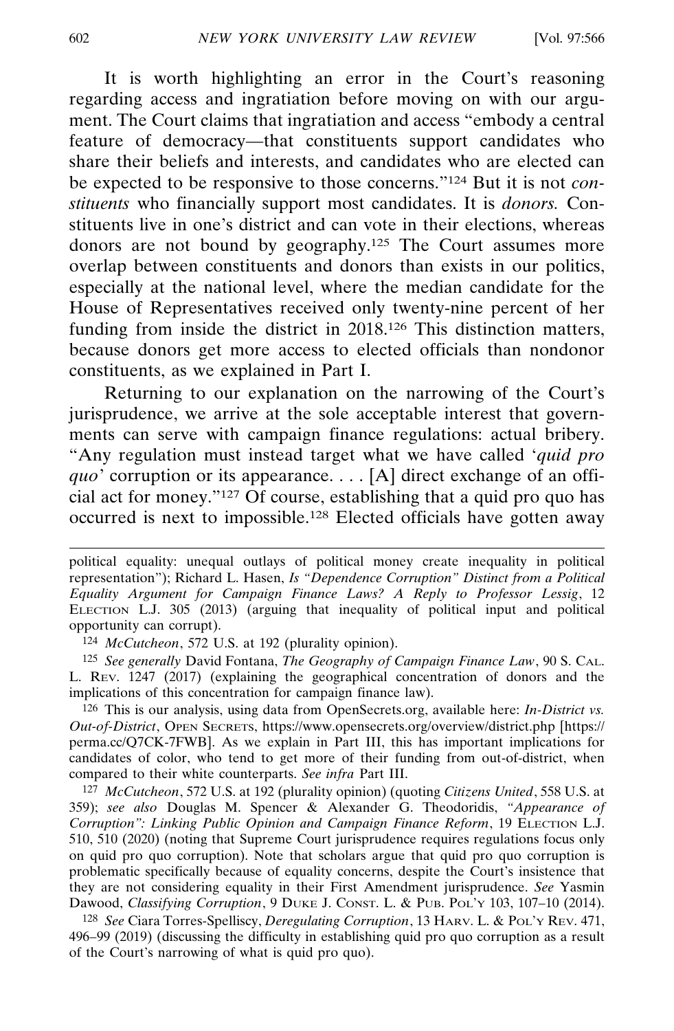It is worth highlighting an error in the Court's reasoning regarding access and ingratiation before moving on with our argument. The Court claims that ingratiation and access "embody a central feature of democracy—that constituents support candidates who share their beliefs and interests, and candidates who are elected can be expected to be responsive to those concerns."[124] But it is not *constituents* who financially support most candidates. It is *donors.* Constituents live in one's district and can vote in their elections, whereas donors are not bound by geography.[125] The Court assumes more overlap between constituents and donors than exists in our politics, especially at the national level, where the median candidate for the House of Representatives received only twenty-nine percent of her funding from inside the district in 2018.[126] This distinction matters, because donors get more access to elected officials than nondonor constituents, as we explained in Part I.

Returning to our explanation on the narrowing of the Court's jurisprudence, we arrive at the sole acceptable interest that governments can serve with campaign finance regulations: actual bribery. "Any regulation must instead target what we have called '*quid pro quo*' corruption or its appearance. . . . [A] direct exchange of an official act for money."[127] Of course, establishing that a quid pro quo has occurred is next to impossible.[128] Elected officials have gotten away

---

political equality: unequal outlays of political money create inequality in political representation"); Richard L. Hasen, *Is "Dependence Corruption" Distinct from a Political Equality Argument for Campaign Finance Laws? A Reply to Professor Lessig*, 12 ELECTION L.J. 305 (2013) (arguing that inequality of political input and political opportunity can corrupt).

124 *McCutcheon*, 572 U.S. at 192 (plurality opinion).

125 *See generally* David Fontana, *The Geography of Campaign Finance Law*, 90 S. CAL. L. REV. 1247 (2017) (explaining the geographical concentration of donors and the implications of this concentration for campaign finance law).

126 This is our analysis, using data from OpenSecrets.org, available here: *In-District vs. Out-of-District*, OPEN SECRETS, https://www.opensecrets.org/overview/district.php [https://perma.cc/Q7CK-7FWB]. As we explain in Part III, this has important implications for candidates of color, who tend to get more of their funding from out-of-district, when compared to their white counterparts. *See infra* Part III.

127 *McCutcheon*, 572 U.S. at 192 (plurality opinion) (quoting *Citizens United*, 558 U.S. at 359); *see also* Douglas M. Spencer & Alexander G. Theodoridis, *"Appearance of Corruption": Linking Public Opinion and Campaign Finance Reform*, 19 ELECTION L.J. 510, 510 (2020) (noting that Supreme Court jurisprudence requires regulations focus only on quid pro quo corruption). Note that scholars argue that quid pro quo corruption is problematic specifically because of equality concerns, despite the Court's insistence that they are not considering equality in their First Amendment jurisprudence. *See* Yasmin Dawood, *Classifying Corruption*, 9 DUKE J. CONST. L. & PUB. POL'Y 103, 107–10 (2014).

128 *See* Ciara Torres-Spelliscy, *Deregulating Corruption*, 13 HARV. L. & POL'Y REV. 471, 496–99 (2019) (discussing the difficulty in establishing quid pro quo corruption as a result of the Court's narrowing of what is quid pro quo).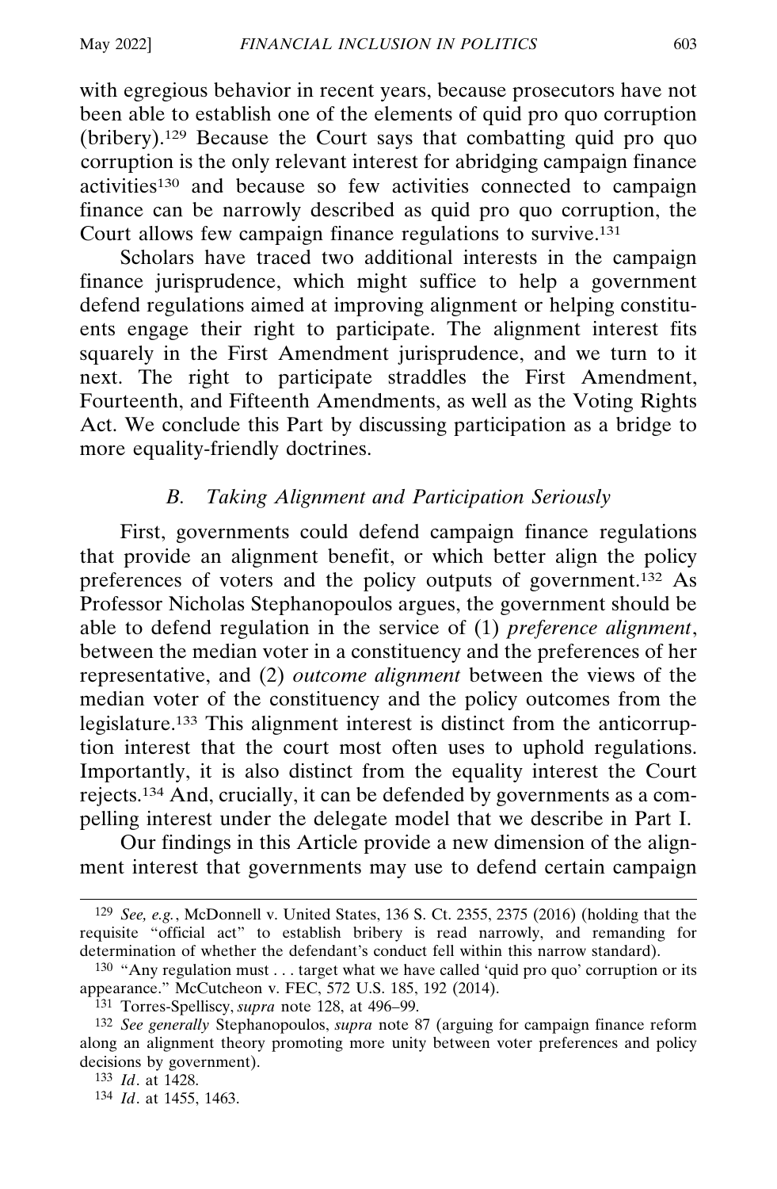with egregious behavior in recent years, because prosecutors have not been able to establish one of the elements of quid pro quo corruption (bribery).[129] Because the Court says that combatting quid pro quo corruption is the only relevant interest for abridging campaign finance activities[130] and because so few activities connected to campaign finance can be narrowly described as quid pro quo corruption, the Court allows few campaign finance regulations to survive.[131]

Scholars have traced two additional interests in the campaign finance jurisprudence, which might suffice to help a government defend regulations aimed at improving alignment or helping constituents engage their right to participate. The alignment interest fits squarely in the First Amendment jurisprudence, and we turn to it next. The right to participate straddles the First Amendment, Fourteenth, and Fifteenth Amendments, as well as the Voting Rights Act. We conclude this Part by discussing participation as a bridge to more equality-friendly doctrines.

### *B. Taking Alignment and Participation Seriously*

First, governments could defend campaign finance regulations that provide an alignment benefit, or which better align the policy preferences of voters and the policy outputs of government.[132] As Professor Nicholas Stephanopoulos argues, the government should be able to defend regulation in the service of (1) *preference alignment*, between the median voter in a constituency and the preferences of her representative, and (2) *outcome alignment* between the views of the median voter of the constituency and the policy outcomes from the legislature.[133] This alignment interest is distinct from the anticorruption interest that the court most often uses to uphold regulations. Importantly, it is also distinct from the equality interest the Court rejects.[134] And, crucially, it can be defended by governments as a compelling interest under the delegate model that we describe in Part I.

Our findings in this Article provide a new dimension of the alignment interest that governments may use to defend certain campaign

---

[129] *See, e.g.*, McDonnell v. United States, 136 S. Ct. 2355, 2375 (2016) (holding that the requisite "official act" to establish bribery is read narrowly, and remanding for determination of whether the defendant's conduct fell within this narrow standard).

[130] "Any regulation must . . . target what we have called 'quid pro quo' corruption or its appearance." McCutcheon v. FEC, 572 U.S. 185, 192 (2014).

[131] Torres-Spelliscy, *supra* note 128, at 496–99.

[132] *See generally* Stephanopoulos, *supra* note 87 (arguing for campaign finance reform along an alignment theory promoting more unity between voter preferences and policy decisions by government).

[133] *Id*. at 1428.

[134] *Id*. at 1455, 1463.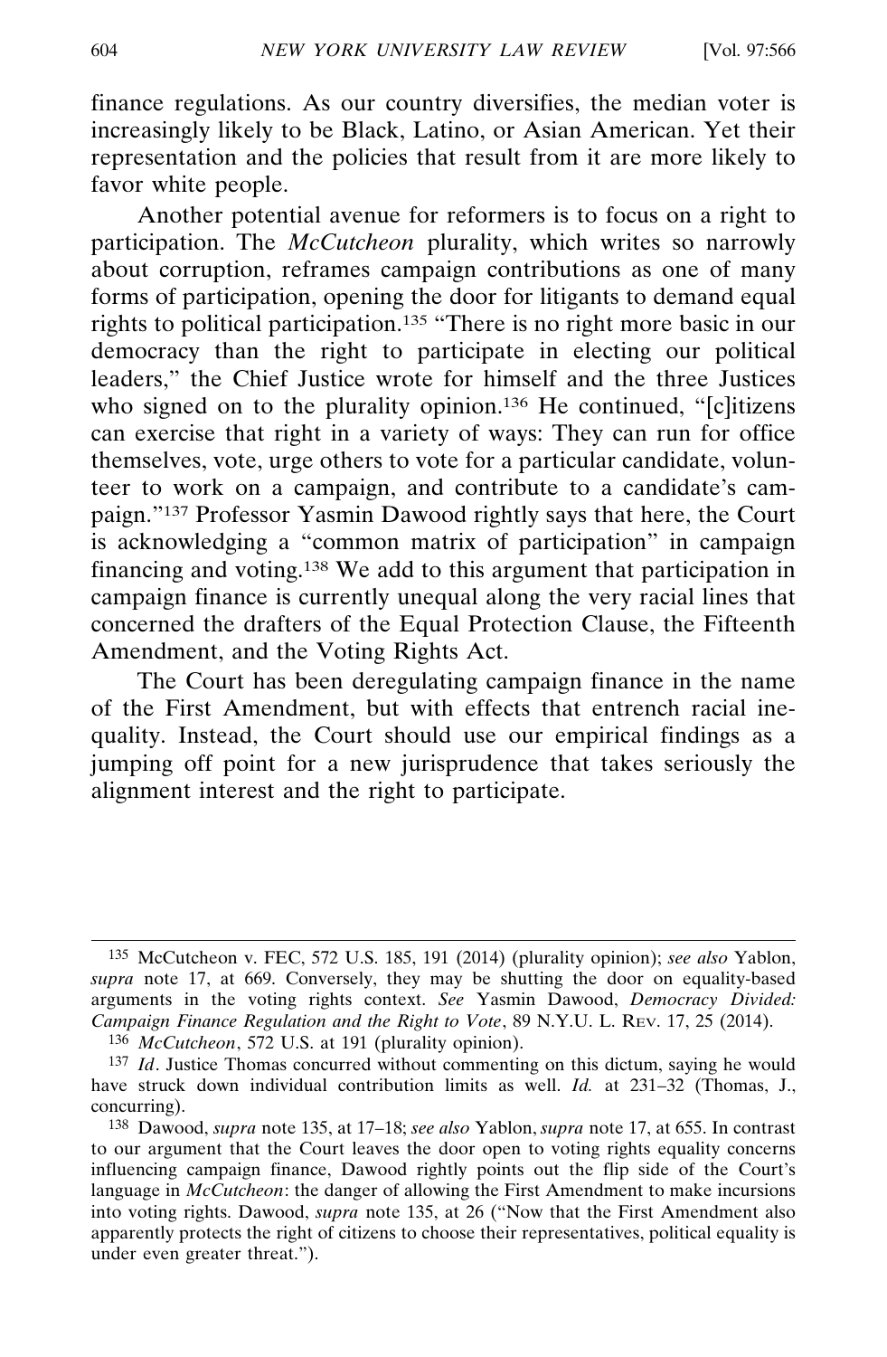finance regulations. As our country diversifies, the median voter is increasingly likely to be Black, Latino, or Asian American. Yet their representation and the policies that result from it are more likely to favor white people.

Another potential avenue for reformers is to focus on a right to participation. The *McCutcheon* plurality, which writes so narrowly about corruption, reframes campaign contributions as one of many forms of participation, opening the door for litigants to demand equal rights to political participation.[135] "There is no right more basic in our democracy than the right to participate in electing our political leaders," the Chief Justice wrote for himself and the three Justices who signed on to the plurality opinion.[136] He continued, "[c]itizens can exercise that right in a variety of ways: They can run for office themselves, vote, urge others to vote for a particular candidate, volunteer to work on a campaign, and contribute to a candidate's campaign."[137] Professor Yasmin Dawood rightly says that here, the Court is acknowledging a "common matrix of participation" in campaign financing and voting.[138] We add to this argument that participation in campaign finance is currently unequal along the very racial lines that concerned the drafters of the Equal Protection Clause, the Fifteenth Amendment, and the Voting Rights Act.

The Court has been deregulating campaign finance in the name of the First Amendment, but with effects that entrench racial inequality. Instead, the Court should use our empirical findings as a jumping off point for a new jurisprudence that takes seriously the alignment interest and the right to participate.

---

[135] McCutcheon v. FEC, 572 U.S. 185, 191 (2014) (plurality opinion); *see also* Yablon, *supra* note 17, at 669. Conversely, they may be shutting the door on equality-based arguments in the voting rights context. *See* Yasmin Dawood, *Democracy Divided: Campaign Finance Regulation and the Right to Vote*, 89 N.Y.U. L. REV. 17, 25 (2014).

[136] *McCutcheon*, 572 U.S. at 191 (plurality opinion).

[137] *Id*. Justice Thomas concurred without commenting on this dictum, saying he would have struck down individual contribution limits as well. *Id.* at 231–32 (Thomas, J., concurring).

[138] Dawood, *supra* note 135, at 17–18; *see also* Yablon, *supra* note 17, at 655. In contrast to our argument that the Court leaves the door open to voting rights equality concerns influencing campaign finance, Dawood rightly points out the flip side of the Court's language in *McCutcheon*: the danger of allowing the First Amendment to make incursions into voting rights. Dawood, *supra* note 135, at 26 ("Now that the First Amendment also apparently protects the right of citizens to choose their representatives, political equality is under even greater threat.").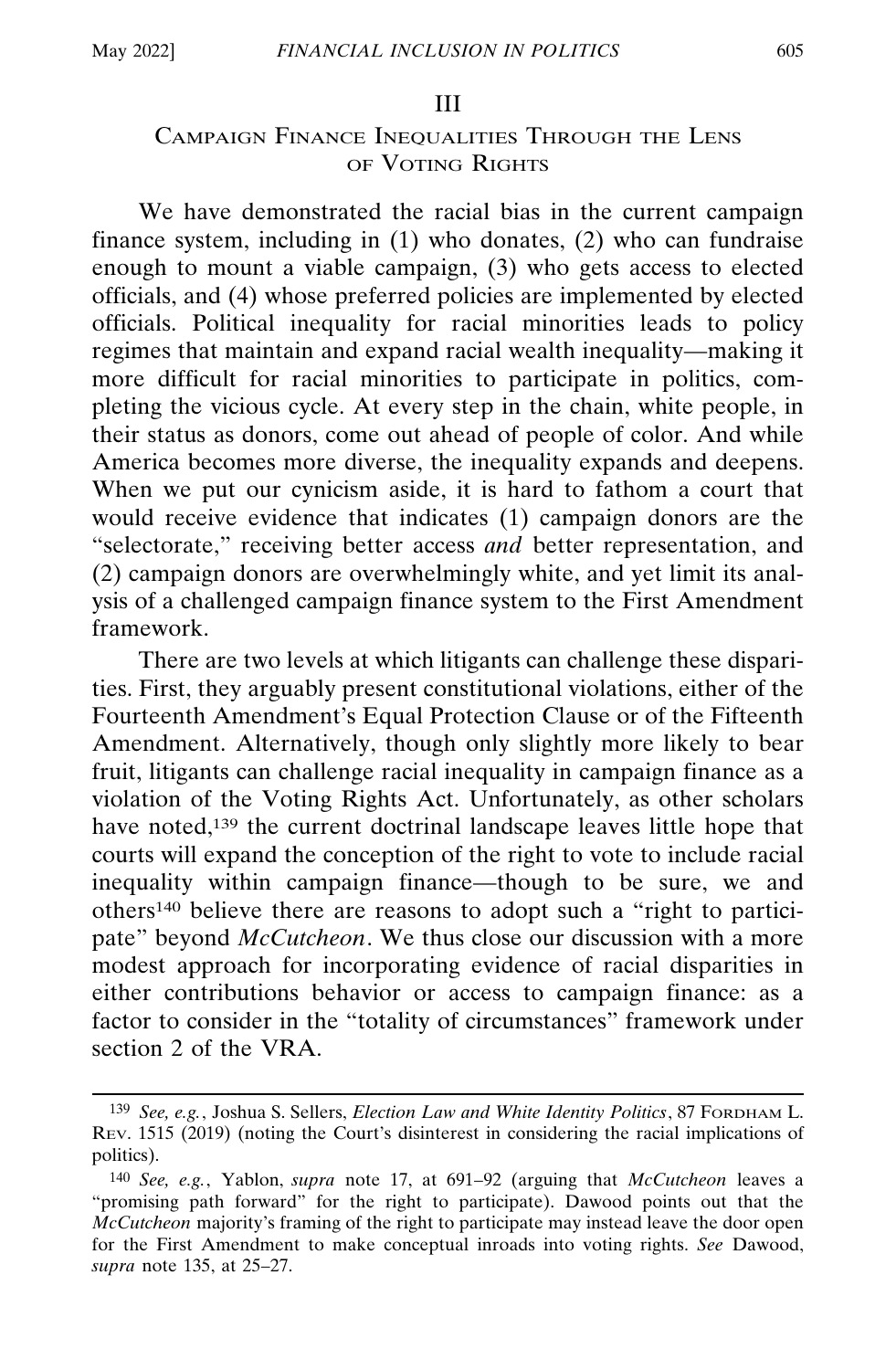## III

## Campaign Finance Inequalities Through the Lens of Voting Rights

We have demonstrated the racial bias in the current campaign finance system, including in (1) who donates, (2) who can fundraise enough to mount a viable campaign, (3) who gets access to elected officials, and (4) whose preferred policies are implemented by elected officials. Political inequality for racial minorities leads to policy regimes that maintain and expand racial wealth inequality—making it more difficult for racial minorities to participate in politics, completing the vicious cycle. At every step in the chain, white people, in their status as donors, come out ahead of people of color. And while America becomes more diverse, the inequality expands and deepens. When we put our cynicism aside, it is hard to fathom a court that would receive evidence that indicates (1) campaign donors are the "selectorate," receiving better access *and* better representation, and (2) campaign donors are overwhelmingly white, and yet limit its analysis of a challenged campaign finance system to the First Amendment framework.

There are two levels at which litigants can challenge these disparities. First, they arguably present constitutional violations, either of the Fourteenth Amendment's Equal Protection Clause or of the Fifteenth Amendment. Alternatively, though only slightly more likely to bear fruit, litigants can challenge racial inequality in campaign finance as a violation of the Voting Rights Act. Unfortunately, as other scholars have noted,[139] the current doctrinal landscape leaves little hope that courts will expand the conception of the right to vote to include racial inequality within campaign finance—though to be sure, we and others[140] believe there are reasons to adopt such a "right to participate" beyond *McCutcheon*. We thus close our discussion with a more modest approach for incorporating evidence of racial disparities in either contributions behavior or access to campaign finance: as a factor to consider in the "totality of circumstances" framework under section 2 of the VRA.

---

[139] *See, e.g.*, Joshua S. Sellers, *Election Law and White Identity Politics*, 87 Fordham L. Rev. 1515 (2019) (noting the Court's disinterest in considering the racial implications of politics).

[140] *See, e.g.*, Yablon, *supra* note 17, at 691–92 (arguing that *McCutcheon* leaves a "promising path forward" for the right to participate). Dawood points out that the *McCutcheon* majority's framing of the right to participate may instead leave the door open for the First Amendment to make conceptual inroads into voting rights. *See* Dawood, *supra* note 135, at 25–27.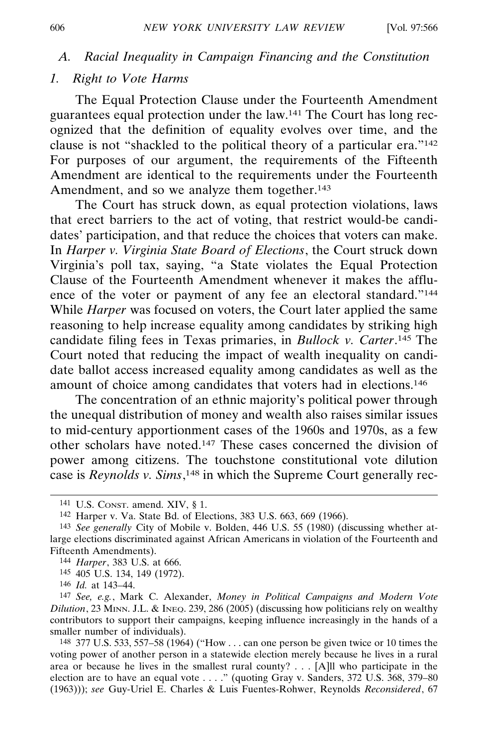### A. *Racial Inequality in Campaign Financing and the Constitution*

#### 1. *Right to Vote Harms*

The Equal Protection Clause under the Fourteenth Amendment guarantees equal protection under the law.[141] The Court has long recognized that the definition of equality evolves over time, and the clause is not "shackled to the political theory of a particular era."[142] For purposes of our argument, the requirements of the Fifteenth Amendment are identical to the requirements under the Fourteenth Amendment, and so we analyze them together.[143]

The Court has struck down, as equal protection violations, laws that erect barriers to the act of voting, that restrict would-be candidates' participation, and that reduce the choices that voters can make. In *Harper v. Virginia State Board of Elections*, the Court struck down Virginia's poll tax, saying, "a State violates the Equal Protection Clause of the Fourteenth Amendment whenever it makes the affluence of the voter or payment of any fee an electoral standard."[144] While *Harper* was focused on voters, the Court later applied the same reasoning to help increase equality among candidates by striking high candidate filing fees in Texas primaries, in *Bullock v. Carter*.[145] The Court noted that reducing the impact of wealth inequality on candidate ballot access increased equality among candidates as well as the amount of choice among candidates that voters had in elections.[146]

The concentration of an ethnic majority's political power through the unequal distribution of money and wealth also raises similar issues to mid-century apportionment cases of the 1960s and 1970s, as a few other scholars have noted.[147] These cases concerned the division of power among citizens. The touchstone constitutional vote dilution case is *Reynolds v. Sims*,[148] in which the Supreme Court generally rec-

---

141 U.S. CONST. amend. XIV, § 1.

142 Harper v. Va. State Bd. of Elections, 383 U.S. 663, 669 (1966).

143 *See generally* City of Mobile v. Bolden, 446 U.S. 55 (1980) (discussing whether at-large elections discriminated against African Americans in violation of the Fourteenth and Fifteenth Amendments).

144 *Harper*, 383 U.S. at 666.

145 405 U.S. 134, 149 (1972).

146 *Id.* at 143–44.

147 *See, e.g.*, Mark C. Alexander, *Money in Political Campaigns and Modern Vote Dilution*, 23 MINN. J.L. & INEQ. 239, 286 (2005) (discussing how politicians rely on wealthy contributors to support their campaigns, keeping influence increasingly in the hands of a smaller number of individuals).

148 377 U.S. 533, 557–58 (1964) ("How . . . can one person be given twice or 10 times the voting power of another person in a statewide election merely because he lives in a rural area or because he lives in the smallest rural county? . . . [A]ll who participate in the election are to have an equal vote . . . ." (quoting Gray v. Sanders, 372 U.S. 368, 379–80 (1963))); *see* Guy-Uriel E. Charles & Luis Fuentes-Rohwer, Reynolds *Reconsidered*, 67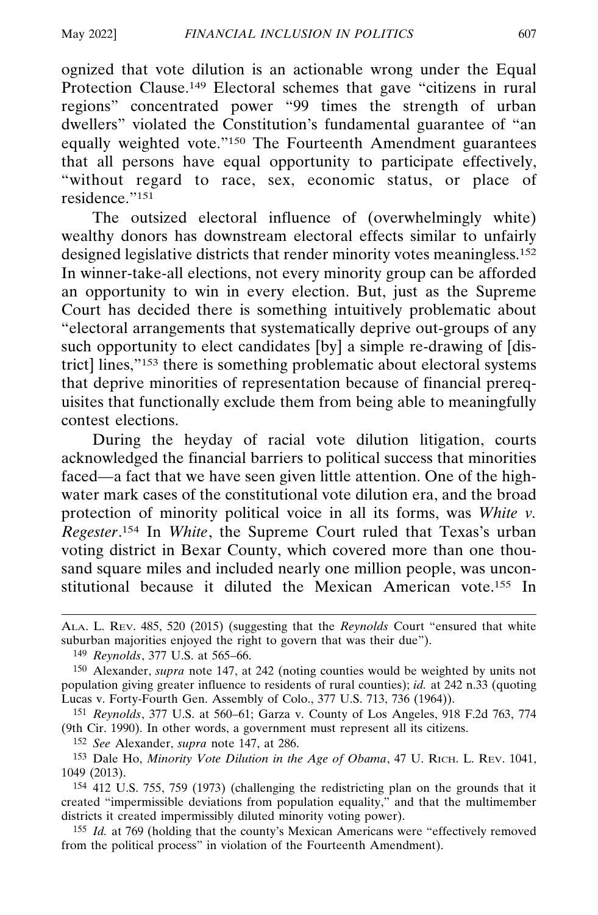ognized that vote dilution is an actionable wrong under the Equal Protection Clause.[149] Electoral schemes that gave "citizens in rural regions" concentrated power "99 times the strength of urban dwellers" violated the Constitution's fundamental guarantee of "an equally weighted vote."[150] The Fourteenth Amendment guarantees that all persons have equal opportunity to participate effectively, "without regard to race, sex, economic status, or place of residence."[151]

The outsized electoral influence of (overwhelmingly white) wealthy donors has downstream electoral effects similar to unfairly designed legislative districts that render minority votes meaningless.[152] In winner-take-all elections, not every minority group can be afforded an opportunity to win in every election. But, just as the Supreme Court has decided there is something intuitively problematic about "electoral arrangements that systematically deprive out-groups of any such opportunity to elect candidates [by] a simple re-drawing of [district] lines,"[153] there is something problematic about electoral systems that deprive minorities of representation because of financial prerequisites that functionally exclude them from being able to meaningfully contest elections.

During the heyday of racial vote dilution litigation, courts acknowledged the financial barriers to political success that minorities faced—a fact that we have seen given little attention. One of the high-water mark cases of the constitutional vote dilution era, and the broad protection of minority political voice in all its forms, was *White v. Regester*.[154] In *White*, the Supreme Court ruled that Texas's urban voting district in Bexar County, which covered more than one thousand square miles and included nearly one million people, was unconstitutional because it diluted the Mexican American vote.[155] In

---

ALA. L. REV. 485, 520 (2015) (suggesting that the *Reynolds* Court "ensured that white suburban majorities enjoyed the right to govern that was their due").

149 *Reynolds*, 377 U.S. at 565–66.

150 Alexander, *supra* note 147, at 242 (noting counties would be weighted by units not population giving greater influence to residents of rural counties); *id.* at 242 n.33 (quoting Lucas v. Forty-Fourth Gen. Assembly of Colo., 377 U.S. 713, 736 (1964)).

151 *Reynolds*, 377 U.S. at 560–61; Garza v. County of Los Angeles, 918 F.2d 763, 774 (9th Cir. 1990). In other words, a government must represent all its citizens.

152 *See* Alexander, *supra* note 147, at 286.

153 Dale Ho, *Minority Vote Dilution in the Age of Obama*, 47 U. RICH. L. REV. 1041, 1049 (2013).

154 412 U.S. 755, 759 (1973) (challenging the redistricting plan on the grounds that it created "impermissible deviations from population equality," and that the multimember districts it created impermissibly diluted minority voting power).

155 *Id.* at 769 (holding that the county's Mexican Americans were "effectively removed from the political process" in violation of the Fourteenth Amendment).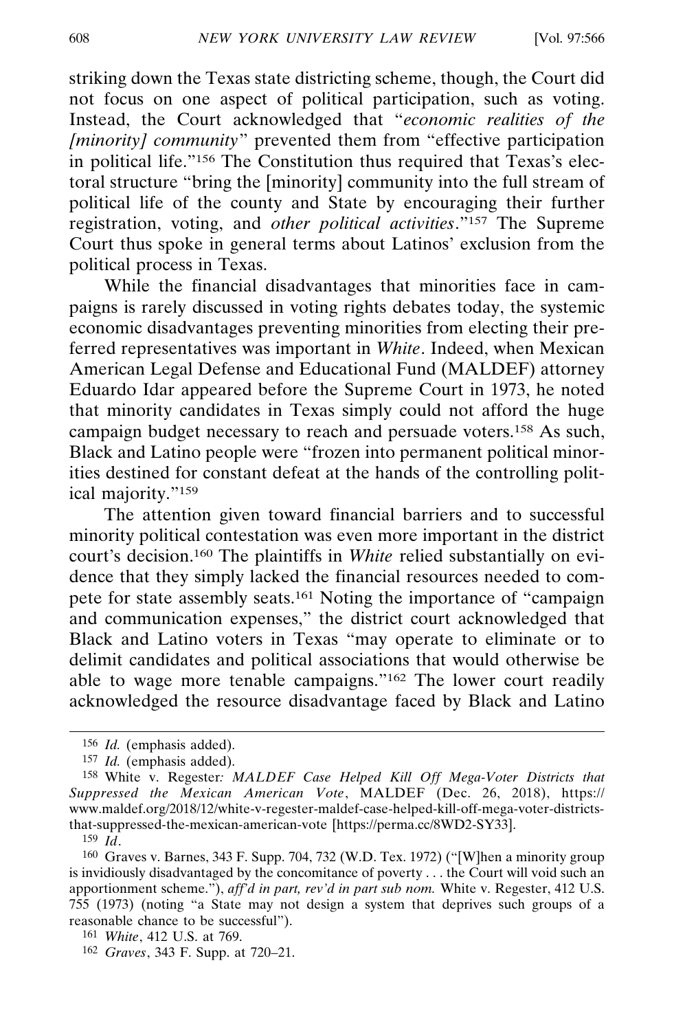striking down the Texas state districting scheme, though, the Court did not focus on one aspect of political participation, such as voting. Instead, the Court acknowledged that "*economic realities of the [minority] community*" prevented them from "effective participation in political life."[156] The Constitution thus required that Texas's electoral structure "bring the [minority] community into the full stream of political life of the county and State by encouraging their further registration, voting, and *other political activities*."[157] The Supreme Court thus spoke in general terms about Latinos' exclusion from the political process in Texas.

While the financial disadvantages that minorities face in campaigns is rarely discussed in voting rights debates today, the systemic economic disadvantages preventing minorities from electing their preferred representatives was important in *White*. Indeed, when Mexican American Legal Defense and Educational Fund (MALDEF) attorney Eduardo Idar appeared before the Supreme Court in 1973, he noted that minority candidates in Texas simply could not afford the huge campaign budget necessary to reach and persuade voters.[158] As such, Black and Latino people were "frozen into permanent political minorities destined for constant defeat at the hands of the controlling political majority."[159]

The attention given toward financial barriers and to successful minority political contestation was even more important in the district court's decision.[160] The plaintiffs in *White* relied substantially on evidence that they simply lacked the financial resources needed to compete for state assembly seats.[161] Noting the importance of "campaign and communication expenses," the district court acknowledged that Black and Latino voters in Texas "may operate to eliminate or to delimit candidates and political associations that would otherwise be able to wage more tenable campaigns."[162] The lower court readily acknowledged the resource disadvantage faced by Black and Latino

---

[156] *Id.* (emphasis added).

[157] *Id.* (emphasis added).

[158] White v. Regester*: MALDEF Case Helped Kill Off Mega-Voter Districts that Suppressed the Mexican American Vote*, MALDEF (Dec. 26, 2018), https://www.maldef.org/2018/12/white-v-regester-maldef-case-helped-kill-off-mega-voter-districts-that-suppressed-the-mexican-american-vote [https://perma.cc/8WD2-SY33].

[159] *Id*.

[160] Graves v. Barnes, 343 F. Supp. 704, 732 (W.D. Tex. 1972) ("[W]hen a minority group is invidiously disadvantaged by the concomitance of poverty . . . the Court will void such an apportionment scheme."), *aff'd in part, rev'd in part sub nom.* White v. Regester, 412 U.S. 755 (1973) (noting "a State may not design a system that deprives such groups of a reasonable chance to be successful").

[161] *White*, 412 U.S. at 769.

[162] *Graves*, 343 F. Supp. at 720–21.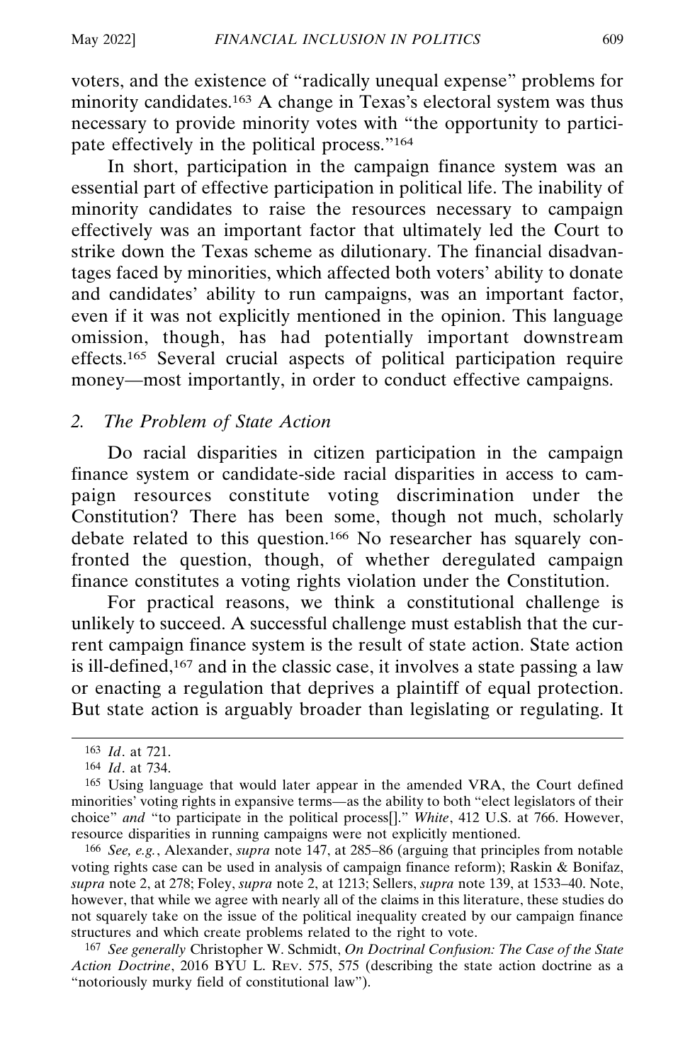voters, and the existence of "radically unequal expense" problems for minority candidates.[163] A change in Texas's electoral system was thus necessary to provide minority votes with "the opportunity to participate effectively in the political process."[164]

In short, participation in the campaign finance system was an essential part of effective participation in political life. The inability of minority candidates to raise the resources necessary to campaign effectively was an important factor that ultimately led the Court to strike down the Texas scheme as dilutionary. The financial disadvantages faced by minorities, which affected both voters' ability to donate and candidates' ability to run campaigns, was an important factor, even if it was not explicitly mentioned in the opinion. This language omission, though, has had potentially important downstream effects.[165] Several crucial aspects of political participation require money—most importantly, in order to conduct effective campaigns.

### *2. The Problem of State Action*

Do racial disparities in citizen participation in the campaign finance system or candidate-side racial disparities in access to campaign resources constitute voting discrimination under the Constitution? There has been some, though not much, scholarly debate related to this question.[166] No researcher has squarely confronted the question, though, of whether deregulated campaign finance constitutes a voting rights violation under the Constitution.

For practical reasons, we think a constitutional challenge is unlikely to succeed. A successful challenge must establish that the current campaign finance system is the result of state action. State action is ill-defined,[167] and in the classic case, it involves a state passing a law or enacting a regulation that deprives a plaintiff of equal protection. But state action is arguably broader than legislating or regulating. It

---

163 *Id*. at 721.

164 *Id*. at 734.

165 Using language that would later appear in the amended VRA, the Court defined minorities' voting rights in expansive terms—as the ability to both "elect legislators of their choice" *and* "to participate in the political process[]." *White*, 412 U.S. at 766. However, resource disparities in running campaigns were not explicitly mentioned.

166 *See, e.g.*, Alexander, *supra* note 147, at 285–86 (arguing that principles from notable voting rights case can be used in analysis of campaign finance reform); Raskin & Bonifaz, *supra* note 2, at 278; Foley, *supra* note 2, at 1213; Sellers, *supra* note 139, at 1533–40. Note, however, that while we agree with nearly all of the claims in this literature, these studies do not squarely take on the issue of the political inequality created by our campaign finance structures and which create problems related to the right to vote.

167 *See generally* Christopher W. Schmidt, *On Doctrinal Confusion: The Case of the State Action Doctrine*, 2016 BYU L. REV. 575, 575 (describing the state action doctrine as a "notoriously murky field of constitutional law").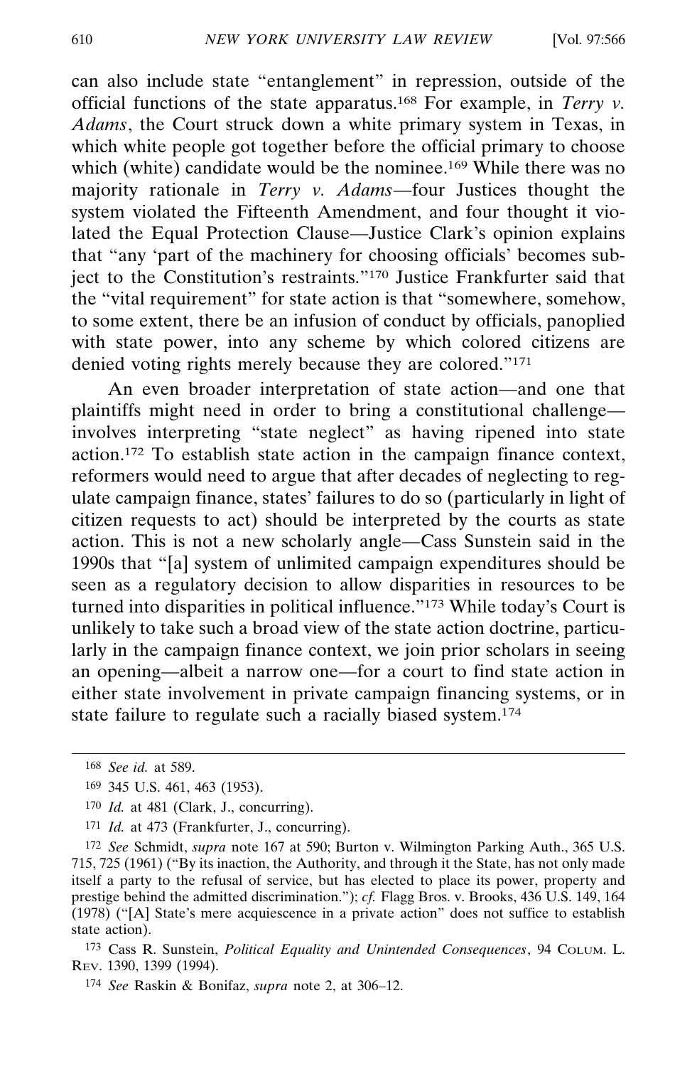can also include state "entanglement" in repression, outside of the official functions of the state apparatus.[168] For example, in *Terry v. Adams*, the Court struck down a white primary system in Texas, in which white people got together before the official primary to choose which (white) candidate would be the nominee.[169] While there was no majority rationale in *Terry v. Adams*—four Justices thought the system violated the Fifteenth Amendment, and four thought it violated the Equal Protection Clause—Justice Clark's opinion explains that "any 'part of the machinery for choosing officials' becomes subject to the Constitution's restraints."[170] Justice Frankfurter said that the "vital requirement" for state action is that "somewhere, somehow, to some extent, there be an infusion of conduct by officials, panoplied with state power, into any scheme by which colored citizens are denied voting rights merely because they are colored."[171]

An even broader interpretation of state action—and one that plaintiffs might need in order to bring a constitutional challenge—involves interpreting "state neglect" as having ripened into state action.[172] To establish state action in the campaign finance context, reformers would need to argue that after decades of neglecting to regulate campaign finance, states' failures to do so (particularly in light of citizen requests to act) should be interpreted by the courts as state action. This is not a new scholarly angle—Cass Sunstein said in the 1990s that "[a] system of unlimited campaign expenditures should be seen as a regulatory decision to allow disparities in resources to be turned into disparities in political influence."[173] While today's Court is unlikely to take such a broad view of the state action doctrine, particularly in the campaign finance context, we join prior scholars in seeing an opening—albeit a narrow one—for a court to find state action in either state involvement in private campaign financing systems, or in state failure to regulate such a racially biased system.[174]

---

168 *See id.* at 589.

169 345 U.S. 461, 463 (1953).

170 *Id.* at 481 (Clark, J., concurring).

171 *Id.* at 473 (Frankfurter, J., concurring).

172 *See* Schmidt, *supra* note 167 at 590; Burton v. Wilmington Parking Auth., 365 U.S. 715, 725 (1961) ("By its inaction, the Authority, and through it the State, has not only made itself a party to the refusal of service, but has elected to place its power, property and prestige behind the admitted discrimination."); *cf.* Flagg Bros. v. Brooks, 436 U.S. 149, 164 (1978) ("[A] State's mere acquiescence in a private action" does not suffice to establish state action).

173 Cass R. Sunstein, *Political Equality and Unintended Consequences*, 94 COLUM. L. REV. 1390, 1399 (1994).

174 *See* Raskin & Bonifaz, *supra* note 2, at 306–12.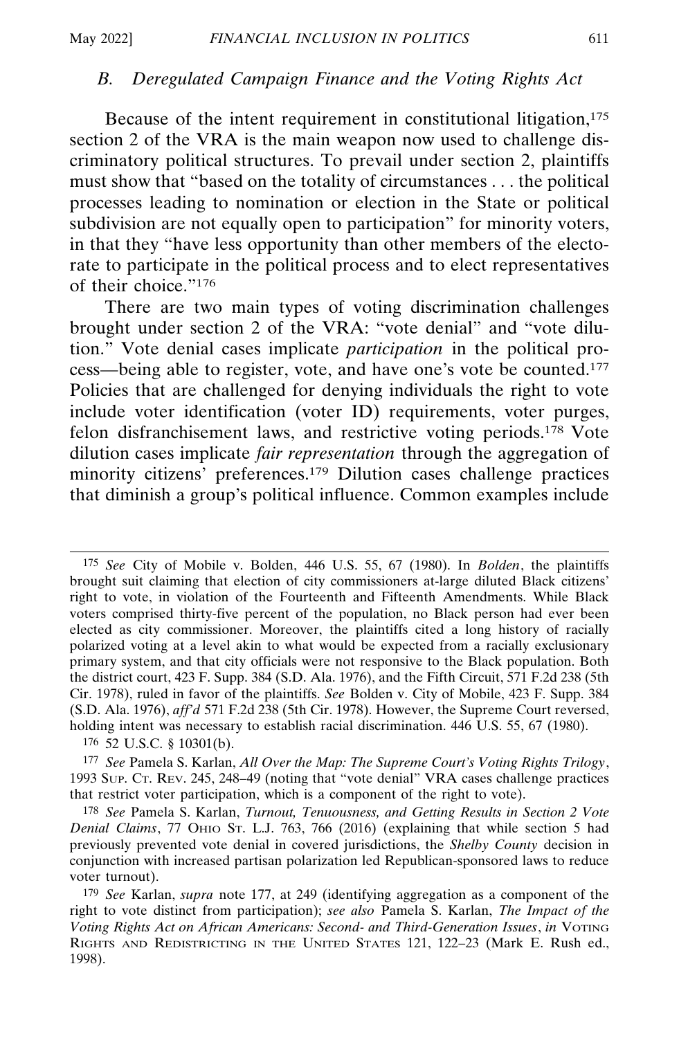### *B. Deregulated Campaign Finance and the Voting Rights Act*

Because of the intent requirement in constitutional litigation,[175] section 2 of the VRA is the main weapon now used to challenge discriminatory political structures. To prevail under section 2, plaintiffs must show that "based on the totality of circumstances . . . the political processes leading to nomination or election in the State or political subdivision are not equally open to participation" for minority voters, in that they "have less opportunity than other members of the electorate to participate in the political process and to elect representatives of their choice."[176]

There are two main types of voting discrimination challenges brought under section 2 of the VRA: "vote denial" and "vote dilution." Vote denial cases implicate *participation* in the political process—being able to register, vote, and have one's vote be counted.[177] Policies that are challenged for denying individuals the right to vote include voter identification (voter ID) requirements, voter purges, felon disfranchisement laws, and restrictive voting periods.[178] Vote dilution cases implicate *fair representation* through the aggregation of minority citizens' preferences.[179] Dilution cases challenge practices that diminish a group's political influence. Common examples include

---

[175] *See* City of Mobile v. Bolden, 446 U.S. 55, 67 (1980). In *Bolden*, the plaintiffs brought suit claiming that election of city commissioners at-large diluted Black citizens' right to vote, in violation of the Fourteenth and Fifteenth Amendments. While Black voters comprised thirty-five percent of the population, no Black person had ever been elected as city commissioner. Moreover, the plaintiffs cited a long history of racially polarized voting at a level akin to what would be expected from a racially exclusionary primary system, and that city officials were not responsive to the Black population. Both the district court, 423 F. Supp. 384 (S.D. Ala. 1976), and the Fifth Circuit, 571 F.2d 238 (5th Cir. 1978), ruled in favor of the plaintiffs. *See* Bolden v. City of Mobile, 423 F. Supp. 384 (S.D. Ala. 1976), *aff'd* 571 F.2d 238 (5th Cir. 1978). However, the Supreme Court reversed, holding intent was necessary to establish racial discrimination. 446 U.S. 55, 67 (1980).

[176] 52 U.S.C. § 10301(b).

[177] *See* Pamela S. Karlan, *All Over the Map: The Supreme Court's Voting Rights Trilogy*, 1993 SUP. CT. REV. 245, 248–49 (noting that "vote denial" VRA cases challenge practices that restrict voter participation, which is a component of the right to vote).

[178] *See* Pamela S. Karlan, *Turnout, Tenuousness, and Getting Results in Section 2 Vote Denial Claims*, 77 OHIO ST. L.J. 763, 766 (2016) (explaining that while section 5 had previously prevented vote denial in covered jurisdictions, the *Shelby County* decision in conjunction with increased partisan polarization led Republican-sponsored laws to reduce voter turnout).

[179] *See* Karlan, *supra* note 177, at 249 (identifying aggregation as a component of the right to vote distinct from participation); *see also* Pamela S. Karlan, *The Impact of the Voting Rights Act on African Americans: Second- and Third-Generation Issues*, *in* VOTING RIGHTS AND REDISTRICTING IN THE UNITED STATES 121, 122–23 (Mark E. Rush ed., 1998).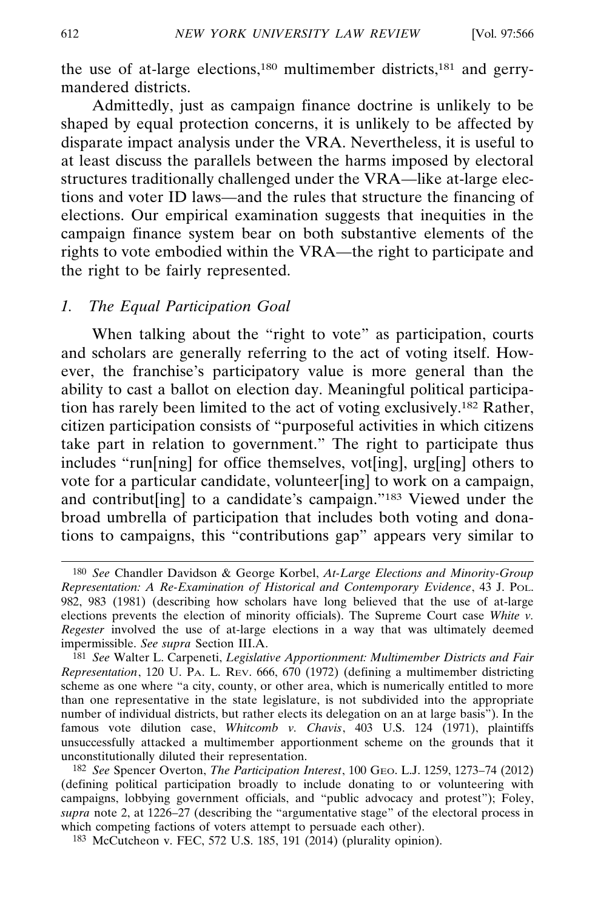the use of at-large elections,[180] multimember districts,[181] and gerrymandered districts.

Admittedly, just as campaign finance doctrine is unlikely to be shaped by equal protection concerns, it is unlikely to be affected by disparate impact analysis under the VRA. Nevertheless, it is useful to at least discuss the parallels between the harms imposed by electoral structures traditionally challenged under the VRA—like at-large elections and voter ID laws—and the rules that structure the financing of elections. Our empirical examination suggests that inequities in the campaign finance system bear on both substantive elements of the rights to vote embodied within the VRA—the right to participate and the right to be fairly represented.

### *1. The Equal Participation Goal*

When talking about the "right to vote" as participation, courts and scholars are generally referring to the act of voting itself. However, the franchise's participatory value is more general than the ability to cast a ballot on election day. Meaningful political participation has rarely been limited to the act of voting exclusively.[182] Rather, citizen participation consists of "purposeful activities in which citizens take part in relation to government." The right to participate thus includes "run[ning] for office themselves, vot[ing], urg[ing] others to vote for a particular candidate, volunteer[ing] to work on a campaign, and contribut[ing] to a candidate's campaign."[183] Viewed under the broad umbrella of participation that includes both voting and donations to campaigns, this "contributions gap" appears very similar to

---

180 *See* Chandler Davidson & George Korbel, *At-Large Elections and Minority-Group Representation: A Re-Examination of Historical and Contemporary Evidence*, 43 J. POL. 982, 983 (1981) (describing how scholars have long believed that the use of at-large elections prevents the election of minority officials). The Supreme Court case *White v. Regester* involved the use of at-large elections in a way that was ultimately deemed impermissible. *See supra* Section III.A.

181 *See* Walter L. Carpeneti, *Legislative Apportionment: Multimember Districts and Fair Representation*, 120 U. PA. L. REV. 666, 670 (1972) (defining a multimember districting scheme as one where "a city, county, or other area, which is numerically entitled to more than one representative in the state legislature, is not subdivided into the appropriate number of individual districts, but rather elects its delegation on an at large basis"). In the famous vote dilution case, *Whitcomb v. Chavis*, 403 U.S. 124 (1971), plaintiffs unsuccessfully attacked a multimember apportionment scheme on the grounds that it unconstitutionally diluted their representation.

182 *See* Spencer Overton, *The Participation Interest*, 100 GEO. L.J. 1259, 1273–74 (2012) (defining political participation broadly to include donating to or volunteering with campaigns, lobbying government officials, and "public advocacy and protest"); Foley, *supra* note 2, at 1226–27 (describing the "argumentative stage" of the electoral process in which competing factions of voters attempt to persuade each other).

183 McCutcheon v. FEC, 572 U.S. 185, 191 (2014) (plurality opinion).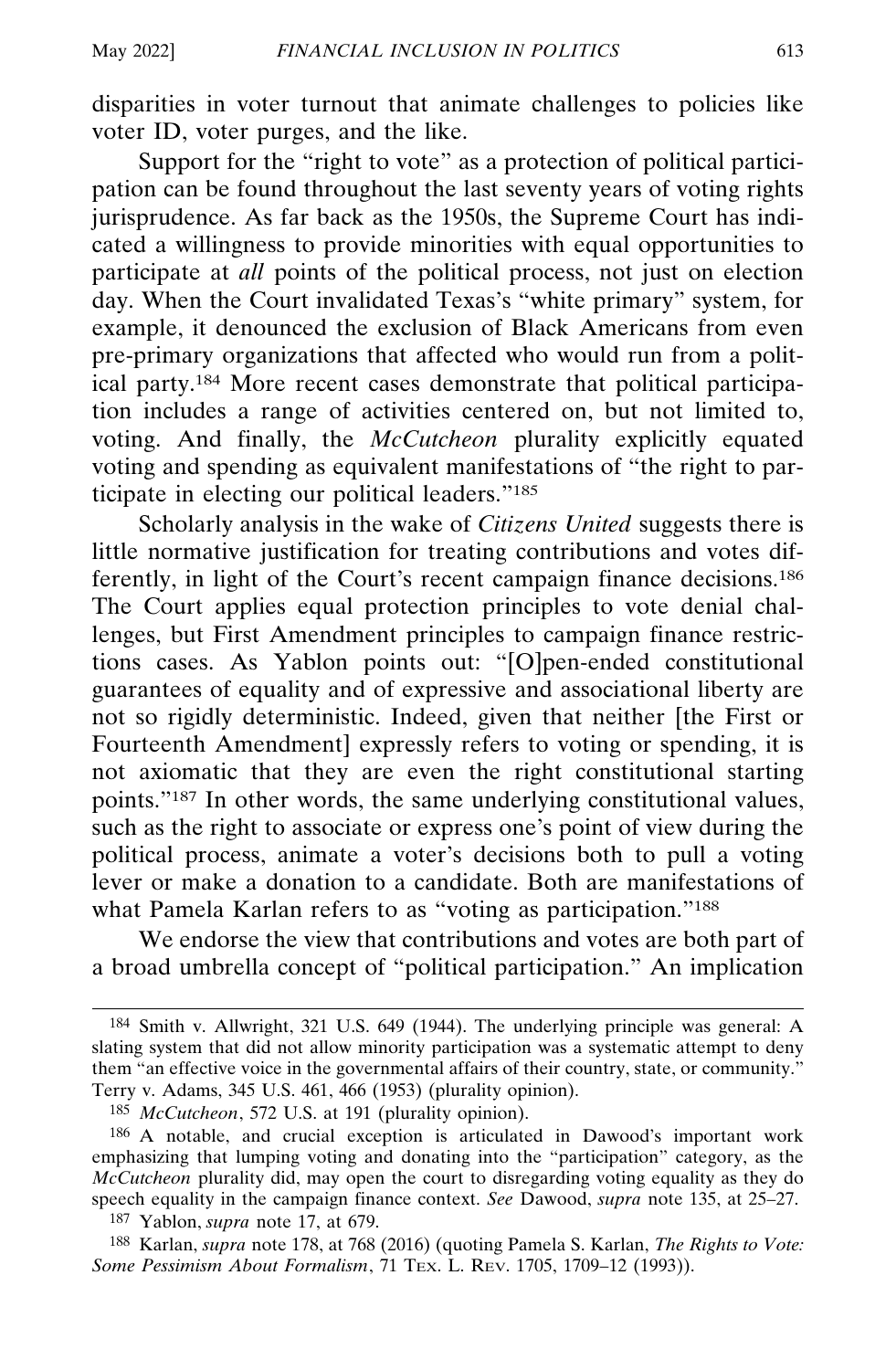disparities in voter turnout that animate challenges to policies like voter ID, voter purges, and the like.

Support for the "right to vote" as a protection of political participation can be found throughout the last seventy years of voting rights jurisprudence. As far back as the 1950s, the Supreme Court has indicated a willingness to provide minorities with equal opportunities to participate at *all* points of the political process, not just on election day. When the Court invalidated Texas's "white primary" system, for example, it denounced the exclusion of Black Americans from even pre-primary organizations that affected who would run from a political party.[184] More recent cases demonstrate that political participation includes a range of activities centered on, but not limited to, voting. And finally, the *McCutcheon* plurality explicitly equated voting and spending as equivalent manifestations of "the right to participate in electing our political leaders."[185]

Scholarly analysis in the wake of *Citizens United* suggests there is little normative justification for treating contributions and votes differently, in light of the Court's recent campaign finance decisions.[186] The Court applies equal protection principles to vote denial challenges, but First Amendment principles to campaign finance restrictions cases. As Yablon points out: "[O]pen-ended constitutional guarantees of equality and of expressive and associational liberty are not so rigidly deterministic. Indeed, given that neither [the First or Fourteenth Amendment] expressly refers to voting or spending, it is not axiomatic that they are even the right constitutional starting points."[187] In other words, the same underlying constitutional values, such as the right to associate or express one's point of view during the political process, animate a voter's decisions both to pull a voting lever or make a donation to a candidate. Both are manifestations of what Pamela Karlan refers to as "voting as participation."[188]

We endorse the view that contributions and votes are both part of a broad umbrella concept of "political participation." An implication

---

[184] Smith v. Allwright, 321 U.S. 649 (1944). The underlying principle was general: A slating system that did not allow minority participation was a systematic attempt to deny them "an effective voice in the governmental affairs of their country, state, or community." Terry v. Adams, 345 U.S. 461, 466 (1953) (plurality opinion).

[185] *McCutcheon*, 572 U.S. at 191 (plurality opinion).

[186] A notable, and crucial exception is articulated in Dawood's important work emphasizing that lumping voting and donating into the "participation" category, as the *McCutcheon* plurality did, may open the court to disregarding voting equality as they do speech equality in the campaign finance context. *See* Dawood, *supra* note 135, at 25–27.

[187] Yablon, *supra* note 17, at 679.

[188] Karlan, *supra* note 178, at 768 (2016) (quoting Pamela S. Karlan, *The Rights to Vote: Some Pessimism About Formalism*, 71 TEX. L. REV. 1705, 1709–12 (1993)).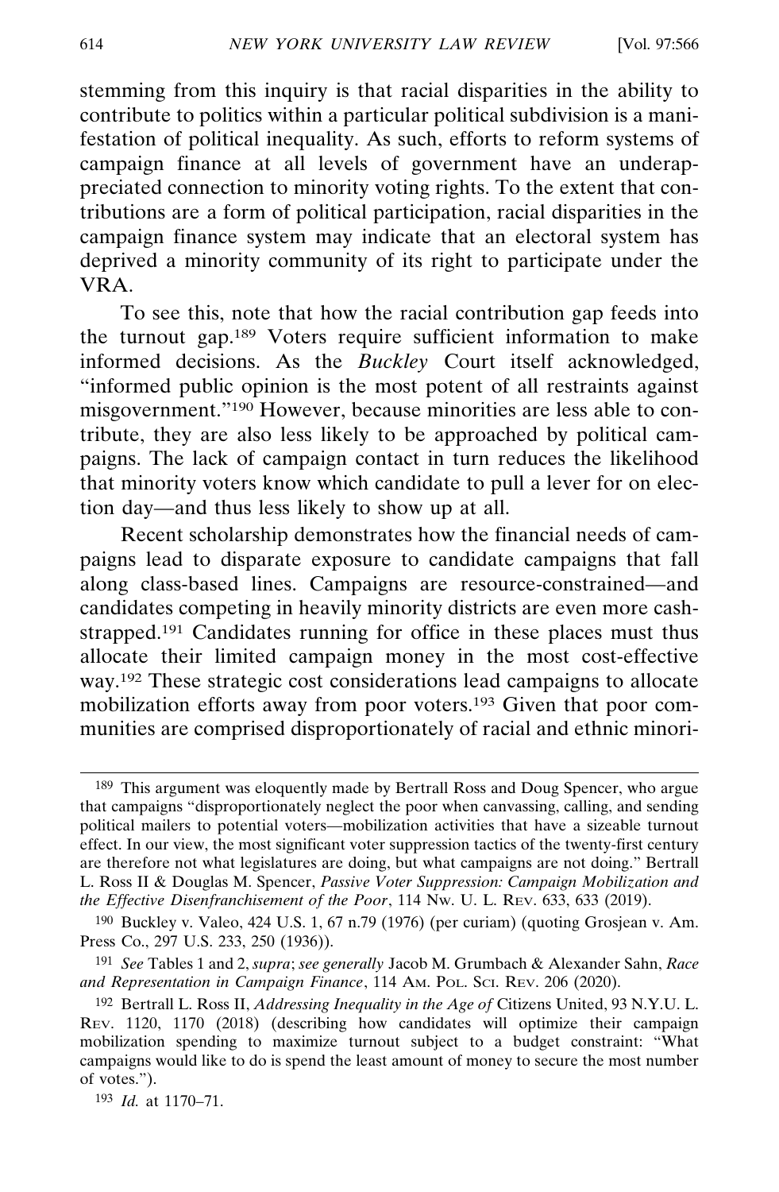stemming from this inquiry is that racial disparities in the ability to contribute to politics within a particular political subdivision is a manifestation of political inequality. As such, efforts to reform systems of campaign finance at all levels of government have an underappreciated connection to minority voting rights. To the extent that contributions are a form of political participation, racial disparities in the campaign finance system may indicate that an electoral system has deprived a minority community of its right to participate under the VRA.

To see this, note that how the racial contribution gap feeds into the turnout gap.[189] Voters require sufficient information to make informed decisions. As the *Buckley* Court itself acknowledged, "informed public opinion is the most potent of all restraints against misgovernment."[190] However, because minorities are less able to contribute, they are also less likely to be approached by political campaigns. The lack of campaign contact in turn reduces the likelihood that minority voters know which candidate to pull a lever for on election day—and thus less likely to show up at all.

Recent scholarship demonstrates how the financial needs of campaigns lead to disparate exposure to candidate campaigns that fall along class-based lines. Campaigns are resource-constrained—and candidates competing in heavily minority districts are even more cash-strapped.[191] Candidates running for office in these places must thus allocate their limited campaign money in the most cost-effective way.[192] These strategic cost considerations lead campaigns to allocate mobilization efforts away from poor voters.[193] Given that poor communities are comprised disproportionately of racial and ethnic minori-

---

[189] This argument was eloquently made by Bertrall Ross and Doug Spencer, who argue that campaigns "disproportionately neglect the poor when canvassing, calling, and sending political mailers to potential voters—mobilization activities that have a sizeable turnout effect. In our view, the most significant voter suppression tactics of the twenty-first century are therefore not what legislatures are doing, but what campaigns are not doing." Bertrall L. Ross II & Douglas M. Spencer, *Passive Voter Suppression: Campaign Mobilization and the Effective Disenfranchisement of the Poor*, 114 NW. U. L. REV. 633, 633 (2019).

[190] Buckley v. Valeo, 424 U.S. 1, 67 n.79 (1976) (per curiam) (quoting Grosjean v. Am. Press Co., 297 U.S. 233, 250 (1936)).

[191] *See* Tables 1 and 2, *supra*; *see generally* Jacob M. Grumbach & Alexander Sahn, *Race and Representation in Campaign Finance*, 114 AM. POL. SCI. REV. 206 (2020).

[192] Bertrall L. Ross II, *Addressing Inequality in the Age of* Citizens United, 93 N.Y.U. L. REV. 1120, 1170 (2018) (describing how candidates will optimize their campaign mobilization spending to maximize turnout subject to a budget constraint: "What campaigns would like to do is spend the least amount of money to secure the most number of votes.").

[193] *Id.* at 1170–71.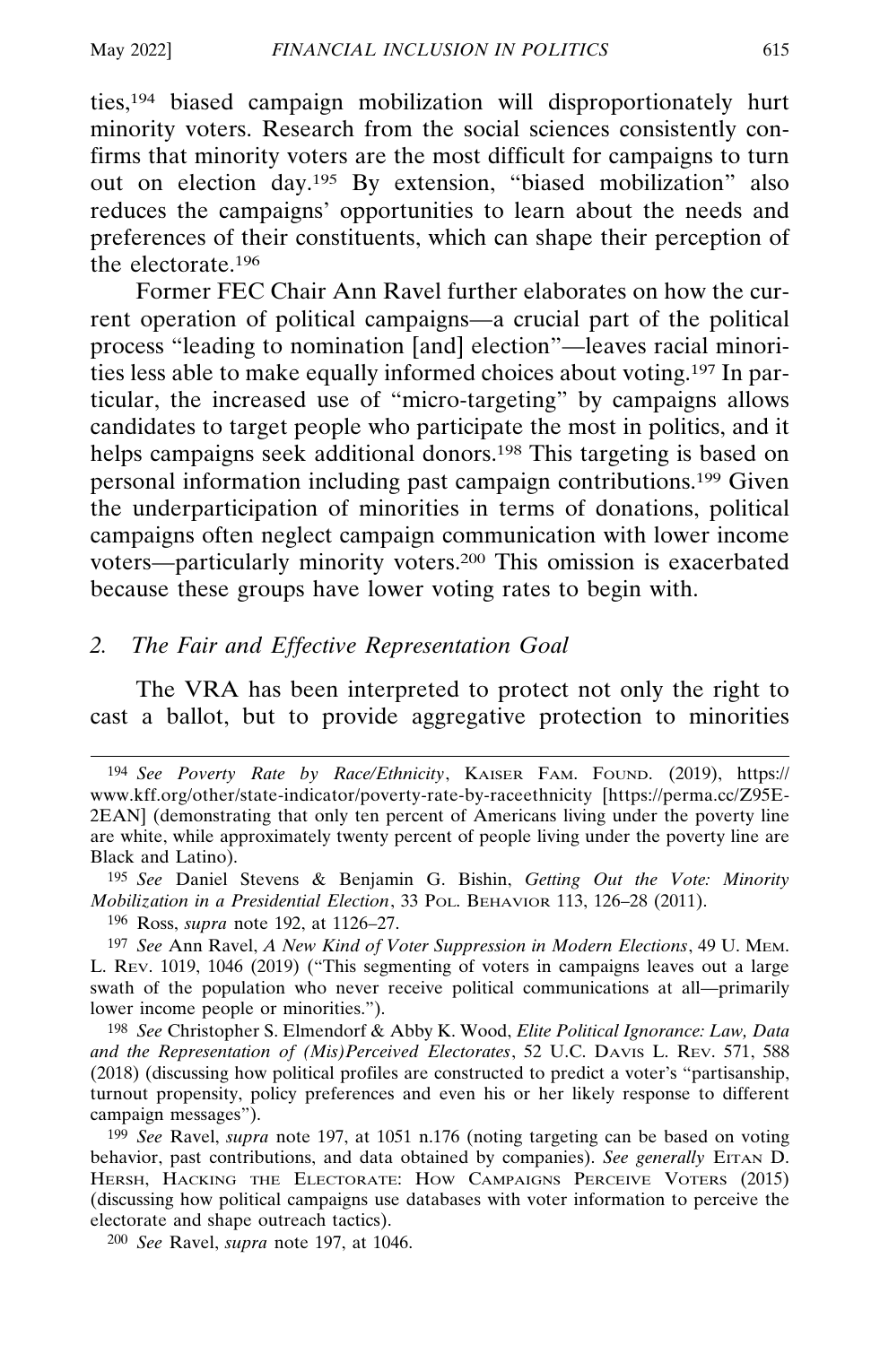ties,[194] biased campaign mobilization will disproportionately hurt minority voters. Research from the social sciences consistently confirms that minority voters are the most difficult for campaigns to turn out on election day.[195] By extension, "biased mobilization" also reduces the campaigns' opportunities to learn about the needs and preferences of their constituents, which can shape their perception of the electorate.[196]

Former FEC Chair Ann Ravel further elaborates on how the current operation of political campaigns—a crucial part of the political process "leading to nomination [and] election"—leaves racial minorities less able to make equally informed choices about voting.[197] In particular, the increased use of "micro-targeting" by campaigns allows candidates to target people who participate the most in politics, and it helps campaigns seek additional donors.[198] This targeting is based on personal information including past campaign contributions.[199] Given the underparticipation of minorities in terms of donations, political campaigns often neglect campaign communication with lower income voters—particularly minority voters.[200] This omission is exacerbated because these groups have lower voting rates to begin with.

## 2. *The Fair and Effective Representation Goal*

The VRA has been interpreted to protect not only the right to cast a ballot, but to provide aggregative protection to minorities

---

[194] *See Poverty Rate by Race/Ethnicity*, KAISER FAM. FOUND. (2019), https://www.kff.org/other/state-indicator/poverty-rate-by-raceethnicity [https://perma.cc/Z95E-2EAN] (demonstrating that only ten percent of Americans living under the poverty line are white, while approximately twenty percent of people living under the poverty line are Black and Latino).

[195] *See* Daniel Stevens & Benjamin G. Bishin, *Getting Out the Vote: Minority Mobilization in a Presidential Election*, 33 POL. BEHAVIOR 113, 126–28 (2011).

[196] Ross, *supra* note 192, at 1126–27.

[197] *See* Ann Ravel, *A New Kind of Voter Suppression in Modern Elections*, 49 U. MEM. L. REV. 1019, 1046 (2019) ("This segmenting of voters in campaigns leaves out a large swath of the population who never receive political communications at all—primarily lower income people or minorities.").

[198] *See* Christopher S. Elmendorf & Abby K. Wood, *Elite Political Ignorance: Law, Data and the Representation of (Mis)Perceived Electorates*, 52 U.C. DAVIS L. REV. 571, 588 (2018) (discussing how political profiles are constructed to predict a voter's "partisanship, turnout propensity, policy preferences and even his or her likely response to different campaign messages").

[199] *See* Ravel, *supra* note 197, at 1051 n.176 (noting targeting can be based on voting behavior, past contributions, and data obtained by companies). *See generally* EITAN D. HERSH, HACKING THE ELECTORATE: HOW CAMPAIGNS PERCEIVE VOTERS (2015) (discussing how political campaigns use databases with voter information to perceive the electorate and shape outreach tactics).

[200] *See* Ravel, *supra* note 197, at 1046.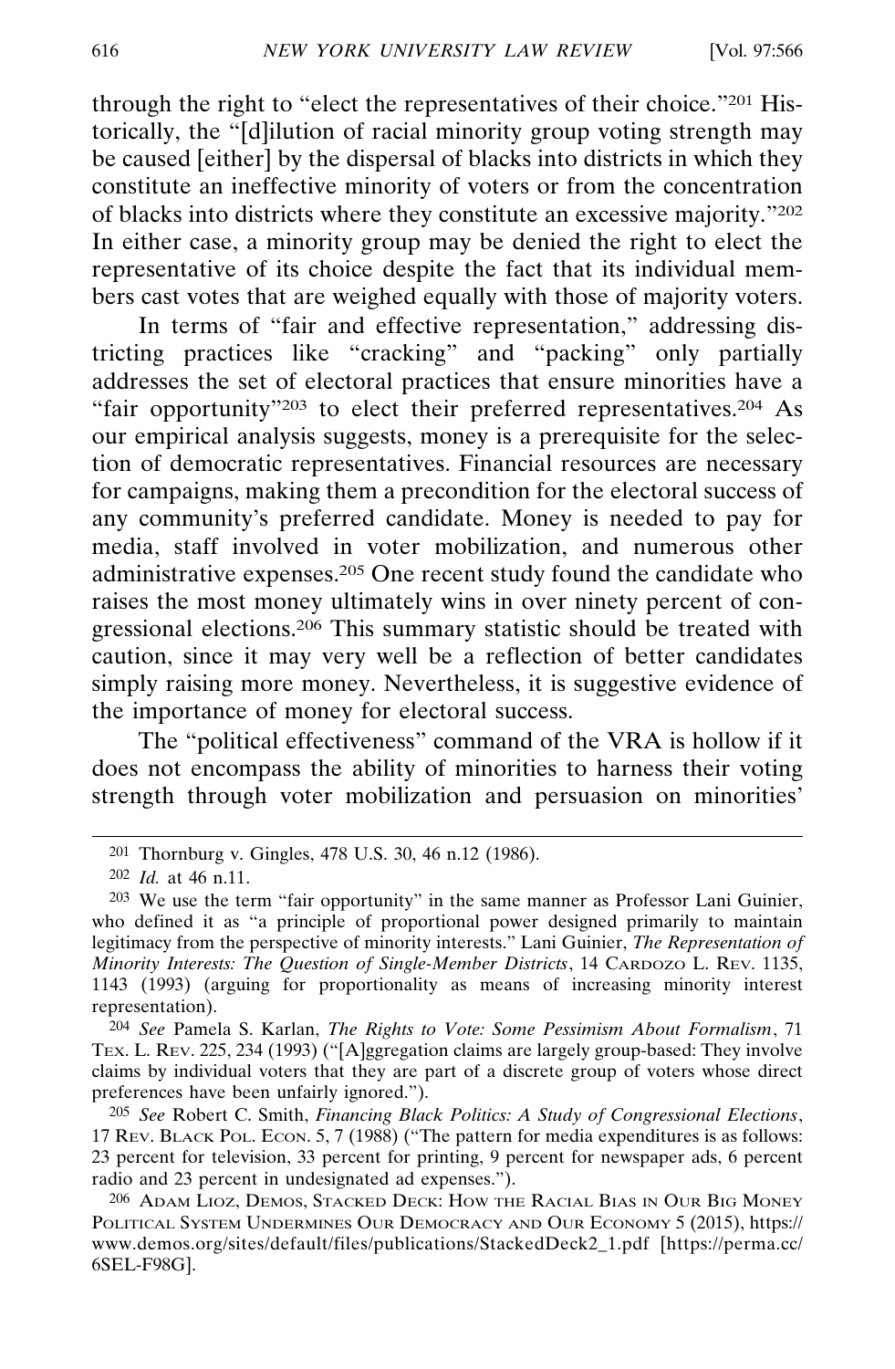through the right to "elect the representatives of their choice."[201] Historically, the "[d]ilution of racial minority group voting strength may be caused [either] by the dispersal of blacks into districts in which they constitute an ineffective minority of voters or from the concentration of blacks into districts where they constitute an excessive majority."[202] In either case, a minority group may be denied the right to elect the representative of its choice despite the fact that its individual members cast votes that are weighed equally with those of majority voters.

In terms of "fair and effective representation," addressing districting practices like "cracking" and "packing" only partially addresses the set of electoral practices that ensure minorities have a "fair opportunity"[203] to elect their preferred representatives.[204] As our empirical analysis suggests, money is a prerequisite for the selection of democratic representatives. Financial resources are necessary for campaigns, making them a precondition for the electoral success of any community's preferred candidate. Money is needed to pay for media, staff involved in voter mobilization, and numerous other administrative expenses.[205] One recent study found the candidate who raises the most money ultimately wins in over ninety percent of congressional elections.[206] This summary statistic should be treated with caution, since it may very well be a reflection of better candidates simply raising more money. Nevertheless, it is suggestive evidence of the importance of money for electoral success.

The "political effectiveness" command of the VRA is hollow if it does not encompass the ability of minorities to harness their voting strength through voter mobilization and persuasion on minorities'

---

201 Thornburg v. Gingles, 478 U.S. 30, 46 n.12 (1986).

202 *Id.* at 46 n.11.

203 We use the term "fair opportunity" in the same manner as Professor Lani Guinier, who defined it as "a principle of proportional power designed primarily to maintain legitimacy from the perspective of minority interests." Lani Guinier, *The Representation of Minority Interests: The Question of Single-Member Districts*, 14 CARDOZO L. REV. 1135, 1143 (1993) (arguing for proportionality as means of increasing minority interest representation).

204 *See* Pamela S. Karlan, *The Rights to Vote: Some Pessimism About Formalism*, 71 TEX. L. REV. 225, 234 (1993) ("[A]ggregation claims are largely group-based: They involve claims by individual voters that they are part of a discrete group of voters whose direct preferences have been unfairly ignored.").

205 *See* Robert C. Smith, *Financing Black Politics: A Study of Congressional Elections*, 17 REV. BLACK POL. ECON. 5, 7 (1988) ("The pattern for media expenditures is as follows: 23 percent for television, 33 percent for printing, 9 percent for newspaper ads, 6 percent radio and 23 percent in undesignated ad expenses.").

206 ADAM LIOZ, DEMOS, STACKED DECK: HOW THE RACIAL BIAS IN OUR BIG MONEY POLITICAL SYSTEM UNDERMINES OUR DEMOCRACY AND OUR ECONOMY 5 (2015), https://www.demos.org/sites/default/files/publications/StackedDeck2_1.pdf [https://perma.cc/6SEL-F98G].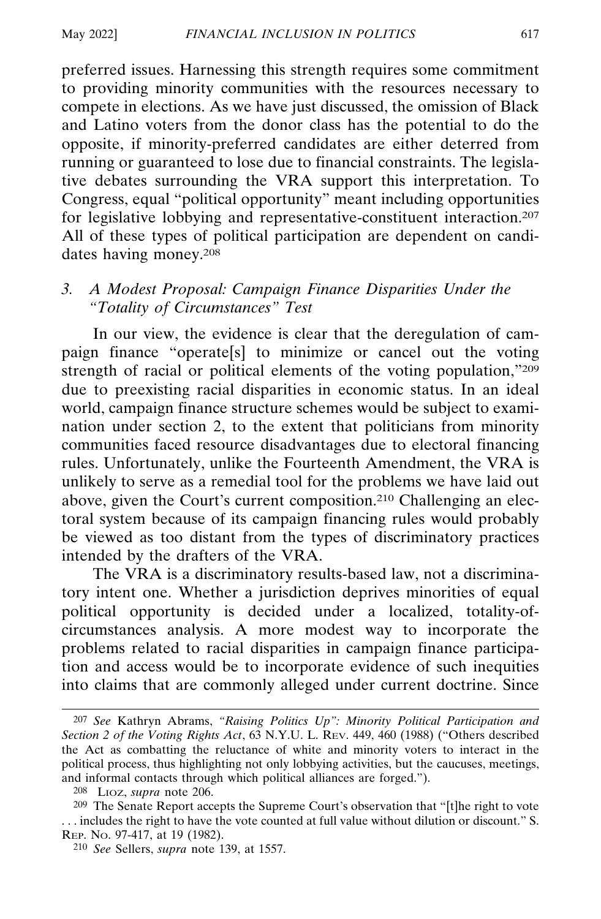preferred issues. Harnessing this strength requires some commitment to providing minority communities with the resources necessary to compete in elections. As we have just discussed, the omission of Black and Latino voters from the donor class has the potential to do the opposite, if minority-preferred candidates are either deterred from running or guaranteed to lose due to financial constraints. The legislative debates surrounding the VRA support this interpretation. To Congress, equal "political opportunity" meant including opportunities for legislative lobbying and representative-constituent interaction.[207] All of these types of political participation are dependent on candidates having money.[208]

### 3. A Modest Proposal: Campaign Finance Disparities Under the "Totality of Circumstances" Test

In our view, the evidence is clear that the deregulation of campaign finance "operate[s] to minimize or cancel out the voting strength of racial or political elements of the voting population,"[209] due to preexisting racial disparities in economic status. In an ideal world, campaign finance structure schemes would be subject to examination under section 2, to the extent that politicians from minority communities faced resource disadvantages due to electoral financing rules. Unfortunately, unlike the Fourteenth Amendment, the VRA is unlikely to serve as a remedial tool for the problems we have laid out above, given the Court's current composition.[210] Challenging an electoral system because of its campaign financing rules would probably be viewed as too distant from the types of discriminatory practices intended by the drafters of the VRA.

The VRA is a discriminatory results-based law, not a discriminatory intent one. Whether a jurisdiction deprives minorities of equal political opportunity is decided under a localized, totality-of-circumstances analysis. A more modest way to incorporate the problems related to racial disparities in campaign finance participation and access would be to incorporate evidence of such inequities into claims that are commonly alleged under current doctrine. Since

---

[207] *See* Kathryn Abrams, *"Raising Politics Up": Minority Political Participation and Section 2 of the Voting Rights Act*, 63 N.Y.U. L. REV. 449, 460 (1988) ("Others described the Act as combatting the reluctance of white and minority voters to interact in the political process, thus highlighting not only lobbying activities, but the caucuses, meetings, and informal contacts through which political alliances are forged.").

[208] LIOZ, *supra* note 206.

[209] The Senate Report accepts the Supreme Court's observation that "[t]he right to vote . . . includes the right to have the vote counted at full value without dilution or discount." S. REP. NO. 97-417, at 19 (1982).

[210] *See* Sellers, *supra* note 139, at 1557.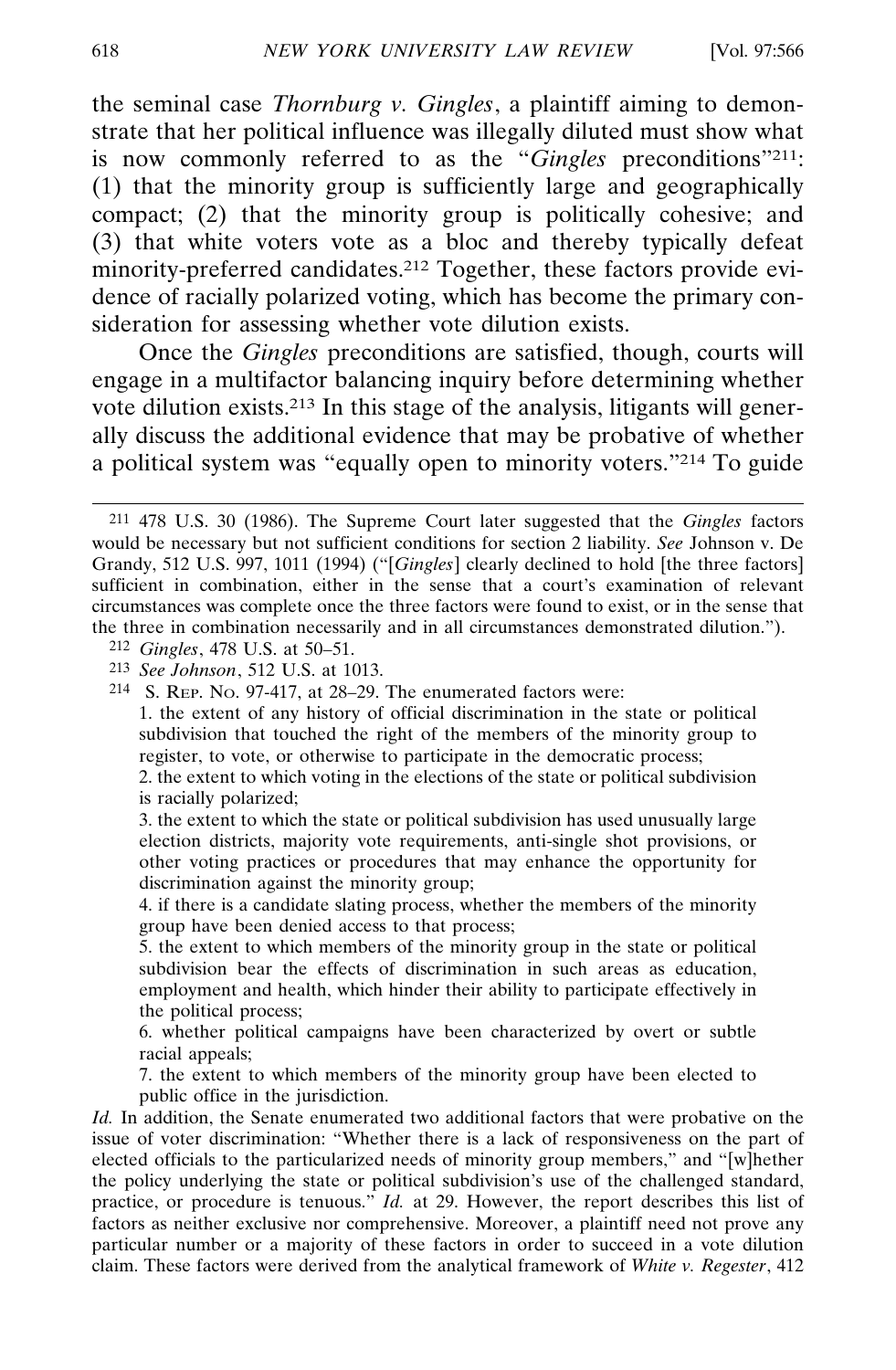the seminal case *Thornburg v. Gingles*, a plaintiff aiming to demonstrate that her political influence was illegally diluted must show what is now commonly referred to as the "*Gingles* preconditions"[211]: (1) that the minority group is sufficiently large and geographically compact; (2) that the minority group is politically cohesive; and (3) that white voters vote as a bloc and thereby typically defeat minority-preferred candidates.[212] Together, these factors provide evidence of racially polarized voting, which has become the primary consideration for assessing whether vote dilution exists.

Once the *Gingles* preconditions are satisfied, though, courts will engage in a multifactor balancing inquiry before determining whether vote dilution exists.[213] In this stage of the analysis, litigants will generally discuss the additional evidence that may be probative of whether a political system was "equally open to minority voters."[214] To guide

---

[211] 478 U.S. 30 (1986). The Supreme Court later suggested that the *Gingles* factors would be necessary but not sufficient conditions for section 2 liability. *See* Johnson v. De Grandy, 512 U.S. 997, 1011 (1994) ("[*Gingles*] clearly declined to hold [the three factors] sufficient in combination, either in the sense that a court's examination of relevant circumstances was complete once the three factors were found to exist, or in the sense that the three in combination necessarily and in all circumstances demonstrated dilution.").

[212] *Gingles*, 478 U.S. at 50–51.

[213] *See Johnson*, 512 U.S. at 1013.

[214] S. Rep. No. 97-417, at 28–29. The enumerated factors were:

> 1. the extent of any history of official discrimination in the state or political subdivision that touched the right of the members of the minority group to register, to vote, or otherwise to participate in the democratic process;
>
> 2. the extent to which voting in the elections of the state or political subdivision is racially polarized;
>
> 3. the extent to which the state or political subdivision has used unusually large election districts, majority vote requirements, anti-single shot provisions, or other voting practices or procedures that may enhance the opportunity for discrimination against the minority group;
>
> 4. if there is a candidate slating process, whether the members of the minority group have been denied access to that process;
>
> 5. the extent to which members of the minority group in the state or political subdivision bear the effects of discrimination in such areas as education, employment and health, which hinder their ability to participate effectively in the political process;
>
> 6. whether political campaigns have been characterized by overt or subtle racial appeals;
>
> 7. the extent to which members of the minority group have been elected to public office in the jurisdiction.

*Id.* In addition, the Senate enumerated two additional factors that were probative on the issue of voter discrimination: "Whether there is a lack of responsiveness on the part of elected officials to the particularized needs of minority group members," and "[w]hether the policy underlying the state or political subdivision's use of the challenged standard, practice, or procedure is tenuous." *Id.* at 29. However, the report describes this list of factors as neither exclusive nor comprehensive. Moreover, a plaintiff need not prove any particular number or a majority of these factors in order to succeed in a vote dilution claim. These factors were derived from the analytical framework of *White v. Regester*, 412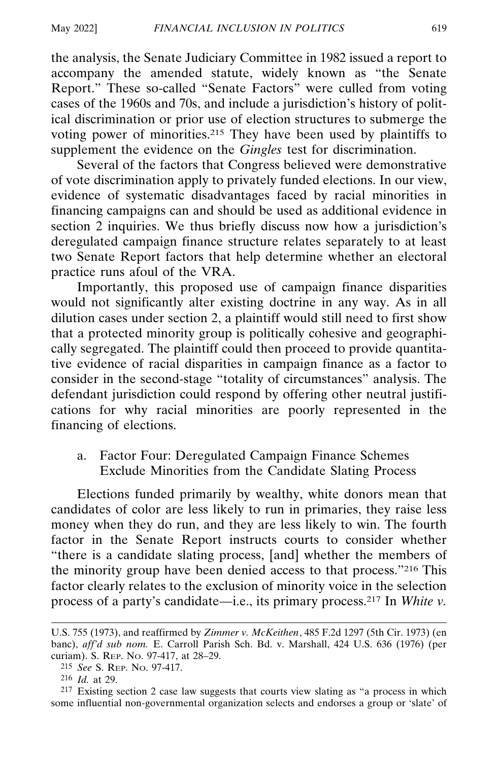the analysis, the Senate Judiciary Committee in 1982 issued a report to accompany the amended statute, widely known as "the Senate Report." These so-called "Senate Factors" were culled from voting cases of the 1960s and 70s, and include a jurisdiction's history of political discrimination or prior use of election structures to submerge the voting power of minorities.[215] They have been used by plaintiffs to supplement the evidence on the *Gingles* test for discrimination.

Several of the factors that Congress believed were demonstrative of vote discrimination apply to privately funded elections. In our view, evidence of systematic disadvantages faced by racial minorities in financing campaigns can and should be used as additional evidence in section 2 inquiries. We thus briefly discuss now how a jurisdiction's deregulated campaign finance structure relates separately to at least two Senate Report factors that help determine whether an electoral practice runs afoul of the VRA.

Importantly, this proposed use of campaign finance disparities would not significantly alter existing doctrine in any way. As in all dilution cases under section 2, a plaintiff would still need to first show that a protected minority group is politically cohesive and geographically segregated. The plaintiff could then proceed to provide quantitative evidence of racial disparities in campaign finance as a factor to consider in the second-stage "totality of circumstances" analysis. The defendant jurisdiction could respond by offering other neutral justifications for why racial minorities are poorly represented in the financing of elections.

#### a. Factor Four: Deregulated Campaign Finance Schemes Exclude Minorities from the Candidate Slating Process

Elections funded primarily by wealthy, white donors mean that candidates of color are less likely to run in primaries, they raise less money when they do run, and they are less likely to win. The fourth factor in the Senate Report instructs courts to consider whether "there is a candidate slating process, [and] whether the members of the minority group have been denied access to that process."[216] This factor clearly relates to the exclusion of minority voice in the selection process of a party's candidate—i.e., its primary process.[217] In *White v.*

---

U.S. 755 (1973), and reaffirmed by *Zimmer v. McKeithen*, 485 F.2d 1297 (5th Cir. 1973) (en banc), *aff'd sub nom.* E. Carroll Parish Sch. Bd. v. Marshall, 424 U.S. 636 (1976) (per curiam). S. REP. NO. 97-417, at 28–29.

[215] *See* S. REP. NO. 97-417.

[216] *Id.* at 29.

[217] Existing section 2 case law suggests that courts view slating as "a process in which some influential non-governmental organization selects and endorses a group or 'slate' of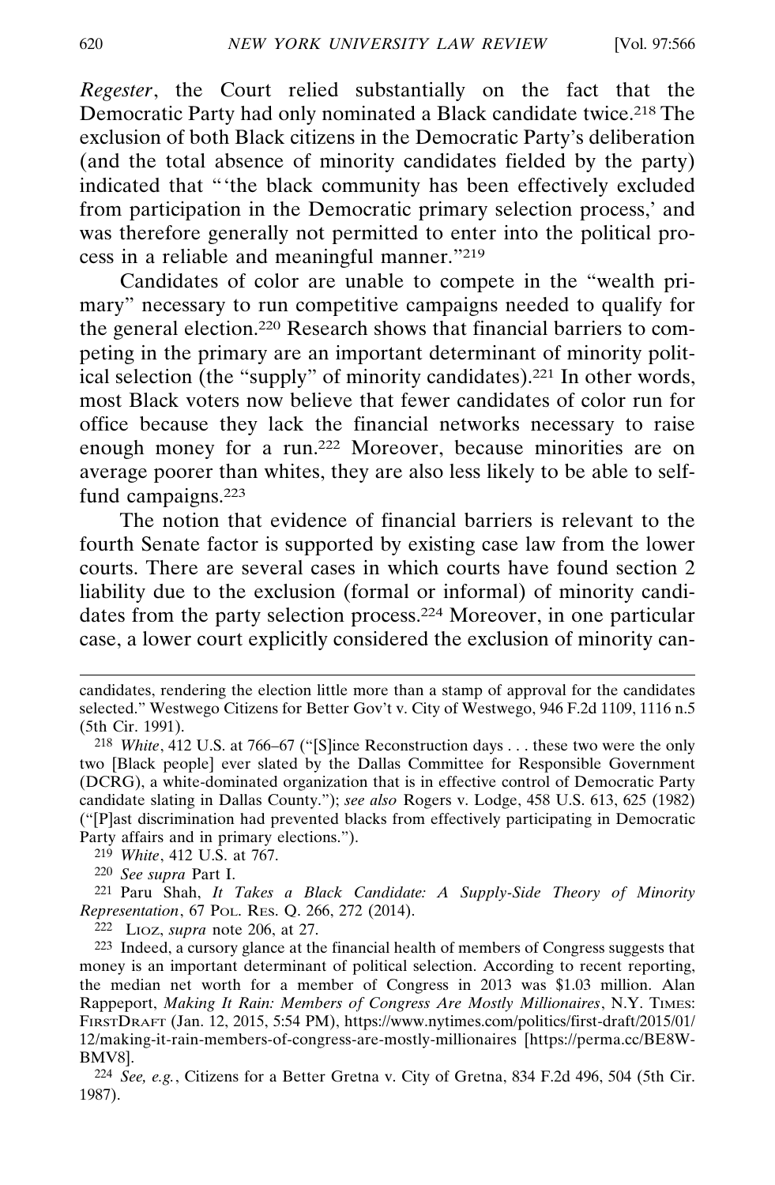*Regester*, the Court relied substantially on the fact that the Democratic Party had only nominated a Black candidate twice.[218] The exclusion of both Black citizens in the Democratic Party's deliberation (and the total absence of minority candidates fielded by the party) indicated that "'the black community has been effectively excluded from participation in the Democratic primary selection process,' and was therefore generally not permitted to enter into the political process in a reliable and meaningful manner."[219]

Candidates of color are unable to compete in the "wealth primary" necessary to run competitive campaigns needed to qualify for the general election.[220] Research shows that financial barriers to competing in the primary are an important determinant of minority political selection (the "supply" of minority candidates).[221] In other words, most Black voters now believe that fewer candidates of color run for office because they lack the financial networks necessary to raise enough money for a run.[222] Moreover, because minorities are on average poorer than whites, they are also less likely to be able to self-fund campaigns.[223]

The notion that evidence of financial barriers is relevant to the fourth Senate factor is supported by existing case law from the lower courts. There are several cases in which courts have found section 2 liability due to the exclusion (formal or informal) of minority candidates from the party selection process.[224] Moreover, in one particular case, a lower court explicitly considered the exclusion of minority can-

---

candidates, rendering the election little more than a stamp of approval for the candidates selected." Westwego Citizens for Better Gov't v. City of Westwego, 946 F.2d 1109, 1116 n.5 (5th Cir. 1991).

[218] *White*, 412 U.S. at 766–67 ("[S]ince Reconstruction days . . . these two were the only two [Black people] ever slated by the Dallas Committee for Responsible Government (DCRG), a white-dominated organization that is in effective control of Democratic Party candidate slating in Dallas County."); *see also* Rogers v. Lodge, 458 U.S. 613, 625 (1982) ("[P]ast discrimination had prevented blacks from effectively participating in Democratic Party affairs and in primary elections.").

[219] *White*, 412 U.S. at 767.

[220] *See supra* Part I.

[221] Paru Shah, *It Takes a Black Candidate: A Supply-Side Theory of Minority Representation*, 67 POL. RES. Q. 266, 272 (2014).

[222] LIOZ, *supra* note 206, at 27.

[223] Indeed, a cursory glance at the financial health of members of Congress suggests that money is an important determinant of political selection. According to recent reporting, the median net worth for a member of Congress in 2013 was $1.03 million. Alan Rappeport, *Making It Rain: Members of Congress Are Mostly Millionaires*, N.Y. TIMES: FIRSTDRAFT (Jan. 12, 2015, 5:54 PM), https://www.nytimes.com/politics/first-draft/2015/01/12/making-it-rain-members-of-congress-are-mostly-millionaires [https://perma.cc/BE8W-BMV8].

[224] *See, e.g.*, Citizens for a Better Gretna v. City of Gretna, 834 F.2d 496, 504 (5th Cir. 1987).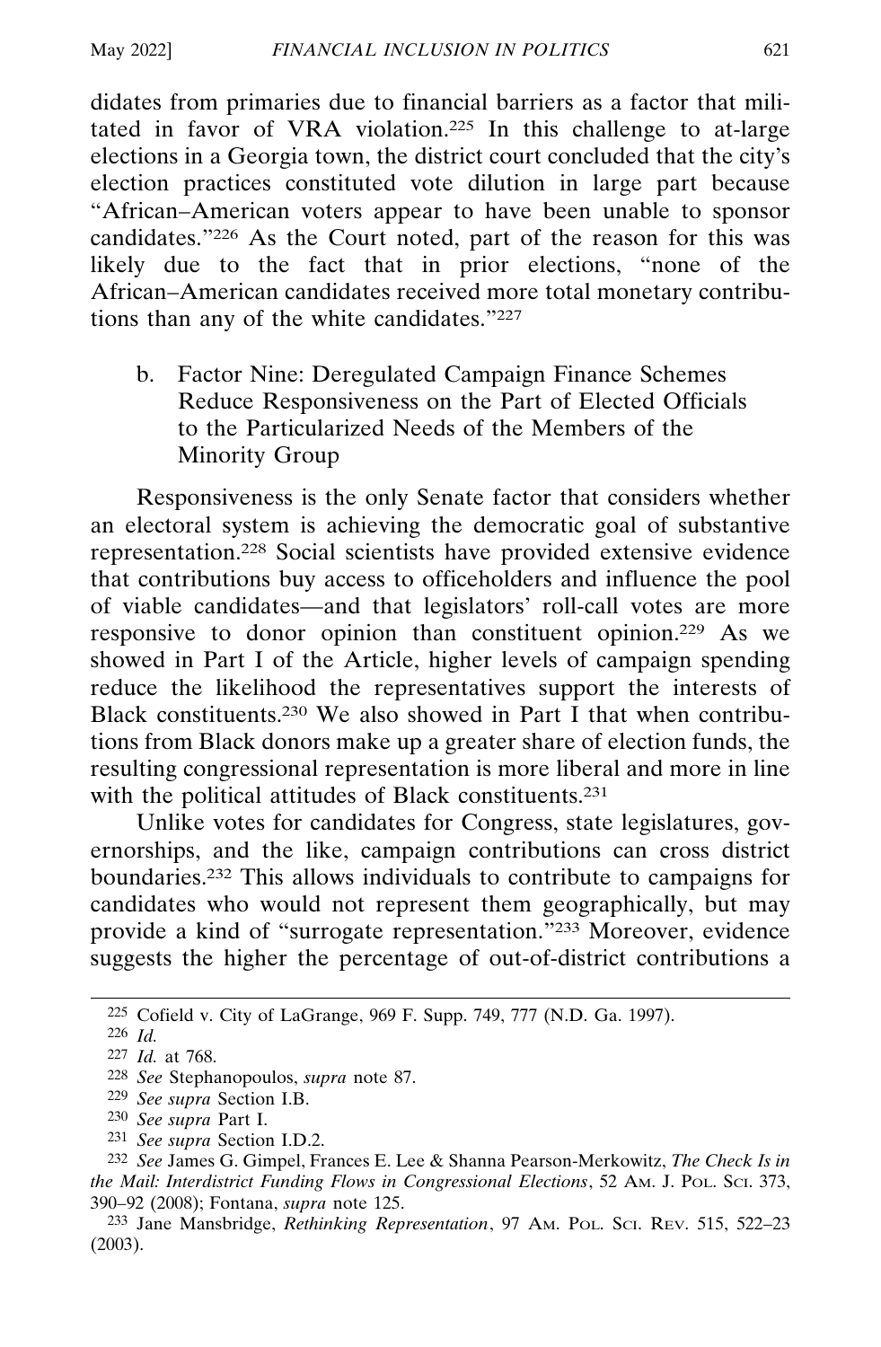didates from primaries due to financial barriers as a factor that militated in favor of VRA violation.[225] In this challenge to at-large elections in a Georgia town, the district court concluded that the city's election practices constituted vote dilution in large part because "African–American voters appear to have been unable to sponsor candidates."[226] As the Court noted, part of the reason for this was likely due to the fact that in prior elections, "none of the African–American candidates received more total monetary contributions than any of the white candidates."[227]

b. Factor Nine: Deregulated Campaign Finance Schemes Reduce Responsiveness on the Part of Elected Officials to the Particularized Needs of the Members of the Minority Group

Responsiveness is the only Senate factor that considers whether an electoral system is achieving the democratic goal of substantive representation.[228] Social scientists have provided extensive evidence that contributions buy access to officeholders and influence the pool of viable candidates—and that legislators' roll-call votes are more responsive to donor opinion than constituent opinion.[229] As we showed in Part I of the Article, higher levels of campaign spending reduce the likelihood the representatives support the interests of Black constituents.[230] We also showed in Part I that when contributions from Black donors make up a greater share of election funds, the resulting congressional representation is more liberal and more in line with the political attitudes of Black constituents.[231]

Unlike votes for candidates for Congress, state legislatures, governorships, and the like, campaign contributions can cross district boundaries.[232] This allows individuals to contribute to campaigns for candidates who would not represent them geographically, but may provide a kind of "surrogate representation."[233] Moreover, evidence suggests the higher the percentage of out-of-district contributions a

---

225 Cofield v. City of LaGrange, 969 F. Supp. 749, 777 (N.D. Ga. 1997).

226 *Id.*

227 *Id.* at 768.

228 *See* Stephanopoulos, *supra* note 87.

229 *See supra* Section I.B.

230 *See supra* Part I.

231 *See supra* Section I.D.2.

232 *See* James G. Gimpel, Frances E. Lee & Shanna Pearson-Merkowitz, *The Check Is in the Mail: Interdistrict Funding Flows in Congressional Elections*, 52 AM. J. POL. SCI. 373, 390–92 (2008); Fontana, *supra* note 125.

233 Jane Mansbridge, *Rethinking Representation*, 97 AM. POL. SCI. REV. 515, 522–23 (2003).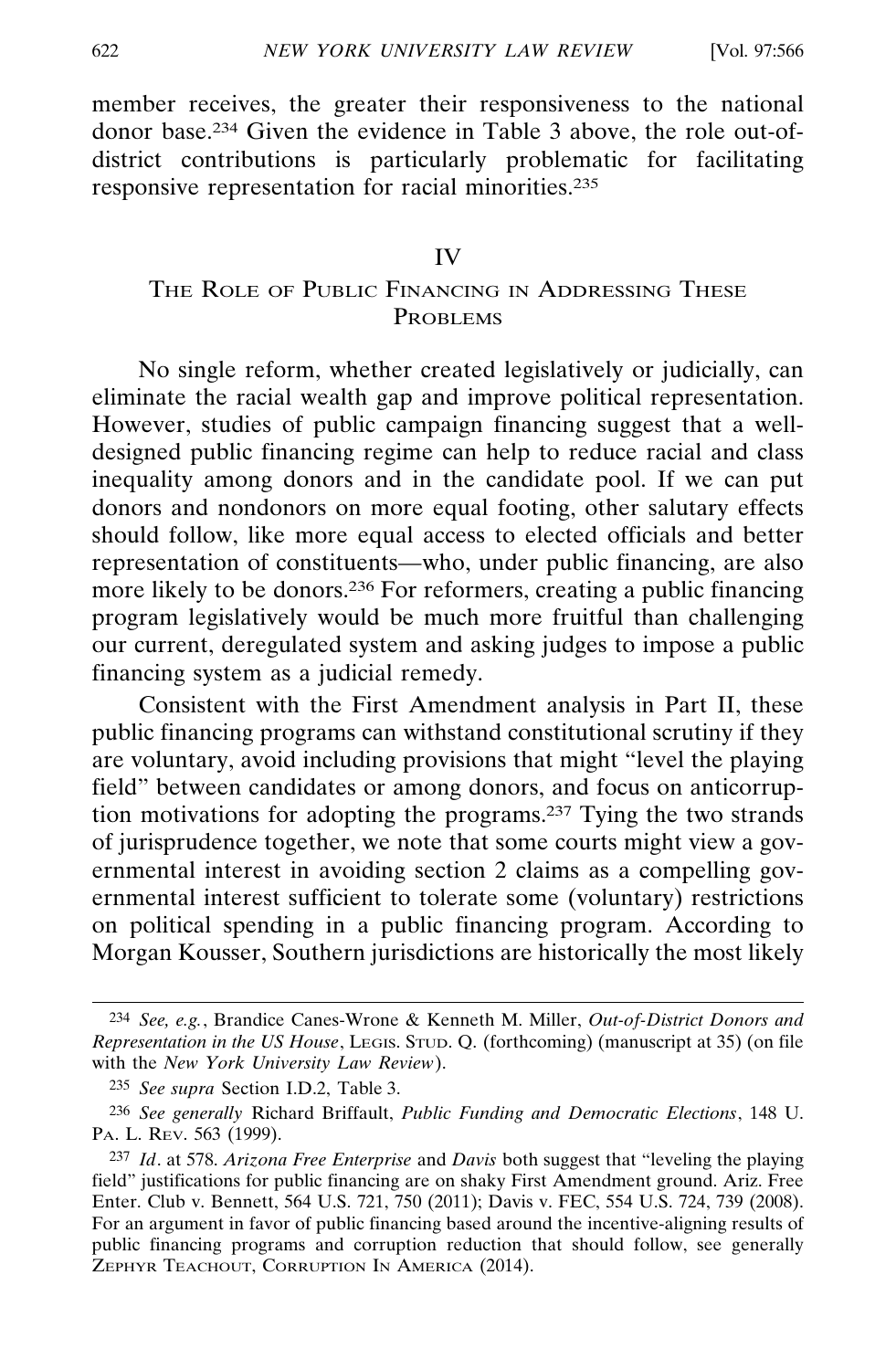member receives, the greater their responsiveness to the national donor base.[234] Given the evidence in Table 3 above, the role out-of-district contributions is particularly problematic for facilitating responsive representation for racial minorities.[235]

## IV
## The Role of Public Financing in Addressing These Problems

No single reform, whether created legislatively or judicially, can eliminate the racial wealth gap and improve political representation. However, studies of public campaign financing suggest that a well-designed public financing regime can help to reduce racial and class inequality among donors and in the candidate pool. If we can put donors and nondonors on more equal footing, other salutary effects should follow, like more equal access to elected officials and better representation of constituents—who, under public financing, are also more likely to be donors.[236] For reformers, creating a public financing program legislatively would be much more fruitful than challenging our current, deregulated system and asking judges to impose a public financing system as a judicial remedy.

Consistent with the First Amendment analysis in Part II, these public financing programs can withstand constitutional scrutiny if they are voluntary, avoid including provisions that might "level the playing field" between candidates or among donors, and focus on anticorruption motivations for adopting the programs.[237] Tying the two strands of jurisprudence together, we note that some courts might view a governmental interest in avoiding section 2 claims as a compelling governmental interest sufficient to tolerate some (voluntary) restrictions on political spending in a public financing program. According to Morgan Kousser, Southern jurisdictions are historically the most likely

---

[234] *See, e.g.*, Brandice Canes-Wrone & Kenneth M. Miller, *Out-of-District Donors and Representation in the US House*, Legis. Stud. Q. (forthcoming) (manuscript at 35) (on file with the *New York University Law Review*).

[235] *See supra* Section I.D.2, Table 3.

[236] *See generally* Richard Briffault, *Public Funding and Democratic Elections*, 148 U. Pa. L. Rev. 563 (1999).

[237] *Id*. at 578. *Arizona Free Enterprise* and *Davis* both suggest that "leveling the playing field" justifications for public financing are on shaky First Amendment ground. Ariz. Free Enter. Club v. Bennett, 564 U.S. 721, 750 (2011); Davis v. FEC, 554 U.S. 724, 739 (2008). For an argument in favor of public financing based around the incentive-aligning results of public financing programs and corruption reduction that should follow, see generally Zephyr Teachout, Corruption In America (2014).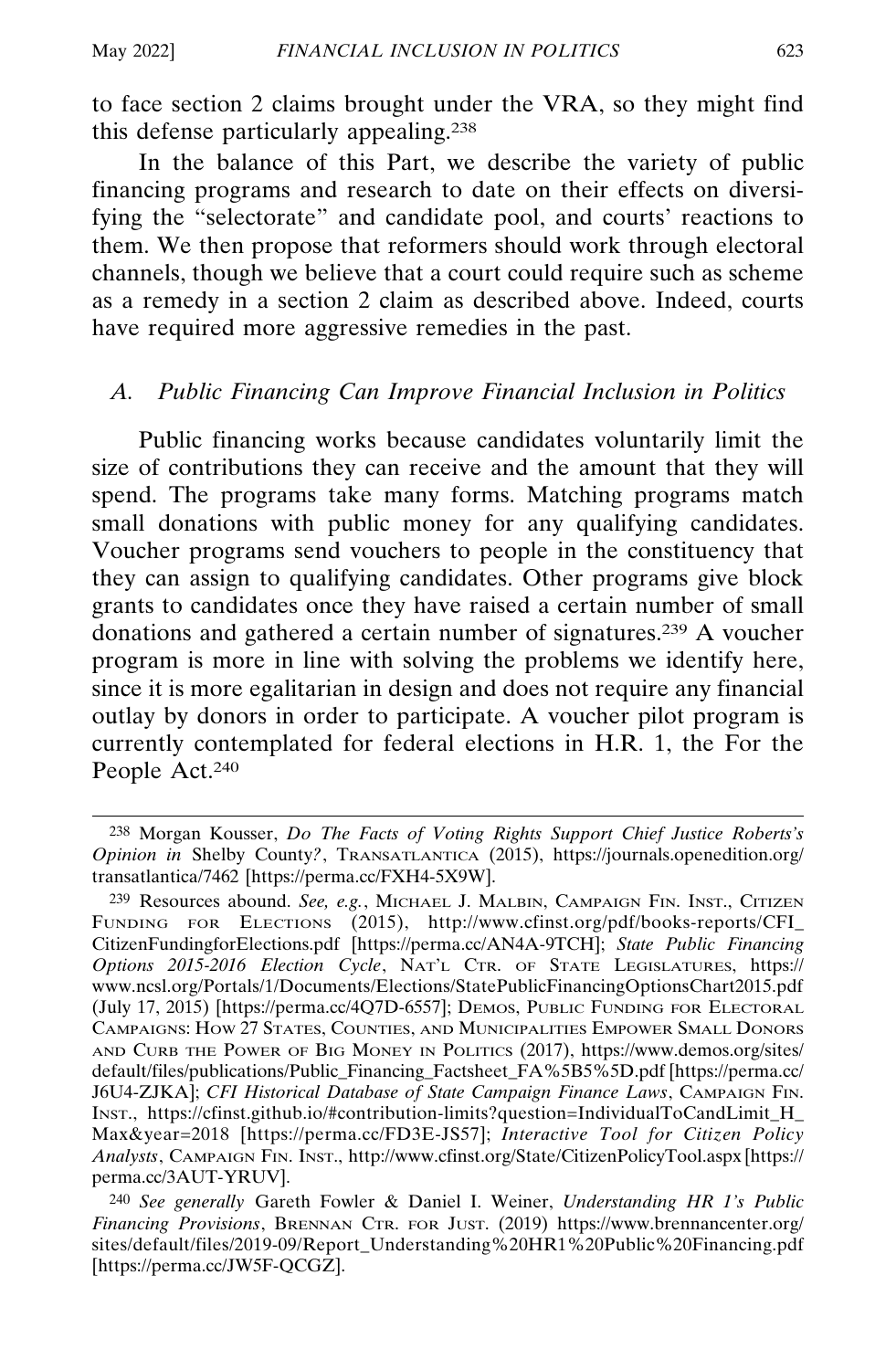to face section 2 claims brought under the VRA, so they might find this defense particularly appealing.[238]

In the balance of this Part, we describe the variety of public financing programs and research to date on their effects on diversifying the "selectorate" and candidate pool, and courts' reactions to them. We then propose that reformers should work through electoral channels, though we believe that a court could require such as scheme as a remedy in a section 2 claim as described above. Indeed, courts have required more aggressive remedies in the past.

### *A. Public Financing Can Improve Financial Inclusion in Politics*

Public financing works because candidates voluntarily limit the size of contributions they can receive and the amount that they will spend. The programs take many forms. Matching programs match small donations with public money for any qualifying candidates. Voucher programs send vouchers to people in the constituency that they can assign to qualifying candidates. Other programs give block grants to candidates once they have raised a certain number of small donations and gathered a certain number of signatures.[239] A voucher program is more in line with solving the problems we identify here, since it is more egalitarian in design and does not require any financial outlay by donors in order to participate. A voucher pilot program is currently contemplated for federal elections in H.R. 1, the For the People Act.[240]

---

238 Morgan Kousser, *Do The Facts of Voting Rights Support Chief Justice Roberts's Opinion in* Shelby County*?*, TRANSATLANTICA (2015), https://journals.openedition.org/transatlantica/7462 [https://perma.cc/FXH4-5X9W].

239 Resources abound. *See, e.g.*, MICHAEL J. MALBIN, CAMPAIGN FIN. INST., CITIZEN FUNDING FOR ELECTIONS (2015), http://www.cfinst.org/pdf/books-reports/CFI_CitizenFundingforElections.pdf [https://perma.cc/AN4A-9TCH]; *State Public Financing Options 2015-2016 Election Cycle*, NAT'L CTR. OF STATE LEGISLATURES, https://www.ncsl.org/Portals/1/Documents/Elections/StatePublicFinancingOptionsChart2015.pdf (July 17, 2015) [https://perma.cc/4Q7D-6557]; DEMOS, PUBLIC FUNDING FOR ELECTORAL CAMPAIGNS: HOW 27 STATES, COUNTIES, AND MUNICIPALITIES EMPOWER SMALL DONORS AND CURB THE POWER OF BIG MONEY IN POLITICS (2017), https://www.demos.org/sites/default/files/publications/Public_Financing_Factsheet_FA%5B5%5D.pdf [https://perma.cc/J6U4-ZJKA]; *CFI Historical Database of State Campaign Finance Laws*, CAMPAIGN FIN. INST., https://cfinst.github.io/#contribution-limits?question=IndividualToCandLimit_H_Max&year=2018 [https://perma.cc/FD3E-JS57]; *Interactive Tool for Citizen Policy Analysts*, CAMPAIGN FIN. INST., http://www.cfinst.org/State/CitizenPolicyTool.aspx [https://perma.cc/3AUT-YRUV].

240 *See generally* Gareth Fowler & Daniel I. Weiner, *Understanding HR 1's Public Financing Provisions*, BRENNAN CTR. FOR JUST. (2019) https://www.brennancenter.org/sites/default/files/2019-09/Report_Understanding%20HR1%20Public%20Financing.pdf [https://perma.cc/JW5F-QCGZ].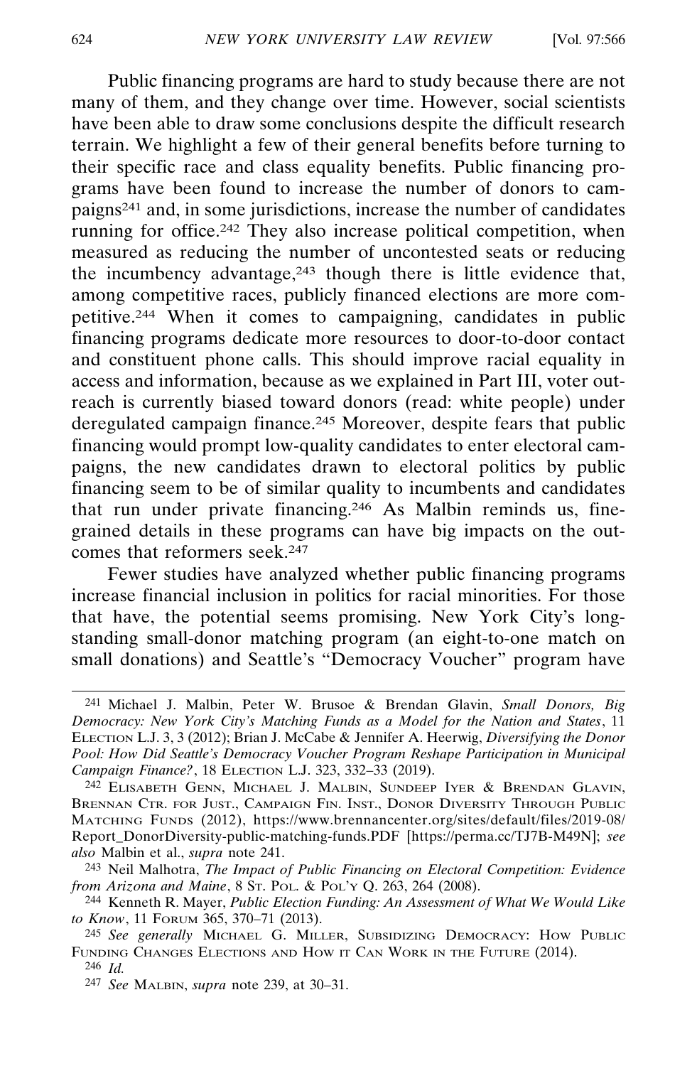Public financing programs are hard to study because there are not many of them, and they change over time. However, social scientists have been able to draw some conclusions despite the difficult research terrain. We highlight a few of their general benefits before turning to their specific race and class equality benefits. Public financing programs have been found to increase the number of donors to campaigns[241] and, in some jurisdictions, increase the number of candidates running for office.[242] They also increase political competition, when measured as reducing the number of uncontested seats or reducing the incumbency advantage,[243] though there is little evidence that, among competitive races, publicly financed elections are more competitive.[244] When it comes to campaigning, candidates in public financing programs dedicate more resources to door-to-door contact and constituent phone calls. This should improve racial equality in access and information, because as we explained in Part III, voter outreach is currently biased toward donors (read: white people) under deregulated campaign finance.[245] Moreover, despite fears that public financing would prompt low-quality candidates to enter electoral campaigns, the new candidates drawn to electoral politics by public financing seem to be of similar quality to incumbents and candidates that run under private financing.[246] As Malbin reminds us, fine-grained details in these programs can have big impacts on the outcomes that reformers seek.[247]

Fewer studies have analyzed whether public financing programs increase financial inclusion in politics for racial minorities. For those that have, the potential seems promising. New York City's longstanding small-donor matching program (an eight-to-one match on small donations) and Seattle's "Democracy Voucher" program have

---

[241] Michael J. Malbin, Peter W. Brusoe & Brendan Glavin, *Small Donors, Big Democracy: New York City's Matching Funds as a Model for the Nation and States*, 11 Election L.J. 3, 3 (2012); Brian J. McCabe & Jennifer A. Heerwig, *Diversifying the Donor Pool: How Did Seattle's Democracy Voucher Program Reshape Participation in Municipal Campaign Finance?*, 18 Election L.J. 323, 332–33 (2019).

[242] Elisabeth Genn, Michael J. Malbin, Sundeep Iyer & Brendan Glavin, Brennan Ctr. for Just., Campaign Fin. Inst., Donor Diversity Through Public Matching Funds (2012), https://www.brennancenter.org/sites/default/files/2019-08/Report_DonorDiversity-public-matching-funds.PDF [https://perma.cc/TJ7B-M49N]; *see also* Malbin et al., *supra* note 241.

[243] Neil Malhotra, *The Impact of Public Financing on Electoral Competition: Evidence from Arizona and Maine*, 8 St. Pol. & Pol'y Q. 263, 264 (2008).

[244] Kenneth R. Mayer, *Public Election Funding: An Assessment of What We Would Like to Know*, 11 Forum 365, 370–71 (2013).

[245] *See generally* Michael G. Miller, Subsidizing Democracy: How Public Funding Changes Elections and How it Can Work in the Future (2014).

[246] *Id.*

[247] *See* Malbin, *supra* note 239, at 30–31.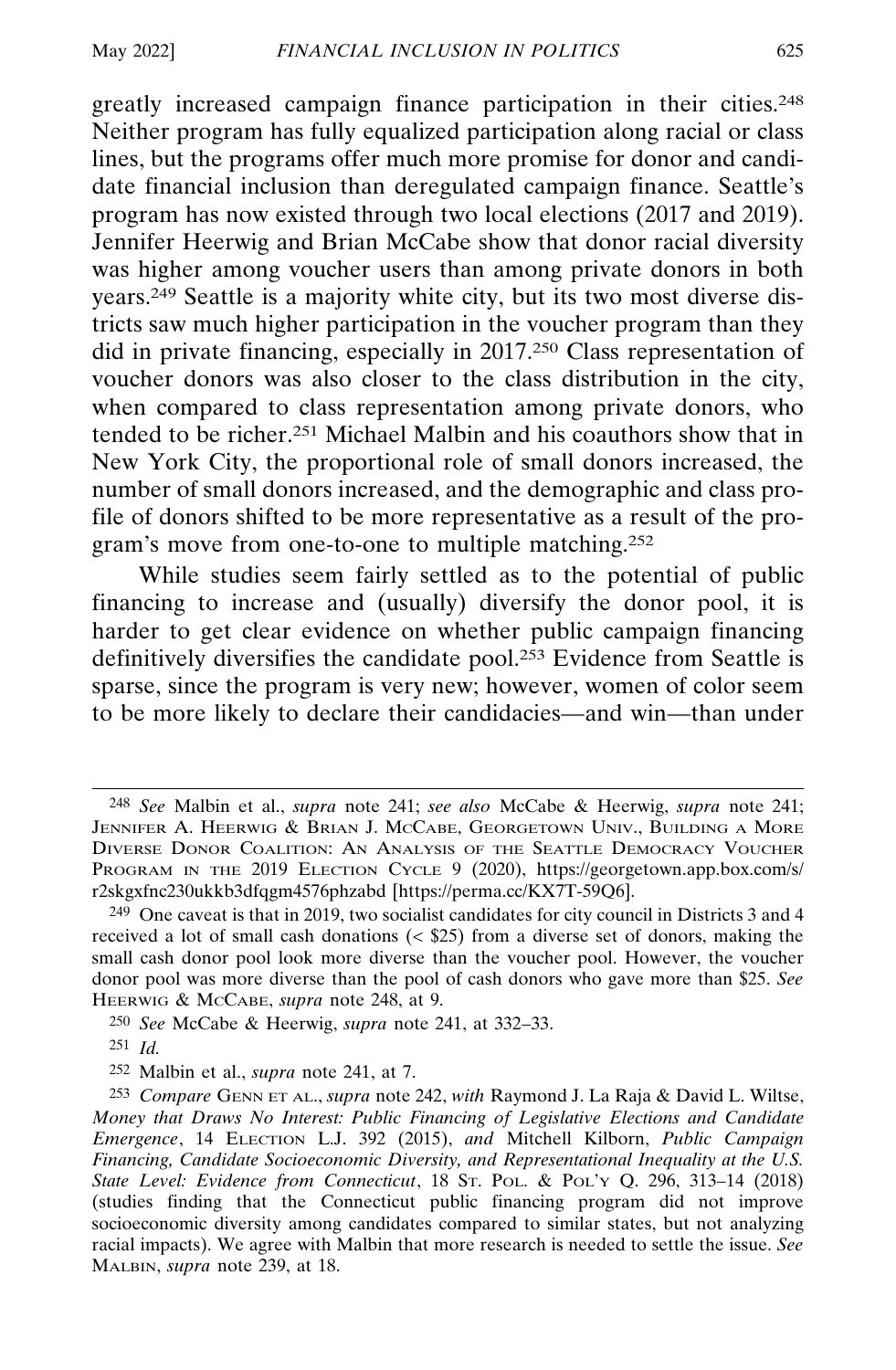greatly increased campaign finance participation in their cities.[248] Neither program has fully equalized participation along racial or class lines, but the programs offer much more promise for donor and candidate financial inclusion than deregulated campaign finance. Seattle's program has now existed through two local elections (2017 and 2019). Jennifer Heerwig and Brian McCabe show that donor racial diversity was higher among voucher users than among private donors in both years.[249] Seattle is a majority white city, but its two most diverse districts saw much higher participation in the voucher program than they did in private financing, especially in 2017.[250] Class representation of voucher donors was also closer to the class distribution in the city, when compared to class representation among private donors, who tended to be richer.[251] Michael Malbin and his coauthors show that in New York City, the proportional role of small donors increased, the number of small donors increased, and the demographic and class profile of donors shifted to be more representative as a result of the program's move from one-to-one to multiple matching.[252]

While studies seem fairly settled as to the potential of public financing to increase and (usually) diversify the donor pool, it is harder to get clear evidence on whether public campaign financing definitively diversifies the candidate pool.[253] Evidence from Seattle is sparse, since the program is very new; however, women of color seem to be more likely to declare their candidacies—and win—than under

---

[248] *See* Malbin et al., *supra* note 241; *see also* McCabe & Heerwig, *supra* note 241; Jennifer A. Heerwig & Brian J. McCabe, Georgetown Univ., Building a More Diverse Donor Coalition: An Analysis of the Seattle Democracy Voucher Program in the 2019 Election Cycle 9 (2020), https://georgetown.app.box.com/s/r2skgxfnc230ukkb3dfqgm4576phzabd [https://perma.cc/KX7T-59Q6].

[249] One caveat is that in 2019, two socialist candidates for city council in Districts 3 and 4 received a lot of small cash donations (< $25) from a diverse set of donors, making the small cash donor pool look more diverse than the voucher pool. However, the voucher donor pool was more diverse than the pool of cash donors who gave more than $25. *See* Heerwig & McCabe, *supra* note 248, at 9.

[250] *See* McCabe & Heerwig, *supra* note 241, at 332–33.

[251] *Id.*

[252] Malbin et al., *supra* note 241, at 7.

[253] *Compare* Genn et al., *supra* note 242, *with* Raymond J. La Raja & David L. Wiltse, *Money that Draws No Interest: Public Financing of Legislative Elections and Candidate Emergence*, 14 Election L.J. 392 (2015), *and* Mitchell Kilborn, *Public Campaign Financing, Candidate Socioeconomic Diversity, and Representational Inequality at the U.S. State Level: Evidence from Connecticut*, 18 St. Pol. & Pol'y Q. 296, 313–14 (2018) (studies finding that the Connecticut public financing program did not improve socioeconomic diversity among candidates compared to similar states, but not analyzing racial impacts). We agree with Malbin that more research is needed to settle the issue. *See* Malbin, *supra* note 239, at 18.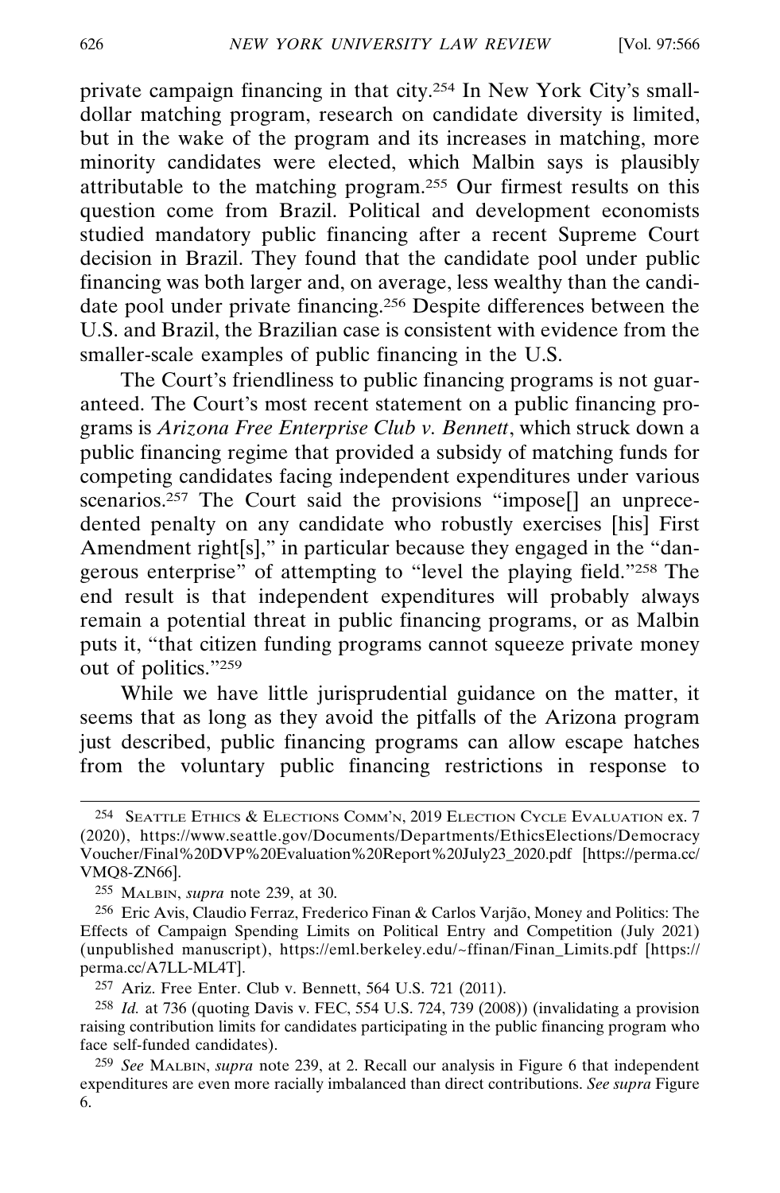private campaign financing in that city.[254] In New York City's small-dollar matching program, research on candidate diversity is limited, but in the wake of the program and its increases in matching, more minority candidates were elected, which Malbin says is plausibly attributable to the matching program.[255] Our firmest results on this question come from Brazil. Political and development economists studied mandatory public financing after a recent Supreme Court decision in Brazil. They found that the candidate pool under public financing was both larger and, on average, less wealthy than the candidate pool under private financing.[256] Despite differences between the U.S. and Brazil, the Brazilian case is consistent with evidence from the smaller-scale examples of public financing in the U.S.

The Court's friendliness to public financing programs is not guaranteed. The Court's most recent statement on a public financing programs is *Arizona Free Enterprise Club v. Bennett*, which struck down a public financing regime that provided a subsidy of matching funds for competing candidates facing independent expenditures under various scenarios.[257] The Court said the provisions "impose[] an unprecedented penalty on any candidate who robustly exercises [his] First Amendment right[s]," in particular because they engaged in the "dangerous enterprise" of attempting to "level the playing field."[258] The end result is that independent expenditures will probably always remain a potential threat in public financing programs, or as Malbin puts it, "that citizen funding programs cannot squeeze private money out of politics."[259]

While we have little jurisprudential guidance on the matter, it seems that as long as they avoid the pitfalls of the Arizona program just described, public financing programs can allow escape hatches from the voluntary public financing restrictions in response to

---

254 SEATTLE ETHICS & ELECTIONS COMM'N, 2019 ELECTION CYCLE EVALUATION ex. 7 (2020), https://www.seattle.gov/Documents/Departments/EthicsElections/DemocracyVoucher/Final%20DVP%20Evaluation%20Report%20July23_2020.pdf [https://perma.cc/VMQ8-ZN66].

255 MALBIN, *supra* note 239, at 30.

256 Eric Avis, Claudio Ferraz, Frederico Finan & Carlos Varjão, Money and Politics: The Effects of Campaign Spending Limits on Political Entry and Competition (July 2021) (unpublished manuscript), https://eml.berkeley.edu/~ffinan/Finan_Limits.pdf [https://perma.cc/A7LL-ML4T].

257 Ariz. Free Enter. Club v. Bennett, 564 U.S. 721 (2011).

258 *Id.* at 736 (quoting Davis v. FEC, 554 U.S. 724, 739 (2008)) (invalidating a provision raising contribution limits for candidates participating in the public financing program who face self-funded candidates).

259 *See* MALBIN, *supra* note 239, at 2. Recall our analysis in Figure 6 that independent expenditures are even more racially imbalanced than direct contributions. *See supra* Figure 6.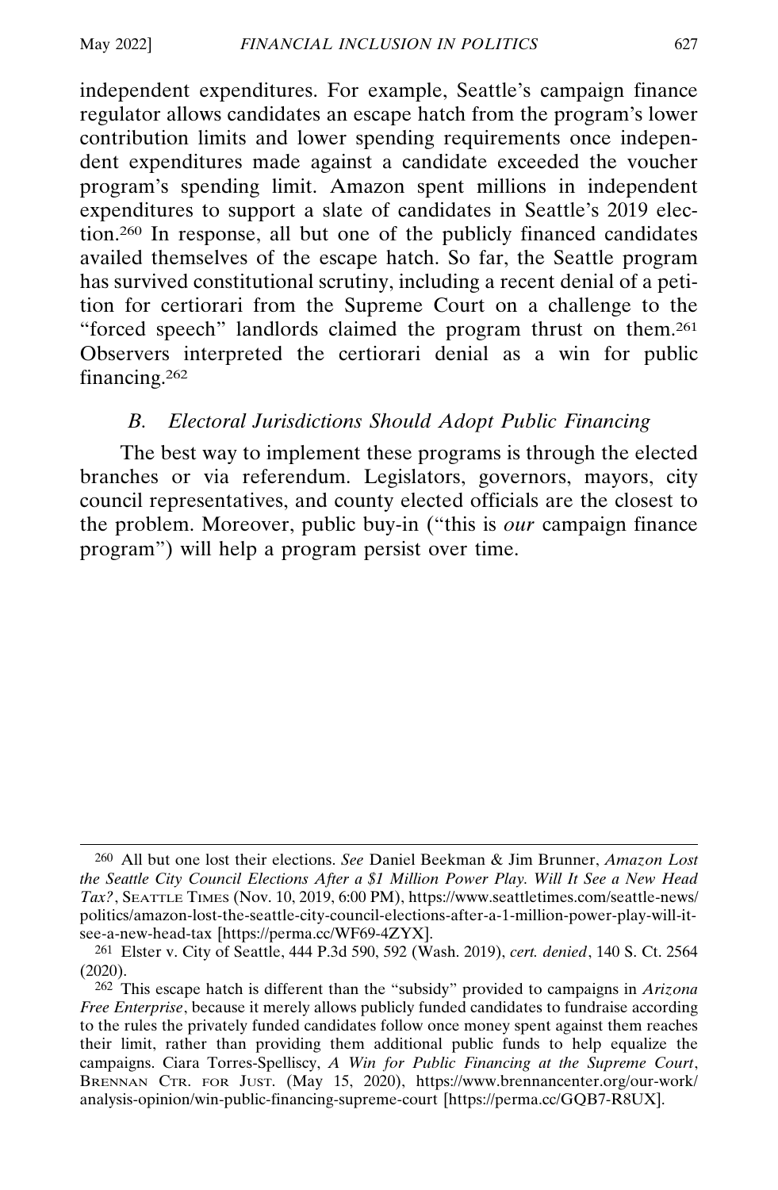independent expenditures. For example, Seattle's campaign finance regulator allows candidates an escape hatch from the program's lower contribution limits and lower spending requirements once independent expenditures made against a candidate exceeded the voucher program's spending limit. Amazon spent millions in independent expenditures to support a slate of candidates in Seattle's 2019 election.[260] In response, all but one of the publicly financed candidates availed themselves of the escape hatch. So far, the Seattle program has survived constitutional scrutiny, including a recent denial of a petition for certiorari from the Supreme Court on a challenge to the "forced speech" landlords claimed the program thrust on them.[261] Observers interpreted the certiorari denial as a win for public financing.[262]

### *B. Electoral Jurisdictions Should Adopt Public Financing*

The best way to implement these programs is through the elected branches or via referendum. Legislators, governors, mayors, city council representatives, and county elected officials are the closest to the problem. Moreover, public buy-in ("this is *our* campaign finance program") will help a program persist over time.

---

260 All but one lost their elections. *See* Daniel Beekman & Jim Brunner, *Amazon Lost the Seattle City Council Elections After a $1 Million Power Play. Will It See a New Head Tax?*, SEATTLE TIMES (Nov. 10, 2019, 6:00 PM), https://www.seattletimes.com/seattle-news/politics/amazon-lost-the-seattle-city-council-elections-after-a-1-million-power-play-will-it-see-a-new-head-tax [https://perma.cc/WF69-4ZYX].

261 Elster v. City of Seattle, 444 P.3d 590, 592 (Wash. 2019), *cert. denied*, 140 S. Ct. 2564 (2020).

262 This escape hatch is different than the "subsidy" provided to campaigns in *Arizona Free Enterprise*, because it merely allows publicly funded candidates to fundraise according to the rules the privately funded candidates follow once money spent against them reaches their limit, rather than providing them additional public funds to help equalize the campaigns. Ciara Torres-Spelliscy, *A Win for Public Financing at the Supreme Court*, BRENNAN CTR. FOR JUST. (May 15, 2020), https://www.brennancenter.org/our-work/analysis-opinion/win-public-financing-supreme-court [https://perma.cc/GQB7-R8UX].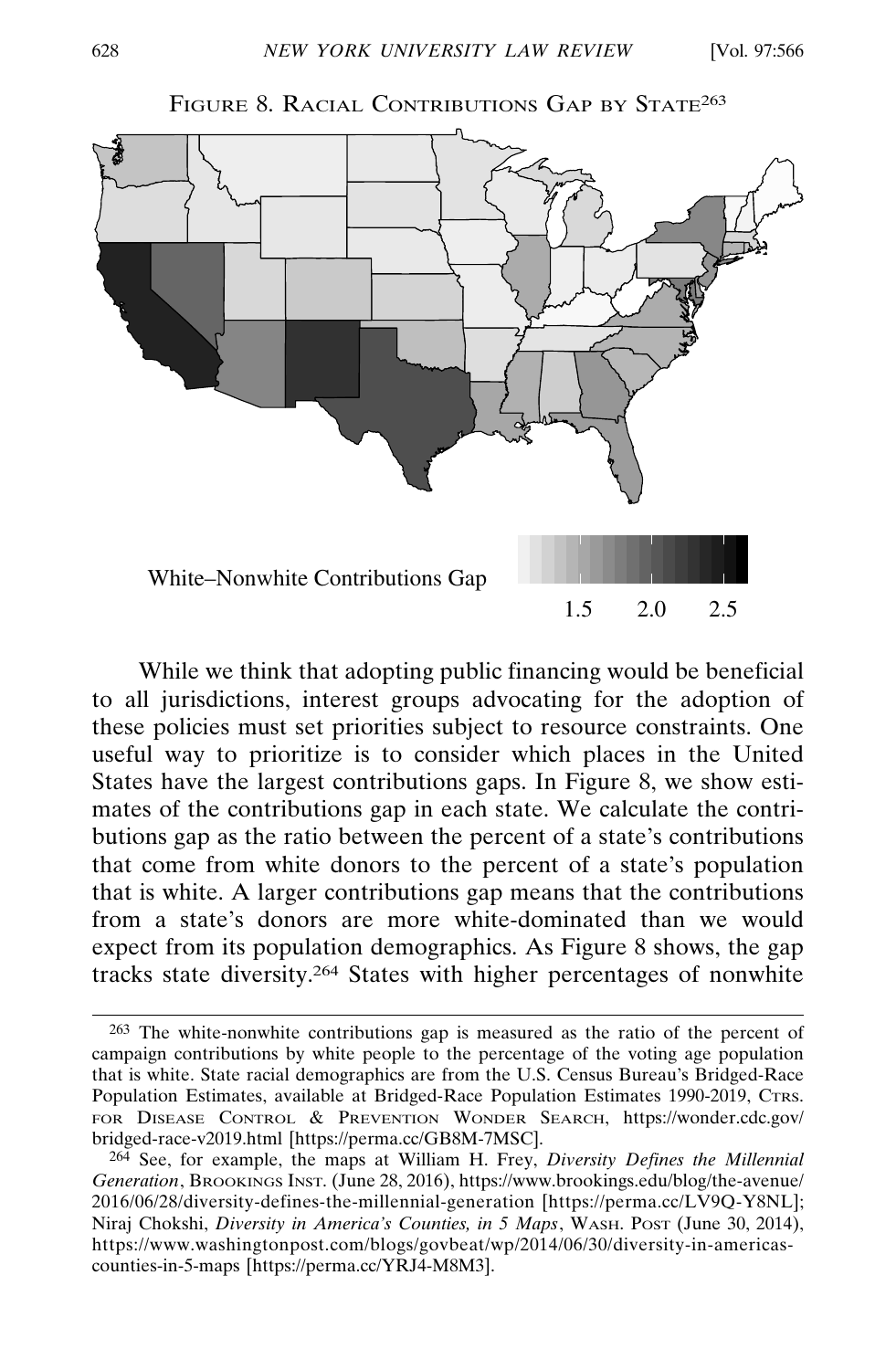FIGURE 8. RACIAL CONTRIBUTIONS GAP BY STATE[263]

White–Nonwhite Contributions Gap

1.5 2.0 2.5

While we think that adopting public financing would be beneficial to all jurisdictions, interest groups advocating for the adoption of these policies must set priorities subject to resource constraints. One useful way to prioritize is to consider which places in the United States have the largest contributions gaps. In Figure 8, we show estimates of the contributions gap in each state. We calculate the contributions gap as the ratio between the percent of a state's contributions that come from white donors to the percent of a state's population that is white. A larger contributions gap means that the contributions from a state's donors are more white-dominated than we would expect from its population demographics. As Figure 8 shows, the gap tracks state diversity.[264] States with higher percentages of nonwhite

---

[263] The white-nonwhite contributions gap is measured as the ratio of the percent of campaign contributions by white people to the percentage of the voting age population that is white. State racial demographics are from the U.S. Census Bureau's Bridged-Race Population Estimates, available at Bridged-Race Population Estimates 1990-2019, CTRS. FOR DISEASE CONTROL & PREVENTION WONDER SEARCH, https://wonder.cdc.gov/bridged-race-v2019.html [https://perma.cc/GB8M-7MSC].

[264] See, for example, the maps at William H. Frey, *Diversity Defines the Millennial Generation*, BROOKINGS INST. (June 28, 2016), https://www.brookings.edu/blog/the-avenue/2016/06/28/diversity-defines-the-millennial-generation [https://perma.cc/LV9Q-Y8NL]; Niraj Chokshi, *Diversity in America's Counties, in 5 Maps*, WASH. POST (June 30, 2014), https://www.washingtonpost.com/blogs/govbeat/wp/2014/06/30/diversity-in-americas-counties-in-5-maps [https://perma.cc/YRJ4-M8M3].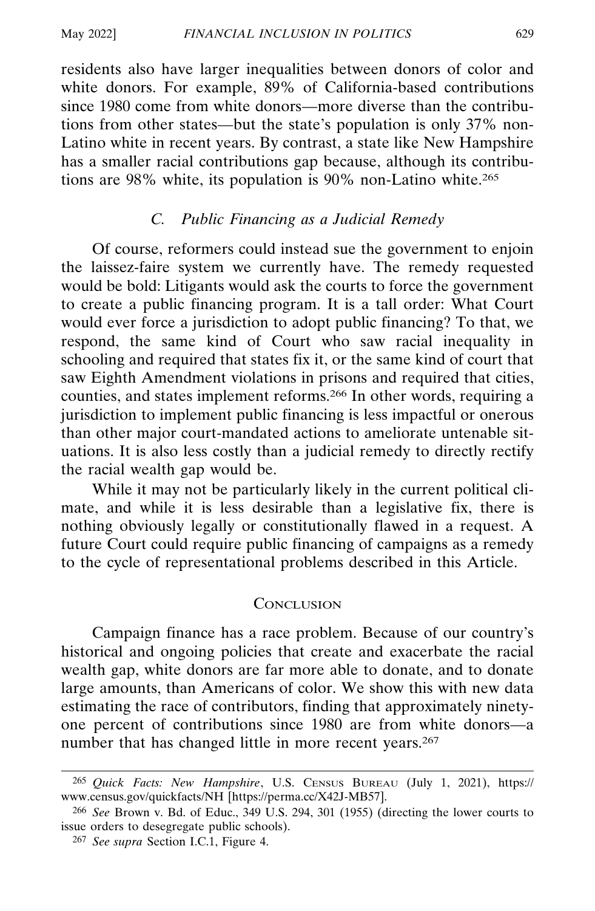residents also have larger inequalities between donors of color and white donors. For example, 89% of California-based contributions since 1980 come from white donors—more diverse than the contributions from other states—but the state's population is only 37% non-Latino white in recent years. By contrast, a state like New Hampshire has a smaller racial contributions gap because, although its contributions are 98% white, its population is 90% non-Latino white.[265]

### *C. Public Financing as a Judicial Remedy*

Of course, reformers could instead sue the government to enjoin the laissez-faire system we currently have. The remedy requested would be bold: Litigants would ask the courts to force the government to create a public financing program. It is a tall order: What Court would ever force a jurisdiction to adopt public financing? To that, we respond, the same kind of Court who saw racial inequality in schooling and required that states fix it, or the same kind of court that saw Eighth Amendment violations in prisons and required that cities, counties, and states implement reforms.[266] In other words, requiring a jurisdiction to implement public financing is less impactful or onerous than other major court-mandated actions to ameliorate untenable situations. It is also less costly than a judicial remedy to directly rectify the racial wealth gap would be.

While it may not be particularly likely in the current political climate, and while it is less desirable than a legislative fix, there is nothing obviously legally or constitutionally flawed in a request. A future Court could require public financing of campaigns as a remedy to the cycle of representational problems described in this Article.

## Conclusion

Campaign finance has a race problem. Because of our country's historical and ongoing policies that create and exacerbate the racial wealth gap, white donors are far more able to donate, and to donate large amounts, than Americans of color. We show this with new data estimating the race of contributors, finding that approximately ninety-one percent of contributions since 1980 are from white donors—a number that has changed little in more recent years.[267]

---

[265] *Quick Facts: New Hampshire*, U.S. Census Bureau (July 1, 2021), https://www.census.gov/quickfacts/NH [https://perma.cc/X42J-MB57].

[266] *See* Brown v. Bd. of Educ., 349 U.S. 294, 301 (1955) (directing the lower courts to issue orders to desegregate public schools).

[267] *See supra* Section I.C.1, Figure 4.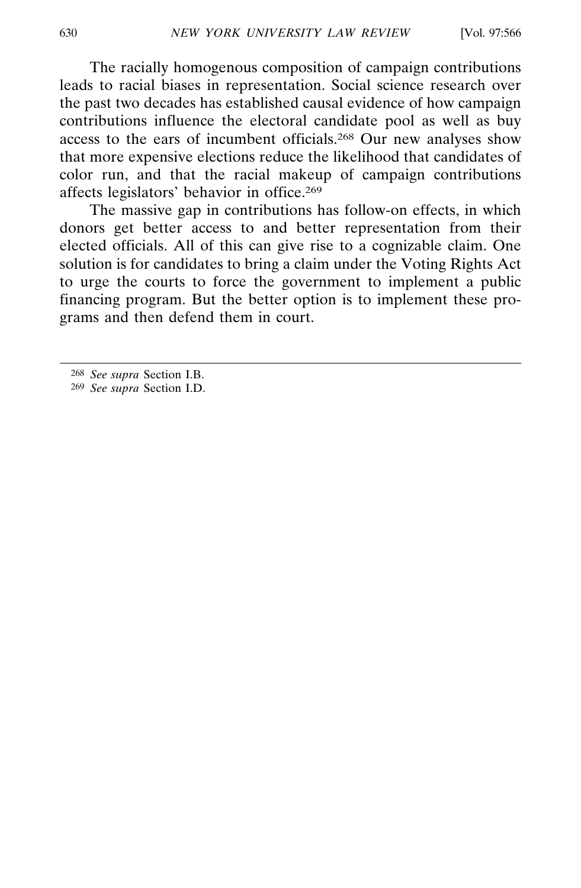The racially homogenous composition of campaign contributions leads to racial biases in representation. Social science research over the past two decades has established causal evidence of how campaign contributions influence the electoral candidate pool as well as buy access to the ears of incumbent officials.[268] Our new analyses show that more expensive elections reduce the likelihood that candidates of color run, and that the racial makeup of campaign contributions affects legislators' behavior in office.[269]

The massive gap in contributions has follow-on effects, in which donors get better access to and better representation from their elected officials. All of this can give rise to a cognizable claim. One solution is for candidates to bring a claim under the Voting Rights Act to urge the courts to force the government to implement a public financing program. But the better option is to implement these programs and then defend them in court.

---

[268] *See supra* Section I.B.

[269] *See supra* Section I.D.